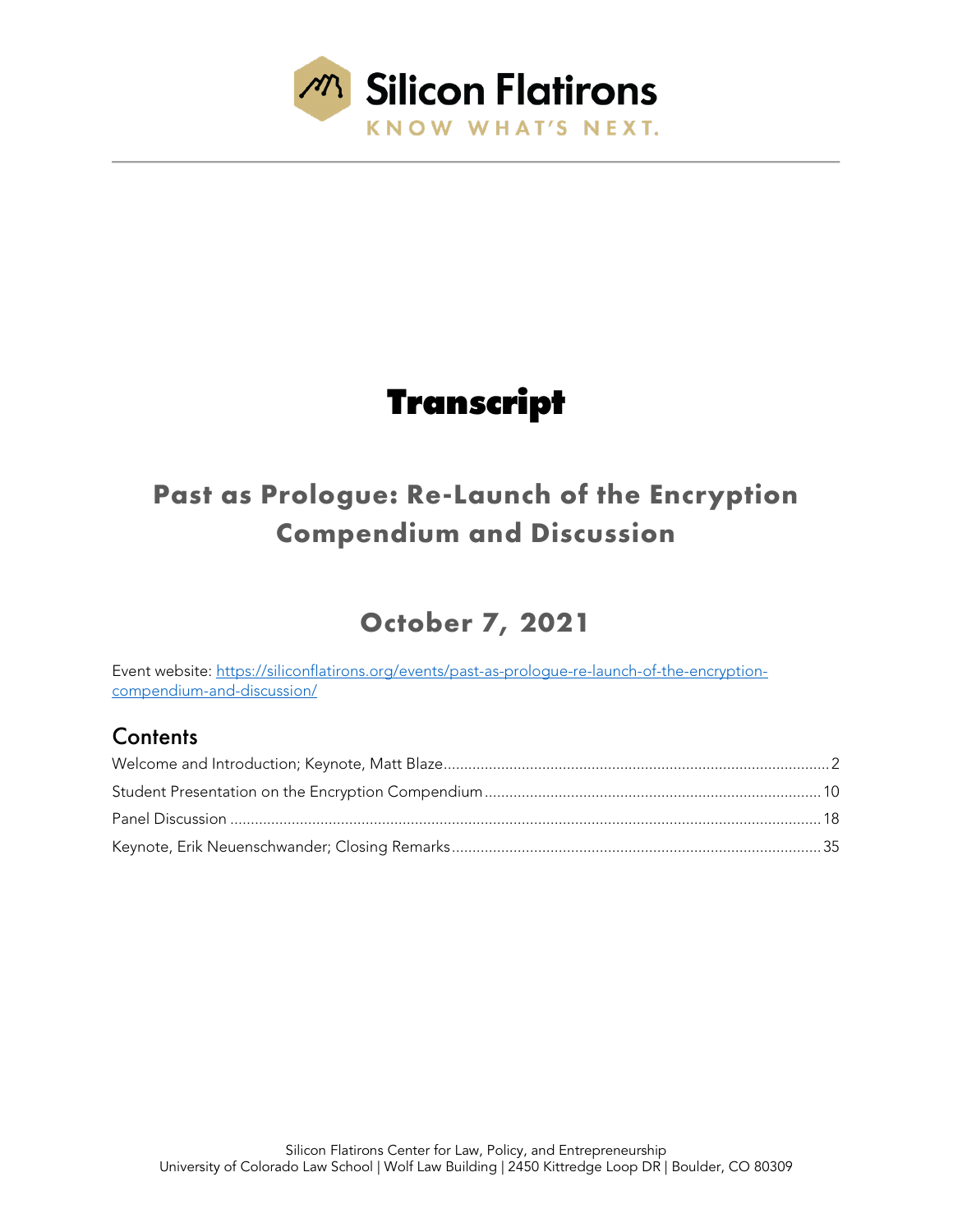Silicon Flatirons

KNOW WHAT'S NEXT.

# Transcript

## Past as Prologue: Re-Launch of the Encryption Compendium and Discussion

## October 7, 2021

Event website: https://siliconflatirons.org/events/past-as-prologue-re-launch-of-the-encryption-compendium-and-discussion/

### Contents

Welcome and Introduction; Keynote, Matt Blaze .......... 2

Student Presentation on the Encryption Compendium .......... 10

Panel Discussion .......... 18

Keynote, Erik Neuenschwander; Closing Remarks .......... 35

Silicon Flatirons Center for Law, Policy, and Entrepreneurship
University of Colorado Law School | Wolf Law Building | 2450 Kittredge Loop DR | Boulder, CO 80309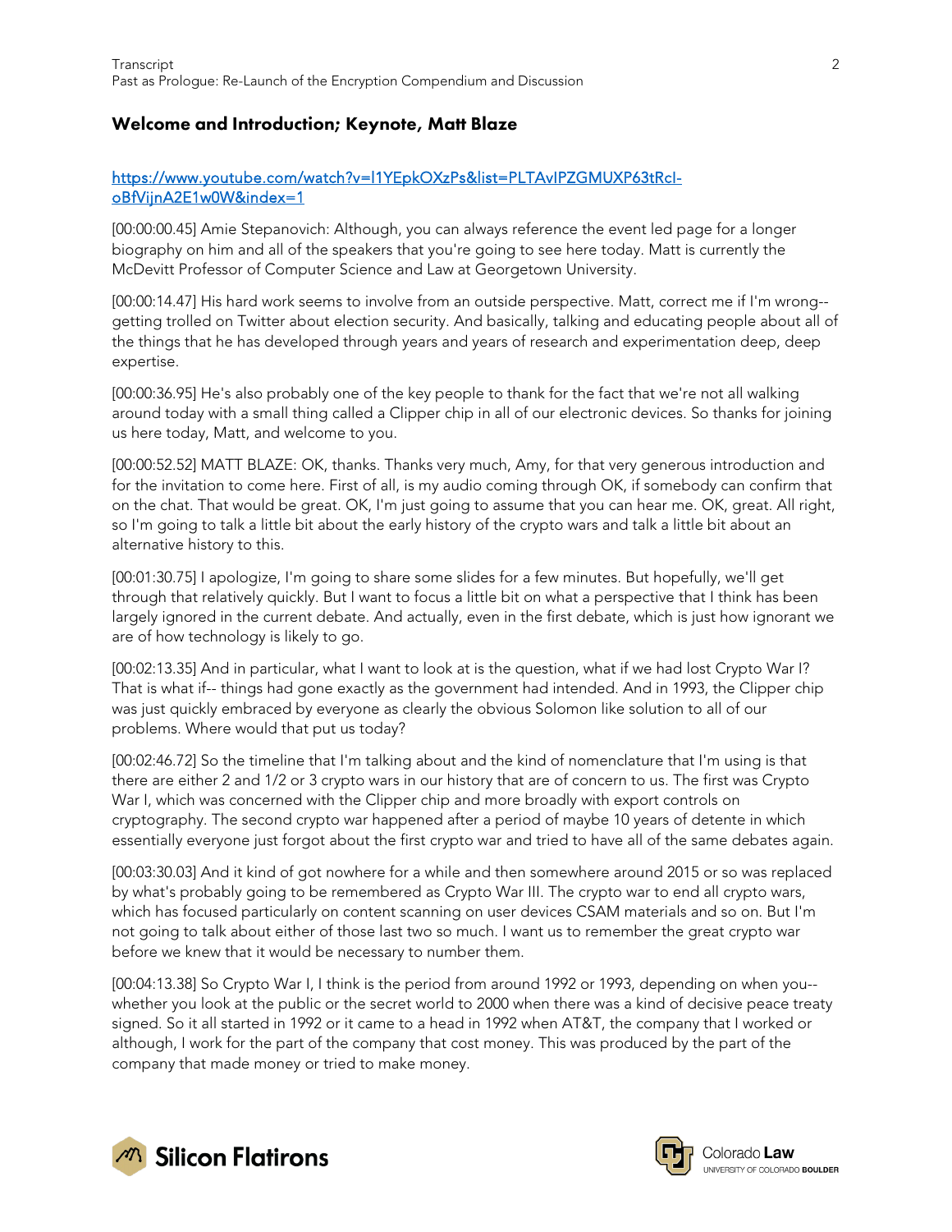## Welcome and Introduction; Keynote, Matt Blaze

[https://www.youtube.com/watch?v=I1YEpkOXzPs&list=PLTAvIPZGMUXP63tRcI-oBfVijnA2E1w0W&index=1](https://www.youtube.com/watch?v=I1YEpkOXzPs&list=PLTAvIPZGMUXP63tRcI-oBfVijnA2E1w0W&index=1)

[00:00:00.45] Amie Stepanovich: Although, you can always reference the event led page for a longer biography on him and all of the speakers that you're going to see here today. Matt is currently the McDevitt Professor of Computer Science and Law at Georgetown University.

[00:00:14.47] His hard work seems to involve from an outside perspective. Matt, correct me if I'm wrong-- getting trolled on Twitter about election security. And basically, talking and educating people about all of the things that he has developed through years and years of research and experimentation deep, deep expertise.

[00:00:36.95] He's also probably one of the key people to thank for the fact that we're not all walking around today with a small thing called a Clipper chip in all of our electronic devices. So thanks for joining us here today, Matt, and welcome to you.

[00:00:52.52] MATT BLAZE: OK, thanks. Thanks very much, Amy, for that very generous introduction and for the invitation to come here. First of all, is my audio coming through OK, if somebody can confirm that on the chat. That would be great. OK, I'm just going to assume that you can hear me. OK, great. All right, so I'm going to talk a little bit about the early history of the crypto wars and talk a little bit about an alternative history to this.

[00:01:30.75] I apologize, I'm going to share some slides for a few minutes. But hopefully, we'll get through that relatively quickly. But I want to focus a little bit on what a perspective that I think has been largely ignored in the current debate. And actually, even in the first debate, which is just how ignorant we are of how technology is likely to go.

[00:02:13.35] And in particular, what I want to look at is the question, what if we had lost Crypto War I? That is what if-- things had gone exactly as the government had intended. And in 1993, the Clipper chip was just quickly embraced by everyone as clearly the obvious Solomon like solution to all of our problems. Where would that put us today?

[00:02:46.72] So the timeline that I'm talking about and the kind of nomenclature that I'm using is that there are either 2 and 1/2 or 3 crypto wars in our history that are of concern to us. The first was Crypto War I, which was concerned with the Clipper chip and more broadly with export controls on cryptography. The second crypto war happened after a period of maybe 10 years of detente in which essentially everyone just forgot about the first crypto war and tried to have all of the same debates again.

[00:03:30.03] And it kind of got nowhere for a while and then somewhere around 2015 or so was replaced by what's probably going to be remembered as Crypto War III. The crypto war to end all crypto wars, which has focused particularly on content scanning on user devices CSAM materials and so on. But I'm not going to talk about either of those last two so much. I want us to remember the great crypto war before we knew that it would be necessary to number them.

[00:04:13.38] So Crypto War I, I think is the period from around 1992 or 1993, depending on when you-- whether you look at the public or the secret world to 2000 when there was a kind of decisive peace treaty signed. So it all started in 1992 or it came to a head in 1992 when AT&T, the company that I worked or although, I work for the part of the company that cost money. This was produced by the part of the company that made money or tried to make money.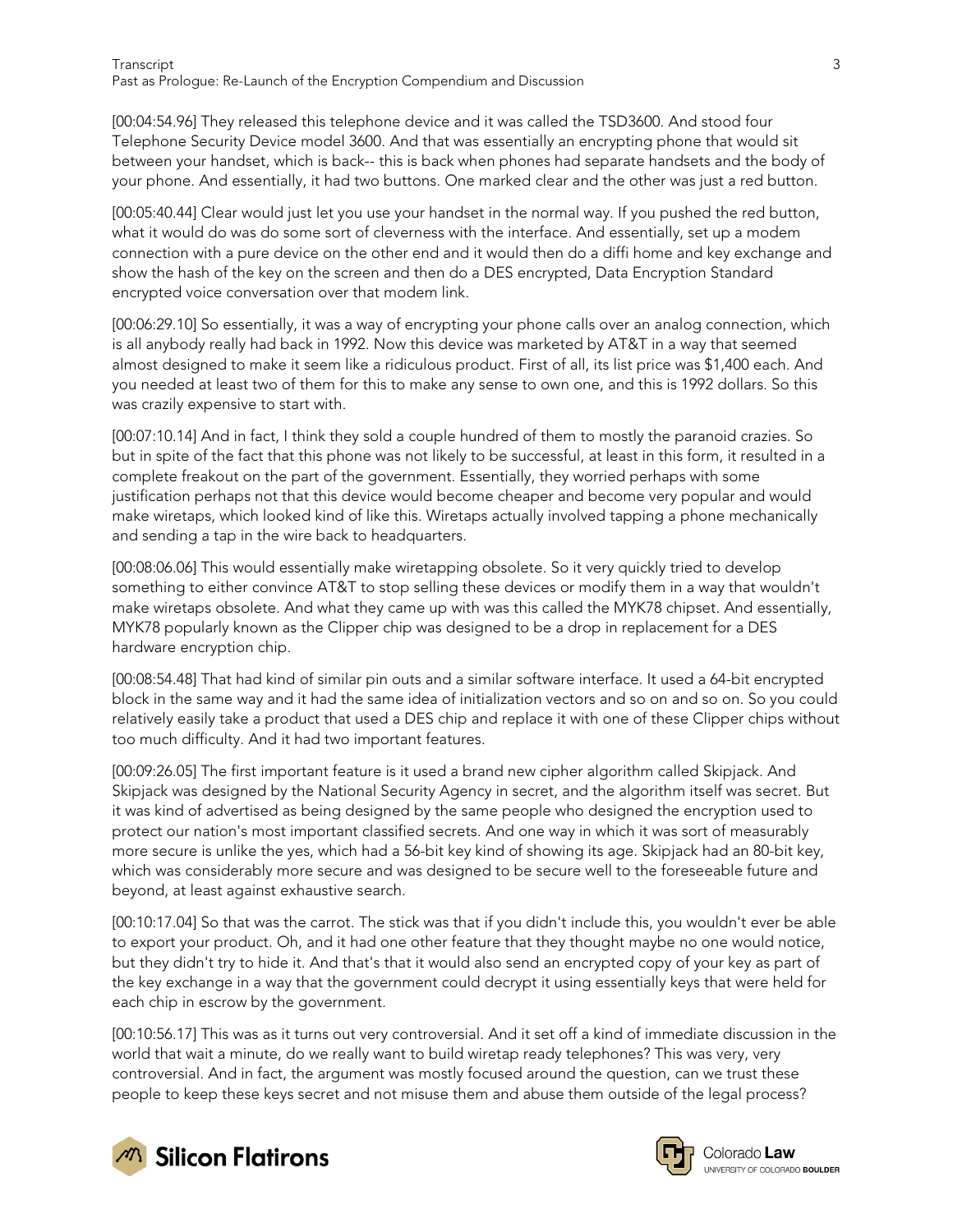[00:04:54.96] They released this telephone device and it was called the TSD3600. And stood four Telephone Security Device model 3600. And that was essentially an encrypting phone that would sit between your handset, which is back-- this is back when phones had separate handsets and the body of your phone. And essentially, it had two buttons. One marked clear and the other was just a red button.

[00:05:40.44] Clear would just let you use your handset in the normal way. If you pushed the red button, what it would do was do some sort of cleverness with the interface. And essentially, set up a modem connection with a pure device on the other end and it would then do a diffi home and key exchange and show the hash of the key on the screen and then do a DES encrypted, Data Encryption Standard encrypted voice conversation over that modem link.

[00:06:29.10] So essentially, it was a way of encrypting your phone calls over an analog connection, which is all anybody really had back in 1992. Now this device was marketed by AT&T in a way that seemed almost designed to make it seem like a ridiculous product. First of all, its list price was $1,400 each. And you needed at least two of them for this to make any sense to own one, and this is 1992 dollars. So this was crazily expensive to start with.

[00:07:10.14] And in fact, I think they sold a couple hundred of them to mostly the paranoid crazies. So but in spite of the fact that this phone was not likely to be successful, at least in this form, it resulted in a complete freakout on the part of the government. Essentially, they worried perhaps with some justification perhaps not that this device would become cheaper and become very popular and would make wiretaps, which looked kind of like this. Wiretaps actually involved tapping a phone mechanically and sending a tap in the wire back to headquarters.

[00:08:06.06] This would essentially make wiretapping obsolete. So it very quickly tried to develop something to either convince AT&T to stop selling these devices or modify them in a way that wouldn't make wiretaps obsolete. And what they came up with was this called the MYK78 chipset. And essentially, MYK78 popularly known as the Clipper chip was designed to be a drop in replacement for a DES hardware encryption chip.

[00:08:54.48] That had kind of similar pin outs and a similar software interface. It used a 64-bit encrypted block in the same way and it had the same idea of initialization vectors and so on and so on. So you could relatively easily take a product that used a DES chip and replace it with one of these Clipper chips without too much difficulty. And it had two important features.

[00:09:26.05] The first important feature is it used a brand new cipher algorithm called Skipjack. And Skipjack was designed by the National Security Agency in secret, and the algorithm itself was secret. But it was kind of advertised as being designed by the same people who designed the encryption used to protect our nation's most important classified secrets. And one way in which it was sort of measurably more secure is unlike the yes, which had a 56-bit key kind of showing its age. Skipjack had an 80-bit key, which was considerably more secure and was designed to be secure well to the foreseeable future and beyond, at least against exhaustive search.

[00:10:17.04] So that was the carrot. The stick was that if you didn't include this, you wouldn't ever be able to export your product. Oh, and it had one other feature that they thought maybe no one would notice, but they didn't try to hide it. And that's that it would also send an encrypted copy of your key as part of the key exchange in a way that the government could decrypt it using essentially keys that were held for each chip in escrow by the government.

[00:10:56.17] This was as it turns out very controversial. And it set off a kind of immediate discussion in the world that wait a minute, do we really want to build wiretap ready telephones? This was very, very controversial. And in fact, the argument was mostly focused around the question, can we trust these people to keep these keys secret and not misuse them and abuse them outside of the legal process?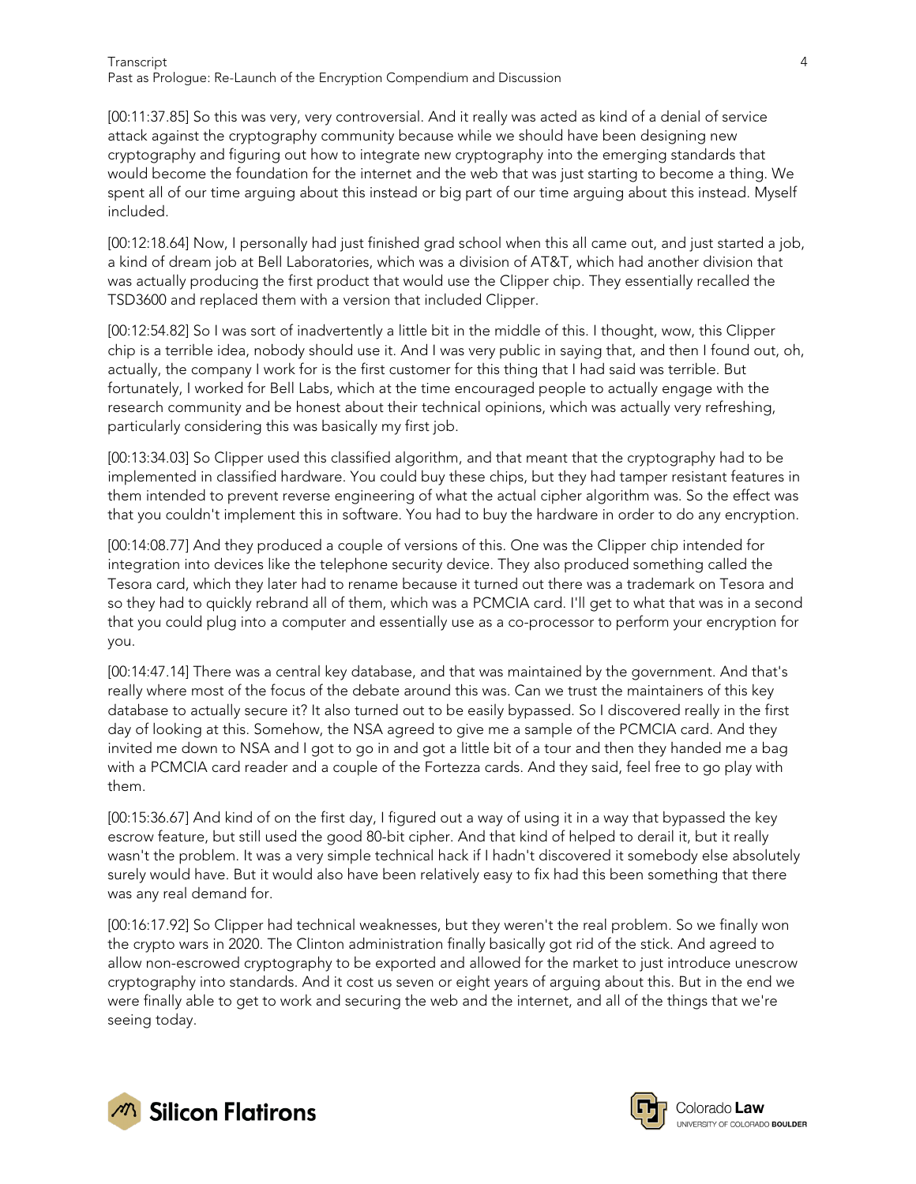[00:11:37.85] So this was very, very controversial. And it really was acted as kind of a denial of service attack against the cryptography community because while we should have been designing new cryptography and figuring out how to integrate new cryptography into the emerging standards that would become the foundation for the internet and the web that was just starting to become a thing. We spent all of our time arguing about this instead or big part of our time arguing about this instead. Myself included.

[00:12:18.64] Now, I personally had just finished grad school when this all came out, and just started a job, a kind of dream job at Bell Laboratories, which was a division of AT&T, which had another division that was actually producing the first product that would use the Clipper chip. They essentially recalled the TSD3600 and replaced them with a version that included Clipper.

[00:12:54.82] So I was sort of inadvertently a little bit in the middle of this. I thought, wow, this Clipper chip is a terrible idea, nobody should use it. And I was very public in saying that, and then I found out, oh, actually, the company I work for is the first customer for this thing that I had said was terrible. But fortunately, I worked for Bell Labs, which at the time encouraged people to actually engage with the research community and be honest about their technical opinions, which was actually very refreshing, particularly considering this was basically my first job.

[00:13:34.03] So Clipper used this classified algorithm, and that meant that the cryptography had to be implemented in classified hardware. You could buy these chips, but they had tamper resistant features in them intended to prevent reverse engineering of what the actual cipher algorithm was. So the effect was that you couldn't implement this in software. You had to buy the hardware in order to do any encryption.

[00:14:08.77] And they produced a couple of versions of this. One was the Clipper chip intended for integration into devices like the telephone security device. They also produced something called the Tesora card, which they later had to rename because it turned out there was a trademark on Tesora and so they had to quickly rebrand all of them, which was a PCMCIA card. I'll get to what that was in a second that you could plug into a computer and essentially use as a co-processor to perform your encryption for you.

[00:14:47.14] There was a central key database, and that was maintained by the government. And that's really where most of the focus of the debate around this was. Can we trust the maintainers of this key database to actually secure it? It also turned out to be easily bypassed. So I discovered really in the first day of looking at this. Somehow, the NSA agreed to give me a sample of the PCMCIA card. And they invited me down to NSA and I got to go in and got a little bit of a tour and then they handed me a bag with a PCMCIA card reader and a couple of the Fortezza cards. And they said, feel free to go play with them.

[00:15:36.67] And kind of on the first day, I figured out a way of using it in a way that bypassed the key escrow feature, but still used the good 80-bit cipher. And that kind of helped to derail it, but it really wasn't the problem. It was a very simple technical hack if I hadn't discovered it somebody else absolutely surely would have. But it would also have been relatively easy to fix had this been something that there was any real demand for.

[00:16:17.92] So Clipper had technical weaknesses, but they weren't the real problem. So we finally won the crypto wars in 2020. The Clinton administration finally basically got rid of the stick. And agreed to allow non-escrowed cryptography to be exported and allowed for the market to just introduce unescrow cryptography into standards. And it cost us seven or eight years of arguing about this. But in the end we were finally able to get to work and securing the web and the internet, and all of the things that we're seeing today.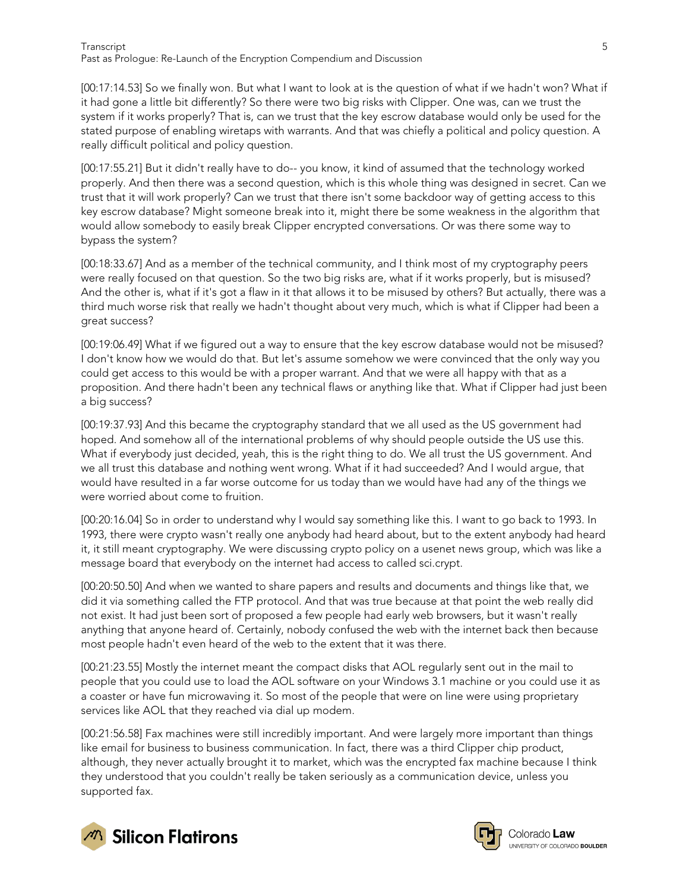[00:17:14.53] So we finally won. But what I want to look at is the question of what if we hadn't won? What if it had gone a little bit differently? So there were two big risks with Clipper. One was, can we trust the system if it works properly? That is, can we trust that the key escrow database would only be used for the stated purpose of enabling wiretaps with warrants. And that was chiefly a political and policy question. A really difficult political and policy question.

[00:17:55.21] But it didn't really have to do-- you know, it kind of assumed that the technology worked properly. And then there was a second question, which is this whole thing was designed in secret. Can we trust that it will work properly? Can we trust that there isn't some backdoor way of getting access to this key escrow database? Might someone break into it, might there be some weakness in the algorithm that would allow somebody to easily break Clipper encrypted conversations. Or was there some way to bypass the system?

[00:18:33.67] And as a member of the technical community, and I think most of my cryptography peers were really focused on that question. So the two big risks are, what if it works properly, but is misused? And the other is, what if it's got a flaw in it that allows it to be misused by others? But actually, there was a third much worse risk that really we hadn't thought about very much, which is what if Clipper had been a great success?

[00:19:06.49] What if we figured out a way to ensure that the key escrow database would not be misused? I don't know how we would do that. But let's assume somehow we were convinced that the only way you could get access to this would be with a proper warrant. And that we were all happy with that as a proposition. And there hadn't been any technical flaws or anything like that. What if Clipper had just been a big success?

[00:19:37.93] And this became the cryptography standard that we all used as the US government had hoped. And somehow all of the international problems of why should people outside the US use this. What if everybody just decided, yeah, this is the right thing to do. We all trust the US government. And we all trust this database and nothing went wrong. What if it had succeeded? And I would argue, that would have resulted in a far worse outcome for us today than we would have had any of the things we were worried about come to fruition.

[00:20:16.04] So in order to understand why I would say something like this. I want to go back to 1993. In 1993, there were crypto wasn't really one anybody had heard about, but to the extent anybody had heard it, it still meant cryptography. We were discussing crypto policy on a usenet news group, which was like a message board that everybody on the internet had access to called sci.crypt.

[00:20:50.50] And when we wanted to share papers and results and documents and things like that, we did it via something called the FTP protocol. And that was true because at that point the web really did not exist. It had just been sort of proposed a few people had early web browsers, but it wasn't really anything that anyone heard of. Certainly, nobody confused the web with the internet back then because most people hadn't even heard of the web to the extent that it was there.

[00:21:23.55] Mostly the internet meant the compact disks that AOL regularly sent out in the mail to people that you could use to load the AOL software on your Windows 3.1 machine or you could use it as a coaster or have fun microwaving it. So most of the people that were on line were using proprietary services like AOL that they reached via dial up modem.

[00:21:56.58] Fax machines were still incredibly important. And were largely more important than things like email for business to business communication. In fact, there was a third Clipper chip product, although, they never actually brought it to market, which was the encrypted fax machine because I think they understood that you couldn't really be taken seriously as a communication device, unless you supported fax.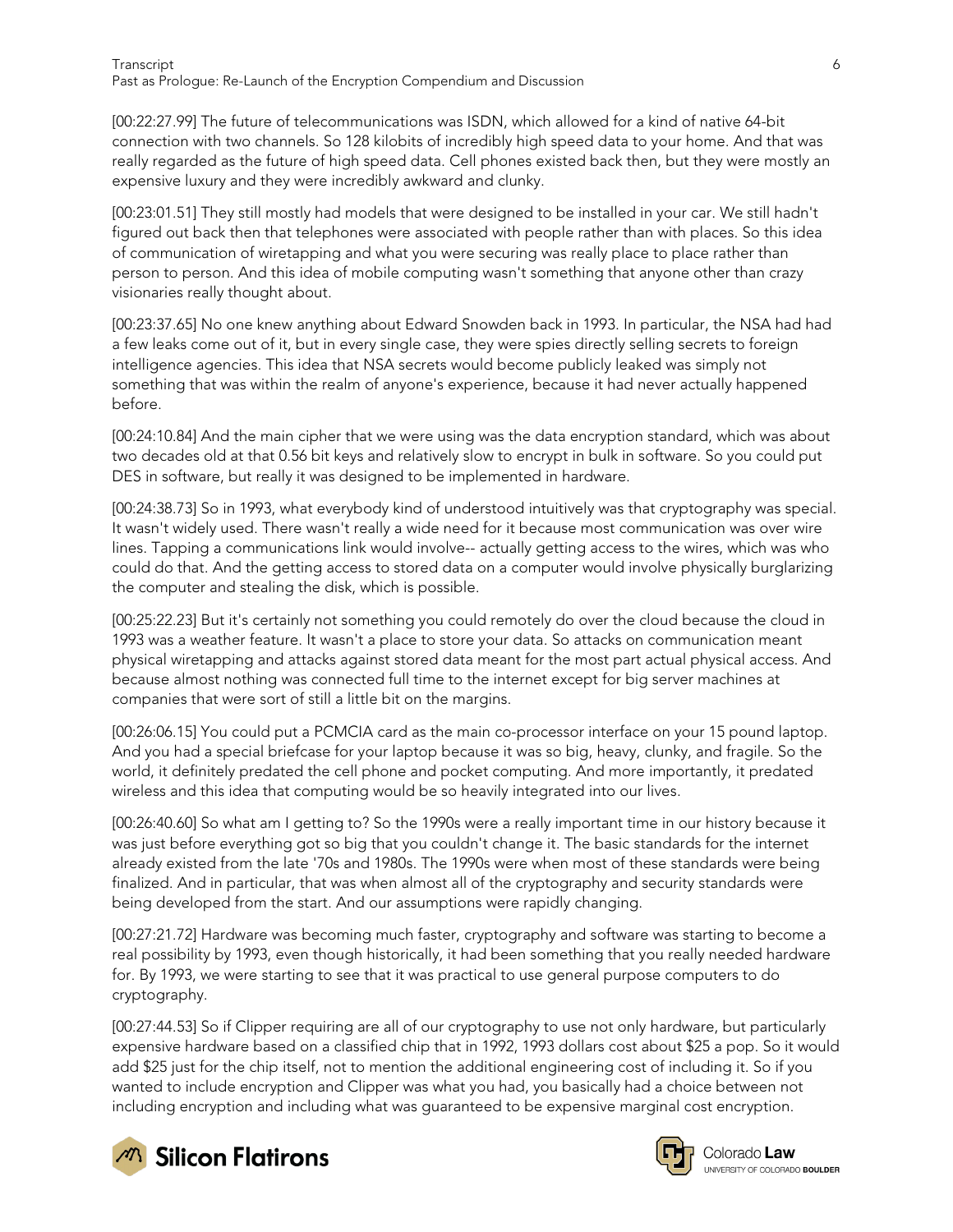[00:22:27.99] The future of telecommunications was ISDN, which allowed for a kind of native 64-bit connection with two channels. So 128 kilobits of incredibly high speed data to your home. And that was really regarded as the future of high speed data. Cell phones existed back then, but they were mostly an expensive luxury and they were incredibly awkward and clunky.

[00:23:01.51] They still mostly had models that were designed to be installed in your car. We still hadn't figured out back then that telephones were associated with people rather than with places. So this idea of communication of wiretapping and what you were securing was really place to place rather than person to person. And this idea of mobile computing wasn't something that anyone other than crazy visionaries really thought about.

[00:23:37.65] No one knew anything about Edward Snowden back in 1993. In particular, the NSA had had a few leaks come out of it, but in every single case, they were spies directly selling secrets to foreign intelligence agencies. This idea that NSA secrets would become publicly leaked was simply not something that was within the realm of anyone's experience, because it had never actually happened before.

[00:24:10.84] And the main cipher that we were using was the data encryption standard, which was about two decades old at that 0.56 bit keys and relatively slow to encrypt in bulk in software. So you could put DES in software, but really it was designed to be implemented in hardware.

[00:24:38.73] So in 1993, what everybody kind of understood intuitively was that cryptography was special. It wasn't widely used. There wasn't really a wide need for it because most communication was over wire lines. Tapping a communications link would involve-- actually getting access to the wires, which was who could do that. And the getting access to stored data on a computer would involve physically burglarizing the computer and stealing the disk, which is possible.

[00:25:22.23] But it's certainly not something you could remotely do over the cloud because the cloud in 1993 was a weather feature. It wasn't a place to store your data. So attacks on communication meant physical wiretapping and attacks against stored data meant for the most part actual physical access. And because almost nothing was connected full time to the internet except for big server machines at companies that were sort of still a little bit on the margins.

[00:26:06.15] You could put a PCMCIA card as the main co-processor interface on your 15 pound laptop. And you had a special briefcase for your laptop because it was so big, heavy, clunky, and fragile. So the world, it definitely predated the cell phone and pocket computing. And more importantly, it predated wireless and this idea that computing would be so heavily integrated into our lives.

[00:26:40.60] So what am I getting to? So the 1990s were a really important time in our history because it was just before everything got so big that you couldn't change it. The basic standards for the internet already existed from the late '70s and 1980s. The 1990s were when most of these standards were being finalized. And in particular, that was when almost all of the cryptography and security standards were being developed from the start. And our assumptions were rapidly changing.

[00:27:21.72] Hardware was becoming much faster, cryptography and software was starting to become a real possibility by 1993, even though historically, it had been something that you really needed hardware for. By 1993, we were starting to see that it was practical to use general purpose computers to do cryptography.

[00:27:44.53] So if Clipper requiring are all of our cryptography to use not only hardware, but particularly expensive hardware based on a classified chip that in 1992, 1993 dollars cost about $25 a pop. So it would add $25 just for the chip itself, not to mention the additional engineering cost of including it. So if you wanted to include encryption and Clipper was what you had, you basically had a choice between not including encryption and including what was guaranteed to be expensive marginal cost encryption.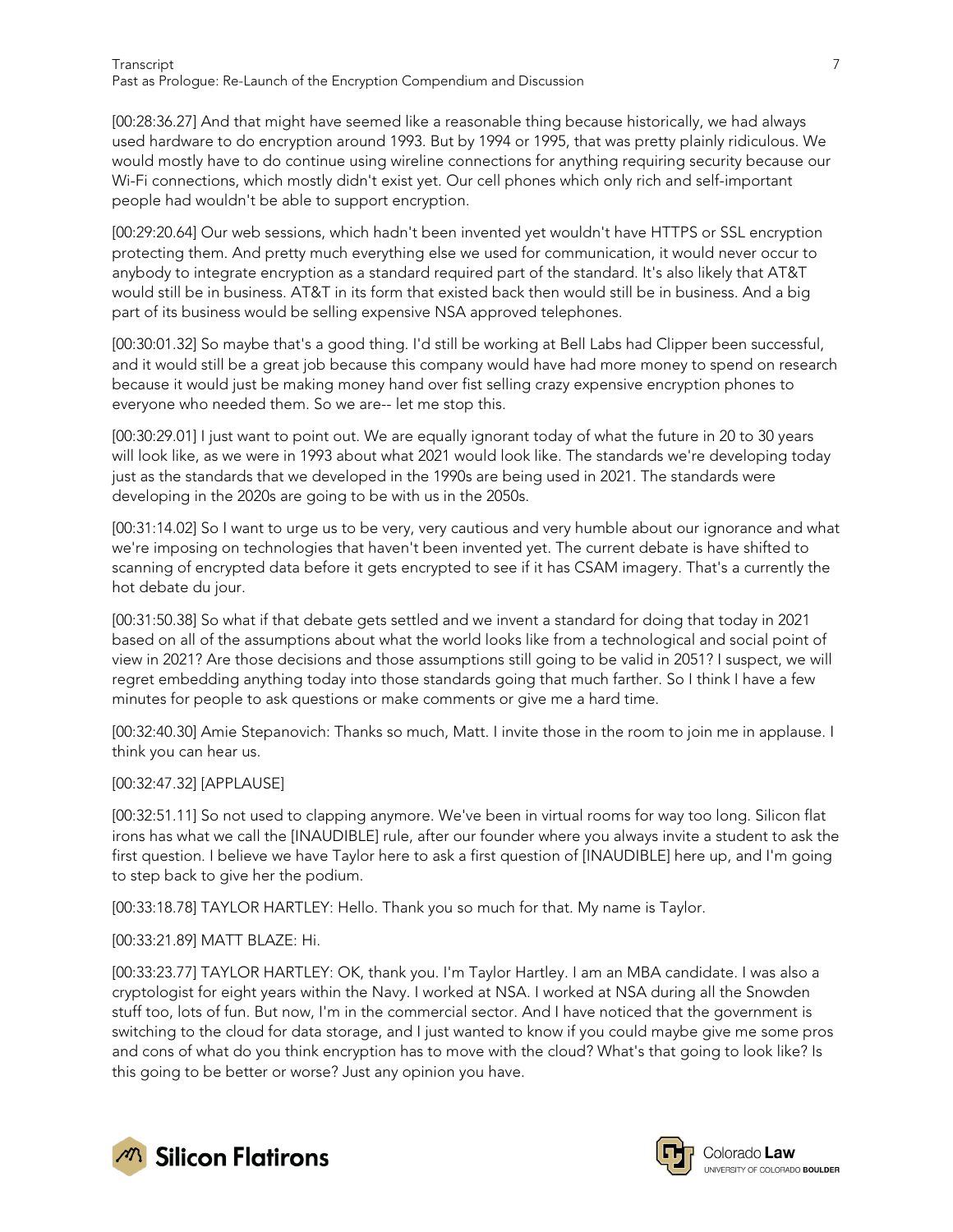[00:28:36.27] And that might have seemed like a reasonable thing because historically, we had always used hardware to do encryption around 1993. But by 1994 or 1995, that was pretty plainly ridiculous. We would mostly have to do continue using wireline connections for anything requiring security because our Wi-Fi connections, which mostly didn't exist yet. Our cell phones which only rich and self-important people had wouldn't be able to support encryption.

[00:29:20.64] Our web sessions, which hadn't been invented yet wouldn't have HTTPS or SSL encryption protecting them. And pretty much everything else we used for communication, it would never occur to anybody to integrate encryption as a standard required part of the standard. It's also likely that AT&T would still be in business. AT&T in its form that existed back then would still be in business. And a big part of its business would be selling expensive NSA approved telephones.

[00:30:01.32] So maybe that's a good thing. I'd still be working at Bell Labs had Clipper been successful, and it would still be a great job because this company would have had more money to spend on research because it would just be making money hand over fist selling crazy expensive encryption phones to everyone who needed them. So we are-- let me stop this.

[00:30:29.01] I just want to point out. We are equally ignorant today of what the future in 20 to 30 years will look like, as we were in 1993 about what 2021 would look like. The standards we're developing today just as the standards that we developed in the 1990s are being used in 2021. The standards were developing in the 2020s are going to be with us in the 2050s.

[00:31:14.02] So I want to urge us to be very, very cautious and very humble about our ignorance and what we're imposing on technologies that haven't been invented yet. The current debate is have shifted to scanning of encrypted data before it gets encrypted to see if it has CSAM imagery. That's a currently the hot debate du jour.

[00:31:50.38] So what if that debate gets settled and we invent a standard for doing that today in 2021 based on all of the assumptions about what the world looks like from a technological and social point of view in 2021? Are those decisions and those assumptions still going to be valid in 2051? I suspect, we will regret embedding anything today into those standards going that much farther. So I think I have a few minutes for people to ask questions or make comments or give me a hard time.

[00:32:40.30] Amie Stepanovich: Thanks so much, Matt. I invite those in the room to join me in applause. I think you can hear us.

[00:32:47.32] [APPLAUSE]

[00:32:51.11] So not used to clapping anymore. We've been in virtual rooms for way too long. Silicon flat irons has what we call the [INAUDIBLE] rule, after our founder where you always invite a student to ask the first question. I believe we have Taylor here to ask a first question of [INAUDIBLE] here up, and I'm going to step back to give her the podium.

[00:33:18.78] TAYLOR HARTLEY: Hello. Thank you so much for that. My name is Taylor.

[00:33:21.89] MATT BLAZE: Hi.

[00:33:23.77] TAYLOR HARTLEY: OK, thank you. I'm Taylor Hartley. I am an MBA candidate. I was also a cryptologist for eight years within the Navy. I worked at NSA. I worked at NSA during all the Snowden stuff too, lots of fun. But now, I'm in the commercial sector. And I have noticed that the government is switching to the cloud for data storage, and I just wanted to know if you could maybe give me some pros and cons of what do you think encryption has to move with the cloud? What's that going to look like? Is this going to be better or worse? Just any opinion you have.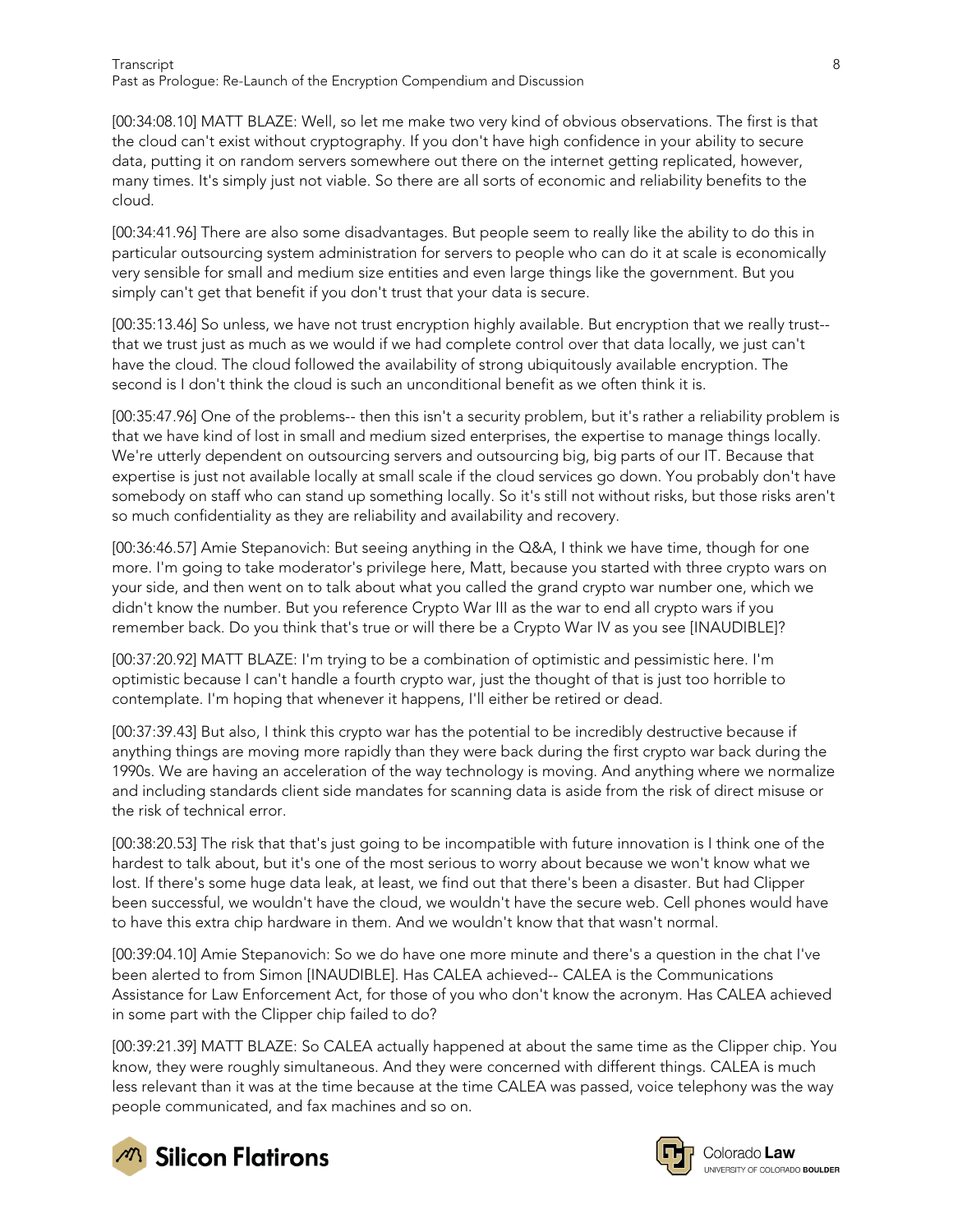[00:34:08.10] MATT BLAZE: Well, so let me make two very kind of obvious observations. The first is that the cloud can't exist without cryptography. If you don't have high confidence in your ability to secure data, putting it on random servers somewhere out there on the internet getting replicated, however, many times. It's simply just not viable. So there are all sorts of economic and reliability benefits to the cloud.

[00:34:41.96] There are also some disadvantages. But people seem to really like the ability to do this in particular outsourcing system administration for servers to people who can do it at scale is economically very sensible for small and medium size entities and even large things like the government. But you simply can't get that benefit if you don't trust that your data is secure.

[00:35:13.46] So unless, we have not trust encryption highly available. But encryption that we really trust-- that we trust just as much as we would if we had complete control over that data locally, we just can't have the cloud. The cloud followed the availability of strong ubiquitously available encryption. The second is I don't think the cloud is such an unconditional benefit as we often think it is.

[00:35:47.96] One of the problems-- then this isn't a security problem, but it's rather a reliability problem is that we have kind of lost in small and medium sized enterprises, the expertise to manage things locally. We're utterly dependent on outsourcing servers and outsourcing big, big parts of our IT. Because that expertise is just not available locally at small scale if the cloud services go down. You probably don't have somebody on staff who can stand up something locally. So it's still not without risks, but those risks aren't so much confidentiality as they are reliability and availability and recovery.

[00:36:46.57] Amie Stepanovich: But seeing anything in the Q&A, I think we have time, though for one more. I'm going to take moderator's privilege here, Matt, because you started with three crypto wars on your side, and then went on to talk about what you called the grand crypto war number one, which we didn't know the number. But you reference Crypto War III as the war to end all crypto wars if you remember back. Do you think that's true or will there be a Crypto War IV as you see [INAUDIBLE]?

[00:37:20.92] MATT BLAZE: I'm trying to be a combination of optimistic and pessimistic here. I'm optimistic because I can't handle a fourth crypto war, just the thought of that is just too horrible to contemplate. I'm hoping that whenever it happens, I'll either be retired or dead.

[00:37:39.43] But also, I think this crypto war has the potential to be incredibly destructive because if anything things are moving more rapidly than they were back during the first crypto war back during the 1990s. We are having an acceleration of the way technology is moving. And anything where we normalize and including standards client side mandates for scanning data is aside from the risk of direct misuse or the risk of technical error.

[00:38:20.53] The risk that that's just going to be incompatible with future innovation is I think one of the hardest to talk about, but it's one of the most serious to worry about because we won't know what we lost. If there's some huge data leak, at least, we find out that there's been a disaster. But had Clipper been successful, we wouldn't have the cloud, we wouldn't have the secure web. Cell phones would have to have this extra chip hardware in them. And we wouldn't know that that wasn't normal.

[00:39:04.10] Amie Stepanovich: So we do have one more minute and there's a question in the chat I've been alerted to from Simon [INAUDIBLE]. Has CALEA achieved-- CALEA is the Communications Assistance for Law Enforcement Act, for those of you who don't know the acronym. Has CALEA achieved in some part with the Clipper chip failed to do?

[00:39:21.39] MATT BLAZE: So CALEA actually happened at about the same time as the Clipper chip. You know, they were roughly simultaneous. And they were concerned with different things. CALEA is much less relevant than it was at the time because at the time CALEA was passed, voice telephony was the way people communicated, and fax machines and so on.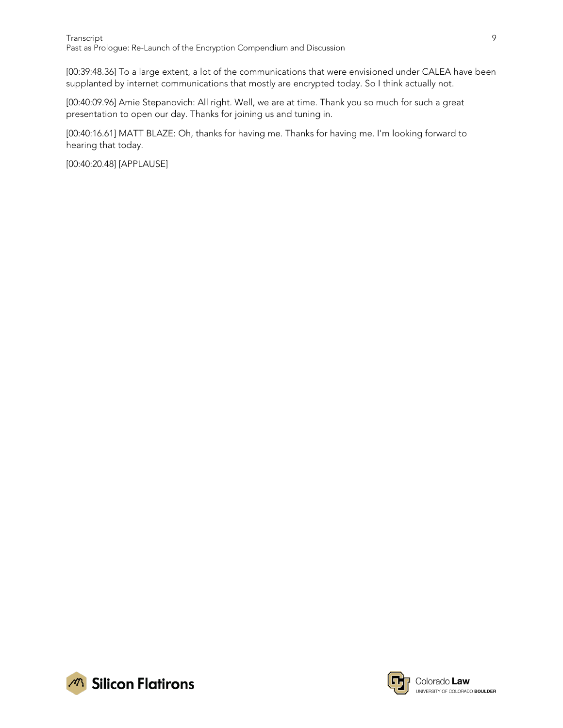[00:39:48.36] To a large extent, a lot of the communications that were envisioned under CALEA have been supplanted by internet communications that mostly are encrypted today. So I think actually not.

[00:40:09.96] Amie Stepanovich: All right. Well, we are at time. Thank you so much for such a great presentation to open our day. Thanks for joining us and tuning in.

[00:40:16.61] MATT BLAZE: Oh, thanks for having me. Thanks for having me. I'm looking forward to hearing that today.

[00:40:20.48] [APPLAUSE]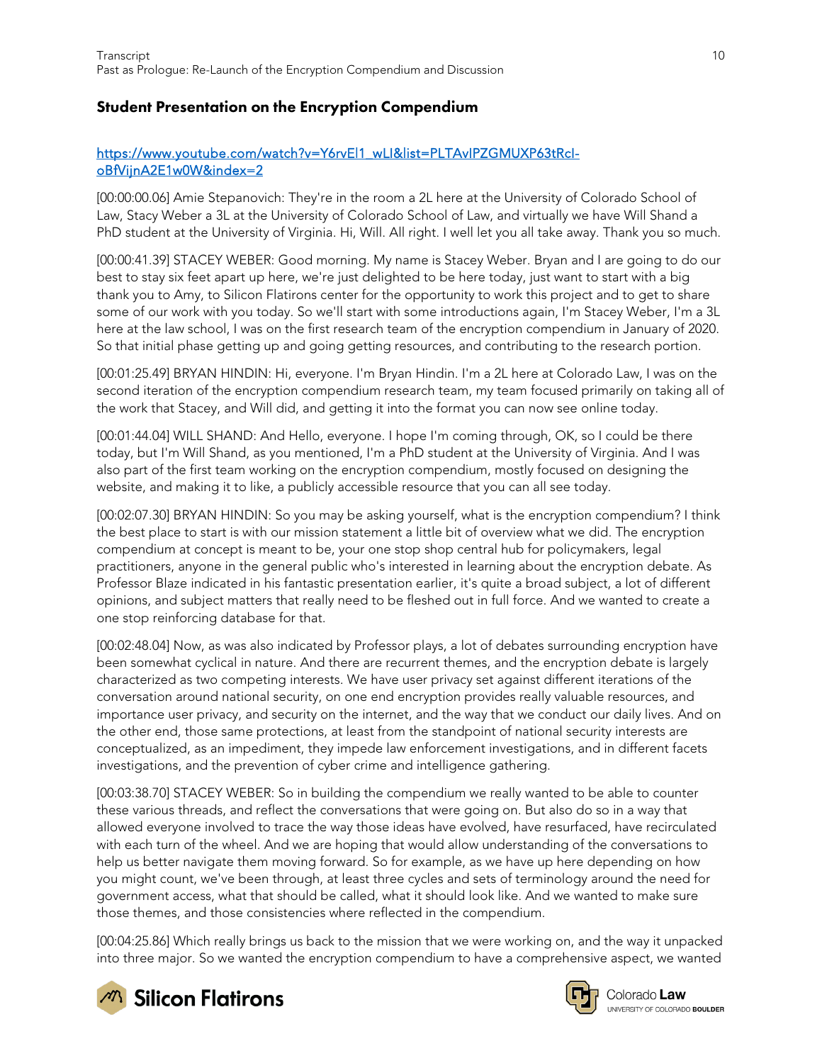## Student Presentation on the Encryption Compendium

[https://www.youtube.com/watch?v=Y6rvEl1_wLI&list=PLTAvIPZGMUXP63tRcl-oBfVijnA2E1w0W&index=2](https://www.youtube.com/watch?v=Y6rvEl1_wLI&list=PLTAvIPZGMUXP63tRcl-oBfVijnA2E1w0W&index=2)

[00:00:00.06] Amie Stepanovich: They're in the room a 2L here at the University of Colorado School of Law, Stacy Weber a 3L at the University of Colorado School of Law, and virtually we have Will Shand a PhD student at the University of Virginia. Hi, Will. All right. I well let you all take away. Thank you so much.

[00:00:41.39] STACEY WEBER: Good morning. My name is Stacey Weber. Bryan and I are going to do our best to stay six feet apart up here, we're just delighted to be here today, just want to start with a big thank you to Amy, to Silicon Flatirons center for the opportunity to work this project and to get to share some of our work with you today. So we'll start with some introductions again, I'm Stacey Weber, I'm a 3L here at the law school, I was on the first research team of the encryption compendium in January of 2020. So that initial phase getting up and going getting resources, and contributing to the research portion.

[00:01:25.49] BRYAN HINDIN: Hi, everyone. I'm Bryan Hindin. I'm a 2L here at Colorado Law, I was on the second iteration of the encryption compendium research team, my team focused primarily on taking all of the work that Stacey, and Will did, and getting it into the format you can now see online today.

[00:01:44.04] WILL SHAND: And Hello, everyone. I hope I'm coming through, OK, so I could be there today, but I'm Will Shand, as you mentioned, I'm a PhD student at the University of Virginia. And I was also part of the first team working on the encryption compendium, mostly focused on designing the website, and making it to like, a publicly accessible resource that you can all see today.

[00:02:07.30] BRYAN HINDIN: So you may be asking yourself, what is the encryption compendium? I think the best place to start is with our mission statement a little bit of overview what we did. The encryption compendium at concept is meant to be, your one stop shop central hub for policymakers, legal practitioners, anyone in the general public who's interested in learning about the encryption debate. As Professor Blaze indicated in his fantastic presentation earlier, it's quite a broad subject, a lot of different opinions, and subject matters that really need to be fleshed out in full force. And we wanted to create a one stop reinforcing database for that.

[00:02:48.04] Now, as was also indicated by Professor plays, a lot of debates surrounding encryption have been somewhat cyclical in nature. And there are recurrent themes, and the encryption debate is largely characterized as two competing interests. We have user privacy set against different iterations of the conversation around national security, on one end encryption provides really valuable resources, and importance user privacy, and security on the internet, and the way that we conduct our daily lives. And on the other end, those same protections, at least from the standpoint of national security interests are conceptualized, as an impediment, they impede law enforcement investigations, and in different facets investigations, and the prevention of cyber crime and intelligence gathering.

[00:03:38.70] STACEY WEBER: So in building the compendium we really wanted to be able to counter these various threads, and reflect the conversations that were going on. But also do so in a way that allowed everyone involved to trace the way those ideas have evolved, have resurfaced, have recirculated with each turn of the wheel. And we are hoping that would allow understanding of the conversations to help us better navigate them moving forward. So for example, as we have up here depending on how you might count, we've been through, at least three cycles and sets of terminology around the need for government access, what that should be called, what it should look like. And we wanted to make sure those themes, and those consistencies where reflected in the compendium.

[00:04:25.86] Which really brings us back to the mission that we were working on, and the way it unpacked into three major. So we wanted the encryption compendium to have a comprehensive aspect, we wanted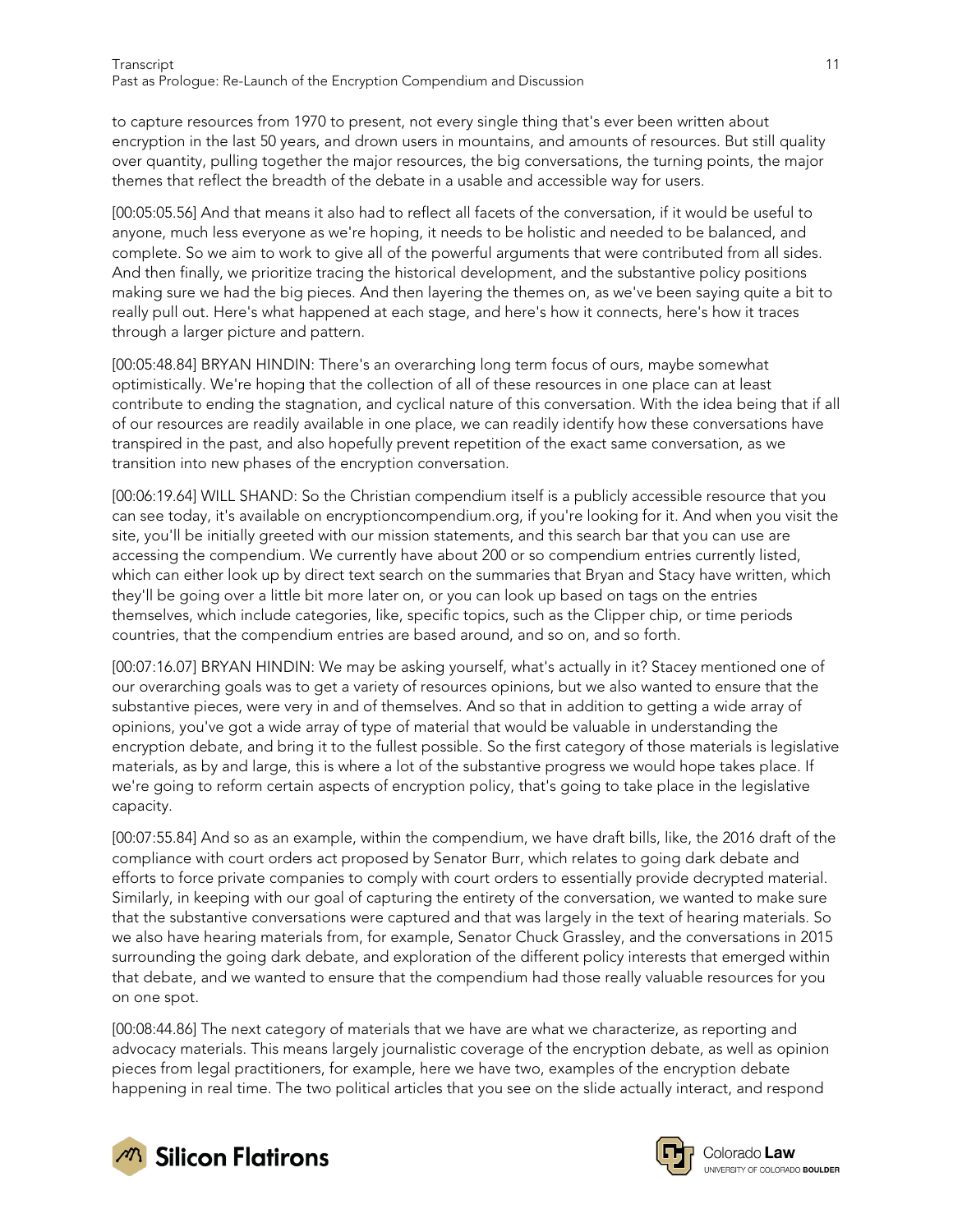to capture resources from 1970 to present, not every single thing that's ever been written about encryption in the last 50 years, and drown users in mountains, and amounts of resources. But still quality over quantity, pulling together the major resources, the big conversations, the turning points, the major themes that reflect the breadth of the debate in a usable and accessible way for users.

[00:05:05.56] And that means it also had to reflect all facets of the conversation, if it would be useful to anyone, much less everyone as we're hoping, it needs to be holistic and needed to be balanced, and complete. So we aim to work to give all of the powerful arguments that were contributed from all sides. And then finally, we prioritize tracing the historical development, and the substantive policy positions making sure we had the big pieces. And then layering the themes on, as we've been saying quite a bit to really pull out. Here's what happened at each stage, and here's how it connects, here's how it traces through a larger picture and pattern.

[00:05:48.84] BRYAN HINDIN: There's an overarching long term focus of ours, maybe somewhat optimistically. We're hoping that the collection of all of these resources in one place can at least contribute to ending the stagnation, and cyclical nature of this conversation. With the idea being that if all of our resources are readily available in one place, we can readily identify how these conversations have transpired in the past, and also hopefully prevent repetition of the exact same conversation, as we transition into new phases of the encryption conversation.

[00:06:19.64] WILL SHAND: So the Christian compendium itself is a publicly accessible resource that you can see today, it's available on encryptioncompendium.org, if you're looking for it. And when you visit the site, you'll be initially greeted with our mission statements, and this search bar that you can use are accessing the compendium. We currently have about 200 or so compendium entries currently listed, which can either look up by direct text search on the summaries that Bryan and Stacy have written, which they'll be going over a little bit more later on, or you can look up based on tags on the entries themselves, which include categories, like, specific topics, such as the Clipper chip, or time periods countries, that the compendium entries are based around, and so on, and so forth.

[00:07:16.07] BRYAN HINDIN: We may be asking yourself, what's actually in it? Stacey mentioned one of our overarching goals was to get a variety of resources opinions, but we also wanted to ensure that the substantive pieces, were very in and of themselves. And so that in addition to getting a wide array of opinions, you've got a wide array of type of material that would be valuable in understanding the encryption debate, and bring it to the fullest possible. So the first category of those materials is legislative materials, as by and large, this is where a lot of the substantive progress we would hope takes place. If we're going to reform certain aspects of encryption policy, that's going to take place in the legislative capacity.

[00:07:55.84] And so as an example, within the compendium, we have draft bills, like, the 2016 draft of the compliance with court orders act proposed by Senator Burr, which relates to going dark debate and efforts to force private companies to comply with court orders to essentially provide decrypted material. Similarly, in keeping with our goal of capturing the entirety of the conversation, we wanted to make sure that the substantive conversations were captured and that was largely in the text of hearing materials. So we also have hearing materials from, for example, Senator Chuck Grassley, and the conversations in 2015 surrounding the going dark debate, and exploration of the different policy interests that emerged within that debate, and we wanted to ensure that the compendium had those really valuable resources for you on one spot.

[00:08:44.86] The next category of materials that we have are what we characterize, as reporting and advocacy materials. This means largely journalistic coverage of the encryption debate, as well as opinion pieces from legal practitioners, for example, here we have two, examples of the encryption debate happening in real time. The two political articles that you see on the slide actually interact, and respond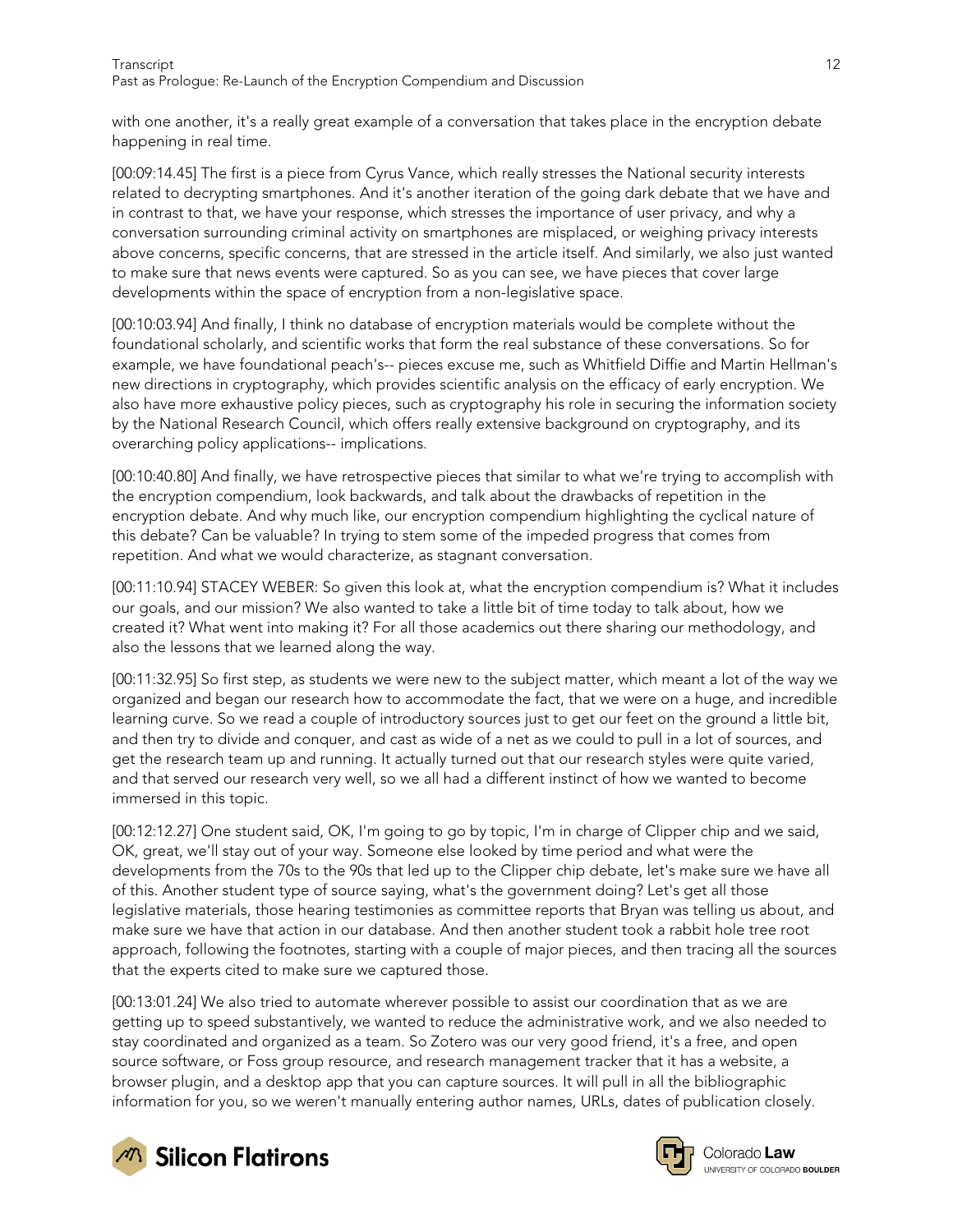with one another, it's a really great example of a conversation that takes place in the encryption debate happening in real time.

[00:09:14.45] The first is a piece from Cyrus Vance, which really stresses the National security interests related to decrypting smartphones. And it's another iteration of the going dark debate that we have and in contrast to that, we have your response, which stresses the importance of user privacy, and why a conversation surrounding criminal activity on smartphones are misplaced, or weighing privacy interests above concerns, specific concerns, that are stressed in the article itself. And similarly, we also just wanted to make sure that news events were captured. So as you can see, we have pieces that cover large developments within the space of encryption from a non-legislative space.

[00:10:03.94] And finally, I think no database of encryption materials would be complete without the foundational scholarly, and scientific works that form the real substance of these conversations. So for example, we have foundational peach's-- pieces excuse me, such as Whitfield Diffie and Martin Hellman's new directions in cryptography, which provides scientific analysis on the efficacy of early encryption. We also have more exhaustive policy pieces, such as cryptography his role in securing the information society by the National Research Council, which offers really extensive background on cryptography, and its overarching policy applications-- implications.

[00:10:40.80] And finally, we have retrospective pieces that similar to what we're trying to accomplish with the encryption compendium, look backwards, and talk about the drawbacks of repetition in the encryption debate. And why much like, our encryption compendium highlighting the cyclical nature of this debate? Can be valuable? In trying to stem some of the impeded progress that comes from repetition. And what we would characterize, as stagnant conversation.

[00:11:10.94] STACEY WEBER: So given this look at, what the encryption compendium is? What it includes our goals, and our mission? We also wanted to take a little bit of time today to talk about, how we created it? What went into making it? For all those academics out there sharing our methodology, and also the lessons that we learned along the way.

[00:11:32.95] So first step, as students we were new to the subject matter, which meant a lot of the way we organized and began our research how to accommodate the fact, that we were on a huge, and incredible learning curve. So we read a couple of introductory sources just to get our feet on the ground a little bit, and then try to divide and conquer, and cast as wide of a net as we could to pull in a lot of sources, and get the research team up and running. It actually turned out that our research styles were quite varied, and that served our research very well, so we all had a different instinct of how we wanted to become immersed in this topic.

[00:12:12.27] One student said, OK, I'm going to go by topic, I'm in charge of Clipper chip and we said, OK, great, we'll stay out of your way. Someone else looked by time period and what were the developments from the 70s to the 90s that led up to the Clipper chip debate, let's make sure we have all of this. Another student type of source saying, what's the government doing? Let's get all those legislative materials, those hearing testimonies as committee reports that Bryan was telling us about, and make sure we have that action in our database. And then another student took a rabbit hole tree root approach, following the footnotes, starting with a couple of major pieces, and then tracing all the sources that the experts cited to make sure we captured those.

[00:13:01.24] We also tried to automate wherever possible to assist our coordination that as we are getting up to speed substantively, we wanted to reduce the administrative work, and we also needed to stay coordinated and organized as a team. So Zotero was our very good friend, it's a free, and open source software, or Foss group resource, and research management tracker that it has a website, a browser plugin, and a desktop app that you can capture sources. It will pull in all the bibliographic information for you, so we weren't manually entering author names, URLs, dates of publication closely.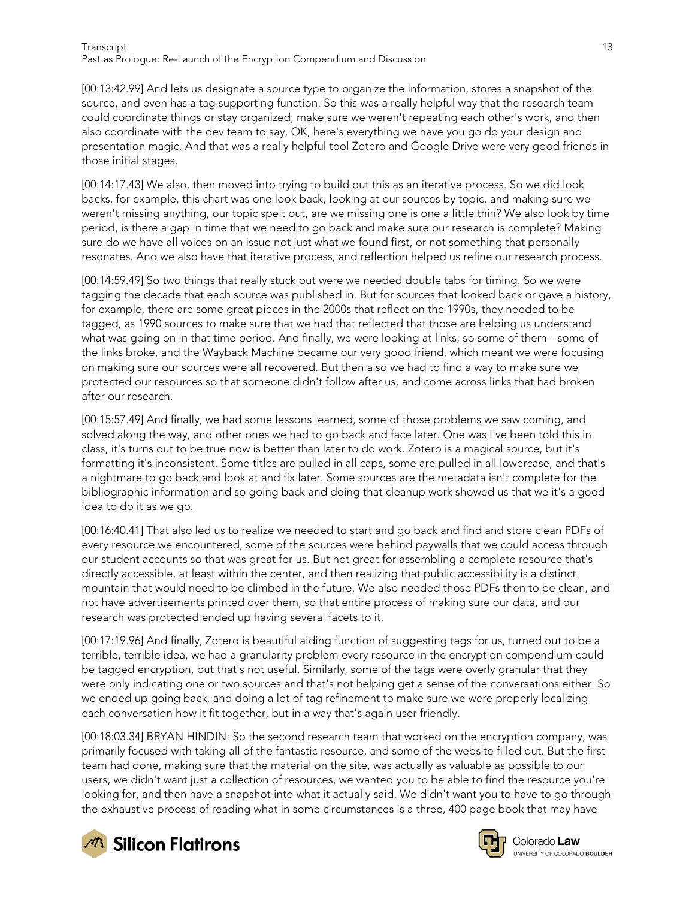[00:13:42.99] And lets us designate a source type to organize the information, stores a snapshot of the source, and even has a tag supporting function. So this was a really helpful way that the research team could coordinate things or stay organized, make sure we weren't repeating each other's work, and then also coordinate with the dev team to say, OK, here's everything we have you go do your design and presentation magic. And that was a really helpful tool Zotero and Google Drive were very good friends in those initial stages.

[00:14:17.43] We also, then moved into trying to build out this as an iterative process. So we did look backs, for example, this chart was one look back, looking at our sources by topic, and making sure we weren't missing anything, our topic spelt out, are we missing one is one a little thin? We also look by time period, is there a gap in time that we need to go back and make sure our research is complete? Making sure do we have all voices on an issue not just what we found first, or not something that personally resonates. And we also have that iterative process, and reflection helped us refine our research process.

[00:14:59.49] So two things that really stuck out were we needed double tabs for timing. So we were tagging the decade that each source was published in. But for sources that looked back or gave a history, for example, there are some great pieces in the 2000s that reflect on the 1990s, they needed to be tagged, as 1990 sources to make sure that we had that reflected that those are helping us understand what was going on in that time period. And finally, we were looking at links, so some of them-- some of the links broke, and the Wayback Machine became our very good friend, which meant we were focusing on making sure our sources were all recovered. But then also we had to find a way to make sure we protected our resources so that someone didn't follow after us, and come across links that had broken after our research.

[00:15:57.49] And finally, we had some lessons learned, some of those problems we saw coming, and solved along the way, and other ones we had to go back and face later. One was I've been told this in class, it's turns out to be true now is better than later to do work. Zotero is a magical source, but it's formatting it's inconsistent. Some titles are pulled in all caps, some are pulled in all lowercase, and that's a nightmare to go back and look at and fix later. Some sources are the metadata isn't complete for the bibliographic information and so going back and doing that cleanup work showed us that we it's a good idea to do it as we go.

[00:16:40.41] That also led us to realize we needed to start and go back and find and store clean PDFs of every resource we encountered, some of the sources were behind paywalls that we could access through our student accounts so that was great for us. But not great for assembling a complete resource that's directly accessible, at least within the center, and then realizing that public accessibility is a distinct mountain that would need to be climbed in the future. We also needed those PDFs then to be clean, and not have advertisements printed over them, so that entire process of making sure our data, and our research was protected ended up having several facets to it.

[00:17:19.96] And finally, Zotero is beautiful aiding function of suggesting tags for us, turned out to be a terrible, terrible idea, we had a granularity problem every resource in the encryption compendium could be tagged encryption, but that's not useful. Similarly, some of the tags were overly granular that they were only indicating one or two sources and that's not helping get a sense of the conversations either. So we ended up going back, and doing a lot of tag refinement to make sure we were properly localizing each conversation how it fit together, but in a way that's again user friendly.

[00:18:03.34] BRYAN HINDIN: So the second research team that worked on the encryption company, was primarily focused with taking all of the fantastic resource, and some of the website filled out. But the first team had done, making sure that the material on the site, was actually as valuable as possible to our users, we didn't want just a collection of resources, we wanted you to be able to find the resource you're looking for, and then have a snapshot into what it actually said. We didn't want you to have to go through the exhaustive process of reading what in some circumstances is a three, 400 page book that may have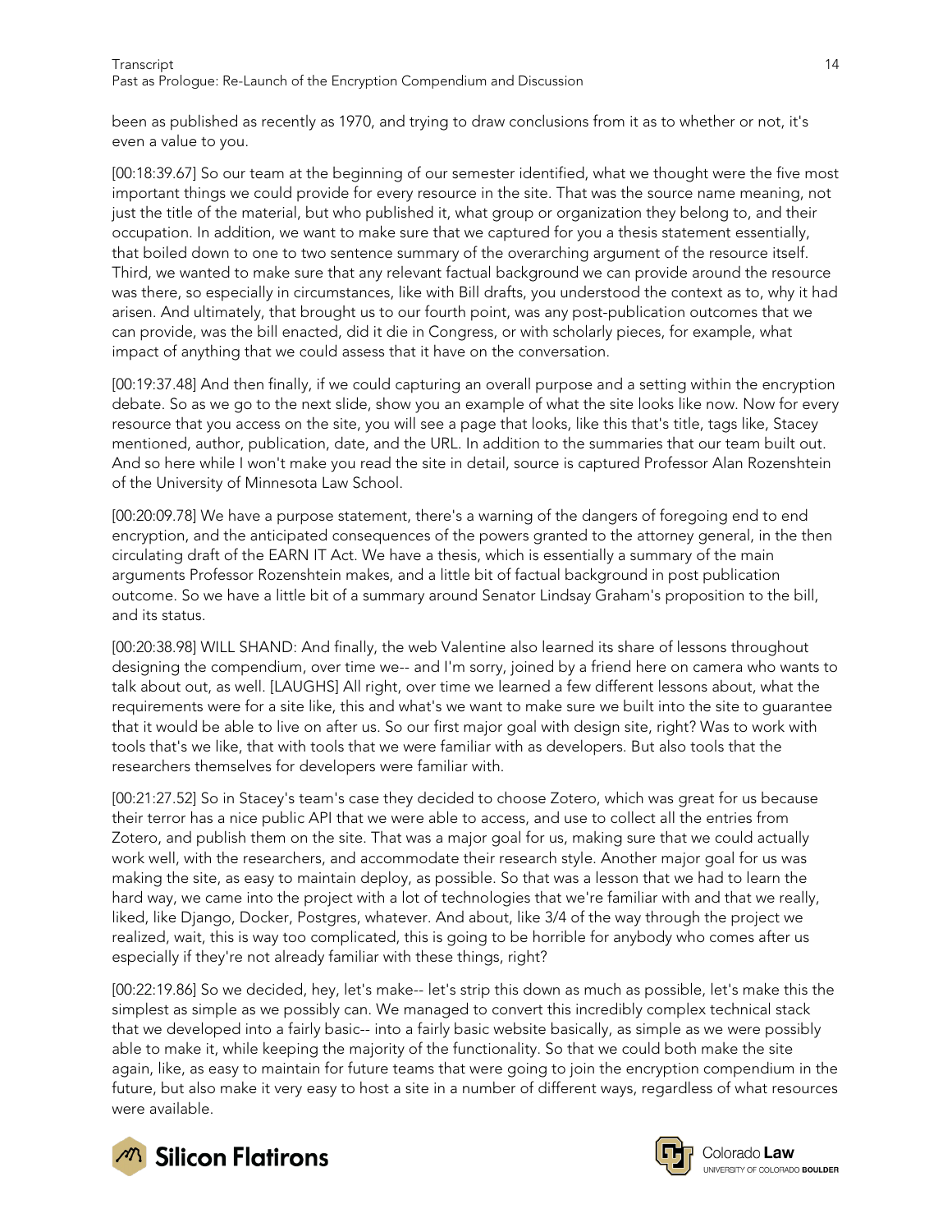been as published as recently as 1970, and trying to draw conclusions from it as to whether or not, it's even a value to you.

[00:18:39.67] So our team at the beginning of our semester identified, what we thought were the five most important things we could provide for every resource in the site. That was the source name meaning, not just the title of the material, but who published it, what group or organization they belong to, and their occupation. In addition, we want to make sure that we captured for you a thesis statement essentially, that boiled down to one to two sentence summary of the overarching argument of the resource itself. Third, we wanted to make sure that any relevant factual background we can provide around the resource was there, so especially in circumstances, like with Bill drafts, you understood the context as to, why it had arisen. And ultimately, that brought us to our fourth point, was any post-publication outcomes that we can provide, was the bill enacted, did it die in Congress, or with scholarly pieces, for example, what impact of anything that we could assess that it have on the conversation.

[00:19:37.48] And then finally, if we could capturing an overall purpose and a setting within the encryption debate. So as we go to the next slide, show you an example of what the site looks like now. Now for every resource that you access on the site, you will see a page that looks, like this that's title, tags like, Stacey mentioned, author, publication, date, and the URL. In addition to the summaries that our team built out. And so here while I won't make you read the site in detail, source is captured Professor Alan Rozenshtein of the University of Minnesota Law School.

[00:20:09.78] We have a purpose statement, there's a warning of the dangers of foregoing end to end encryption, and the anticipated consequences of the powers granted to the attorney general, in the then circulating draft of the EARN IT Act. We have a thesis, which is essentially a summary of the main arguments Professor Rozenshtein makes, and a little bit of factual background in post publication outcome. So we have a little bit of a summary around Senator Lindsay Graham's proposition to the bill, and its status.

[00:20:38.98] WILL SHAND: And finally, the web Valentine also learned its share of lessons throughout designing the compendium, over time we-- and I'm sorry, joined by a friend here on camera who wants to talk about out, as well. [LAUGHS] All right, over time we learned a few different lessons about, what the requirements were for a site like, this and what's we want to make sure we built into the site to guarantee that it would be able to live on after us. So our first major goal with design site, right? Was to work with tools that's we like, that with tools that we were familiar with as developers. But also tools that the researchers themselves for developers were familiar with.

[00:21:27.52] So in Stacey's team's case they decided to choose Zotero, which was great for us because their terror has a nice public API that we were able to access, and use to collect all the entries from Zotero, and publish them on the site. That was a major goal for us, making sure that we could actually work well, with the researchers, and accommodate their research style. Another major goal for us was making the site, as easy to maintain deploy, as possible. So that was a lesson that we had to learn the hard way, we came into the project with a lot of technologies that we're familiar with and that we really, liked, like Django, Docker, Postgres, whatever. And about, like 3/4 of the way through the project we realized, wait, this is way too complicated, this is going to be horrible for anybody who comes after us especially if they're not already familiar with these things, right?

[00:22:19.86] So we decided, hey, let's make-- let's strip this down as much as possible, let's make this the simplest as simple as we possibly can. We managed to convert this incredibly complex technical stack that we developed into a fairly basic-- into a fairly basic website basically, as simple as we were possibly able to make it, while keeping the majority of the functionality. So that we could both make the site again, like, as easy to maintain for future teams that were going to join the encryption compendium in the future, but also make it very easy to host a site in a number of different ways, regardless of what resources were available.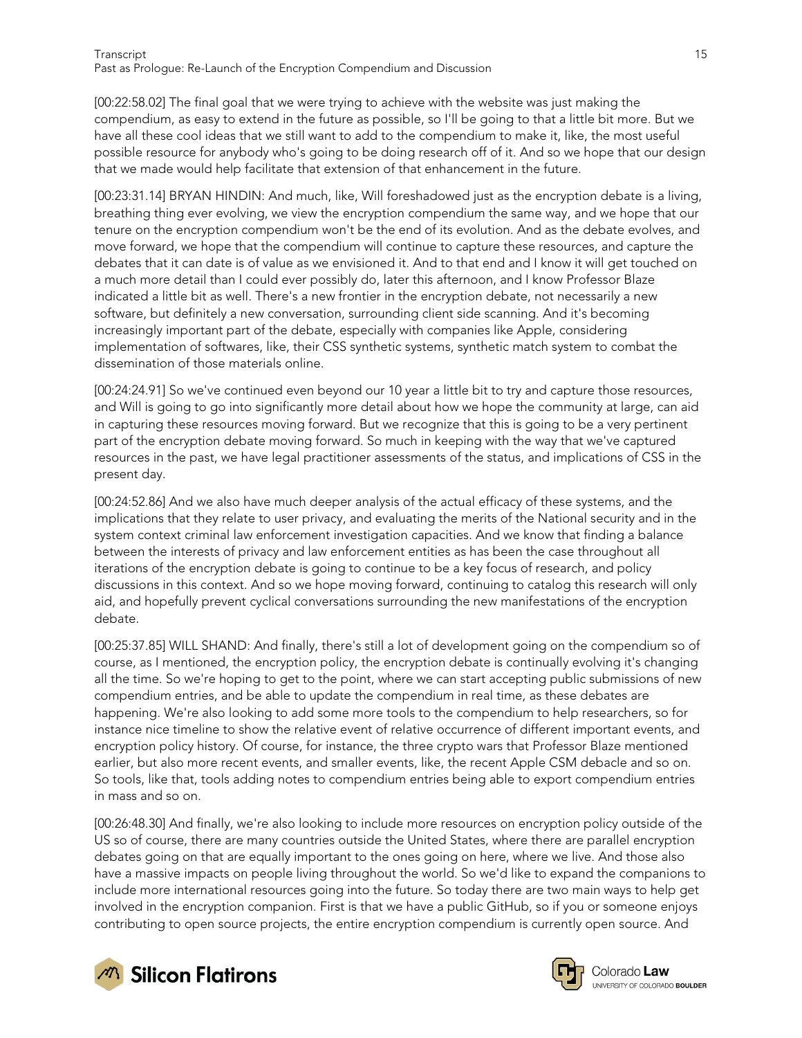[00:22:58.02] The final goal that we were trying to achieve with the website was just making the compendium, as easy to extend in the future as possible, so I'll be going to that a little bit more. But we have all these cool ideas that we still want to add to the compendium to make it, like, the most useful possible resource for anybody who's going to be doing research off of it. And so we hope that our design that we made would help facilitate that extension of that enhancement in the future.

[00:23:31.14] BRYAN HINDIN: And much, like, Will foreshadowed just as the encryption debate is a living, breathing thing ever evolving, we view the encryption compendium the same way, and we hope that our tenure on the encryption compendium won't be the end of its evolution. And as the debate evolves, and move forward, we hope that the compendium will continue to capture these resources, and capture the debates that it can date is of value as we envisioned it. And to that end and I know it will get touched on a much more detail than I could ever possibly do, later this afternoon, and I know Professor Blaze indicated a little bit as well. There's a new frontier in the encryption debate, not necessarily a new software, but definitely a new conversation, surrounding client side scanning. And it's becoming increasingly important part of the debate, especially with companies like Apple, considering implementation of softwares, like, their CSS synthetic systems, synthetic match system to combat the dissemination of those materials online.

[00:24:24.91] So we've continued even beyond our 10 year a little bit to try and capture those resources, and Will is going to go into significantly more detail about how we hope the community at large, can aid in capturing these resources moving forward. But we recognize that this is going to be a very pertinent part of the encryption debate moving forward. So much in keeping with the way that we've captured resources in the past, we have legal practitioner assessments of the status, and implications of CSS in the present day.

[00:24:52.86] And we also have much deeper analysis of the actual efficacy of these systems, and the implications that they relate to user privacy, and evaluating the merits of the National security and in the system context criminal law enforcement investigation capacities. And we know that finding a balance between the interests of privacy and law enforcement entities as has been the case throughout all iterations of the encryption debate is going to continue to be a key focus of research, and policy discussions in this context. And so we hope moving forward, continuing to catalog this research will only aid, and hopefully prevent cyclical conversations surrounding the new manifestations of the encryption debate.

[00:25:37.85] WILL SHAND: And finally, there's still a lot of development going on the compendium so of course, as I mentioned, the encryption policy, the encryption debate is continually evolving it's changing all the time. So we're hoping to get to the point, where we can start accepting public submissions of new compendium entries, and be able to update the compendium in real time, as these debates are happening. We're also looking to add some more tools to the compendium to help researchers, so for instance nice timeline to show the relative event of relative occurrence of different important events, and encryption policy history. Of course, for instance, the three crypto wars that Professor Blaze mentioned earlier, but also more recent events, and smaller events, like, the recent Apple CSM debacle and so on. So tools, like that, tools adding notes to compendium entries being able to export compendium entries in mass and so on.

[00:26:48.30] And finally, we're also looking to include more resources on encryption policy outside of the US so of course, there are many countries outside the United States, where there are parallel encryption debates going on that are equally important to the ones going on here, where we live. And those also have a massive impacts on people living throughout the world. So we'd like to expand the companions to include more international resources going into the future. So today there are two main ways to help get involved in the encryption companion. First is that we have a public GitHub, so if you or someone enjoys contributing to open source projects, the entire encryption compendium is currently open source. And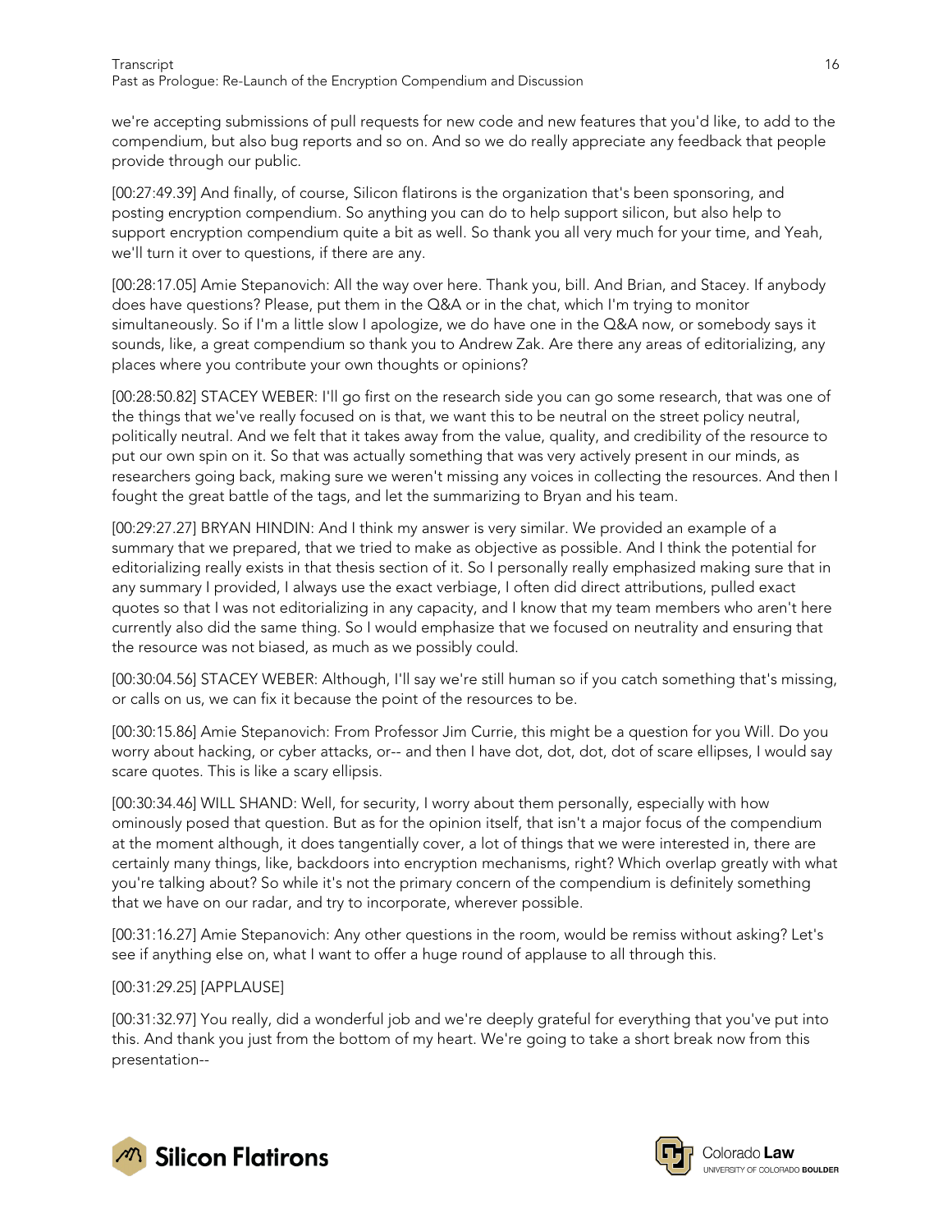we're accepting submissions of pull requests for new code and new features that you'd like, to add to the compendium, but also bug reports and so on. And so we do really appreciate any feedback that people provide through our public.

[00:27:49.39] And finally, of course, Silicon flatirons is the organization that's been sponsoring, and posting encryption compendium. So anything you can do to help support silicon, but also help to support encryption compendium quite a bit as well. So thank you all very much for your time, and Yeah, we'll turn it over to questions, if there are any.

[00:28:17.05] Amie Stepanovich: All the way over here. Thank you, bill. And Brian, and Stacey. If anybody does have questions? Please, put them in the Q&A or in the chat, which I'm trying to monitor simultaneously. So if I'm a little slow I apologize, we do have one in the Q&A now, or somebody says it sounds, like, a great compendium so thank you to Andrew Zak. Are there any areas of editorializing, any places where you contribute your own thoughts or opinions?

[00:28:50.82] STACEY WEBER: I'll go first on the research side you can go some research, that was one of the things that we've really focused on is that, we want this to be neutral on the street policy neutral, politically neutral. And we felt that it takes away from the value, quality, and credibility of the resource to put our own spin on it. So that was actually something that was very actively present in our minds, as researchers going back, making sure we weren't missing any voices in collecting the resources. And then I fought the great battle of the tags, and let the summarizing to Bryan and his team.

[00:29:27.27] BRYAN HINDIN: And I think my answer is very similar. We provided an example of a summary that we prepared, that we tried to make as objective as possible. And I think the potential for editorializing really exists in that thesis section of it. So I personally really emphasized making sure that in any summary I provided, I always use the exact verbiage, I often did direct attributions, pulled exact quotes so that I was not editorializing in any capacity, and I know that my team members who aren't here currently also did the same thing. So I would emphasize that we focused on neutrality and ensuring that the resource was not biased, as much as we possibly could.

[00:30:04.56] STACEY WEBER: Although, I'll say we're still human so if you catch something that's missing, or calls on us, we can fix it because the point of the resources to be.

[00:30:15.86] Amie Stepanovich: From Professor Jim Currie, this might be a question for you Will. Do you worry about hacking, or cyber attacks, or-- and then I have dot, dot, dot, dot of scare ellipses, I would say scare quotes. This is like a scary ellipsis.

[00:30:34.46] WILL SHAND: Well, for security, I worry about them personally, especially with how ominously posed that question. But as for the opinion itself, that isn't a major focus of the compendium at the moment although, it does tangentially cover, a lot of things that we were interested in, there are certainly many things, like, backdoors into encryption mechanisms, right? Which overlap greatly with what you're talking about? So while it's not the primary concern of the compendium is definitely something that we have on our radar, and try to incorporate, wherever possible.

[00:31:16.27] Amie Stepanovich: Any other questions in the room, would be remiss without asking? Let's see if anything else on, what I want to offer a huge round of applause to all through this.

[00:31:29.25] [APPLAUSE]

[00:31:32.97] You really, did a wonderful job and we're deeply grateful for everything that you've put into this. And thank you just from the bottom of my heart. We're going to take a short break now from this presentation--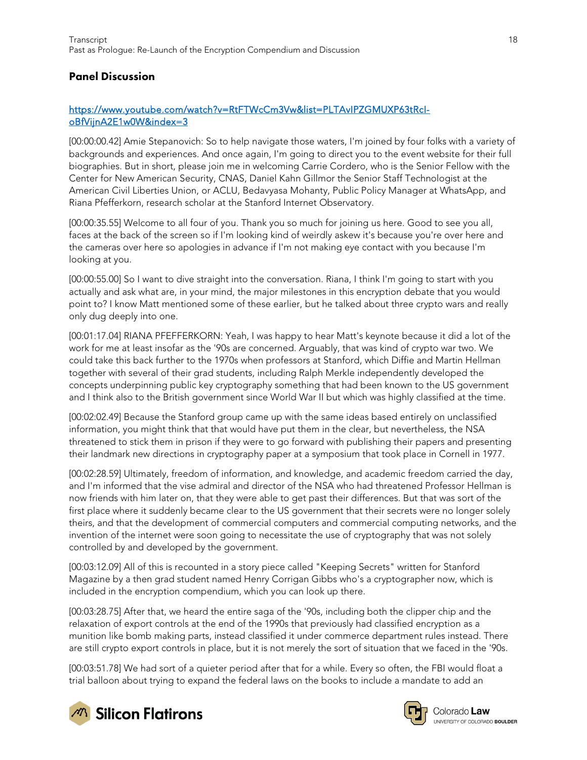## Panel Discussion

[https://www.youtube.com/watch?v=RtFTWcCm3Vw&list=PLTAvIPZGMUXP63tRcl-oBfVijnA2E1w0W&index=3](https://www.youtube.com/watch?v=RtFTWcCm3Vw&list=PLTAvIPZGMUXP63tRcl-oBfVijnA2E1w0W&index=3)

[00:00:00.42] Amie Stepanovich: So to help navigate those waters, I'm joined by four folks with a variety of backgrounds and experiences. And once again, I'm going to direct you to the event website for their full biographies. But in short, please join me in welcoming Carrie Cordero, who is the Senior Fellow with the Center for New American Security, CNAS, Daniel Kahn Gillmor the Senior Staff Technologist at the American Civil Liberties Union, or ACLU, Bedavyasa Mohanty, Public Policy Manager at WhatsApp, and Riana Pfefferkorn, research scholar at the Stanford Internet Observatory.

[00:00:35.55] Welcome to all four of you. Thank you so much for joining us here. Good to see you all, faces at the back of the screen so if I'm looking kind of weirdly askew it's because you're over here and the cameras over here so apologies in advance if I'm not making eye contact with you because I'm looking at you.

[00:00:55.00] So I want to dive straight into the conversation. Riana, I think I'm going to start with you actually and ask what are, in your mind, the major milestones in this encryption debate that you would point to? I know Matt mentioned some of these earlier, but he talked about three crypto wars and really only dug deeply into one.

[00:01:17.04] RIANA PFEFFERKORN: Yeah, I was happy to hear Matt's keynote because it did a lot of the work for me at least insofar as the '90s are concerned. Arguably, that was kind of crypto war two. We could take this back further to the 1970s when professors at Stanford, which Diffie and Martin Hellman together with several of their grad students, including Ralph Merkle independently developed the concepts underpinning public key cryptography something that had been known to the US government and I think also to the British government since World War II but which was highly classified at the time.

[00:02:02.49] Because the Stanford group came up with the same ideas based entirely on unclassified information, you might think that that would have put them in the clear, but nevertheless, the NSA threatened to stick them in prison if they were to go forward with publishing their papers and presenting their landmark new directions in cryptography paper at a symposium that took place in Cornell in 1977.

[00:02:28.59] Ultimately, freedom of information, and knowledge, and academic freedom carried the day, and I'm informed that the vise admiral and director of the NSA who had threatened Professor Hellman is now friends with him later on, that they were able to get past their differences. But that was sort of the first place where it suddenly became clear to the US government that their secrets were no longer solely theirs, and that the development of commercial computers and commercial computing networks, and the invention of the internet were soon going to necessitate the use of cryptography that was not solely controlled by and developed by the government.

[00:03:12.09] All of this is recounted in a story piece called "Keeping Secrets" written for Stanford Magazine by a then grad student named Henry Corrigan Gibbs who's a cryptographer now, which is included in the encryption compendium, which you can look up there.

[00:03:28.75] After that, we heard the entire saga of the '90s, including both the clipper chip and the relaxation of export controls at the end of the 1990s that previously had classified encryption as a munition like bomb making parts, instead classified it under commerce department rules instead. There are still crypto export controls in place, but it is not merely the sort of situation that we faced in the '90s.

[00:03:51.78] We had sort of a quieter period after that for a while. Every so often, the FBI would float a trial balloon about trying to expand the federal laws on the books to include a mandate to add an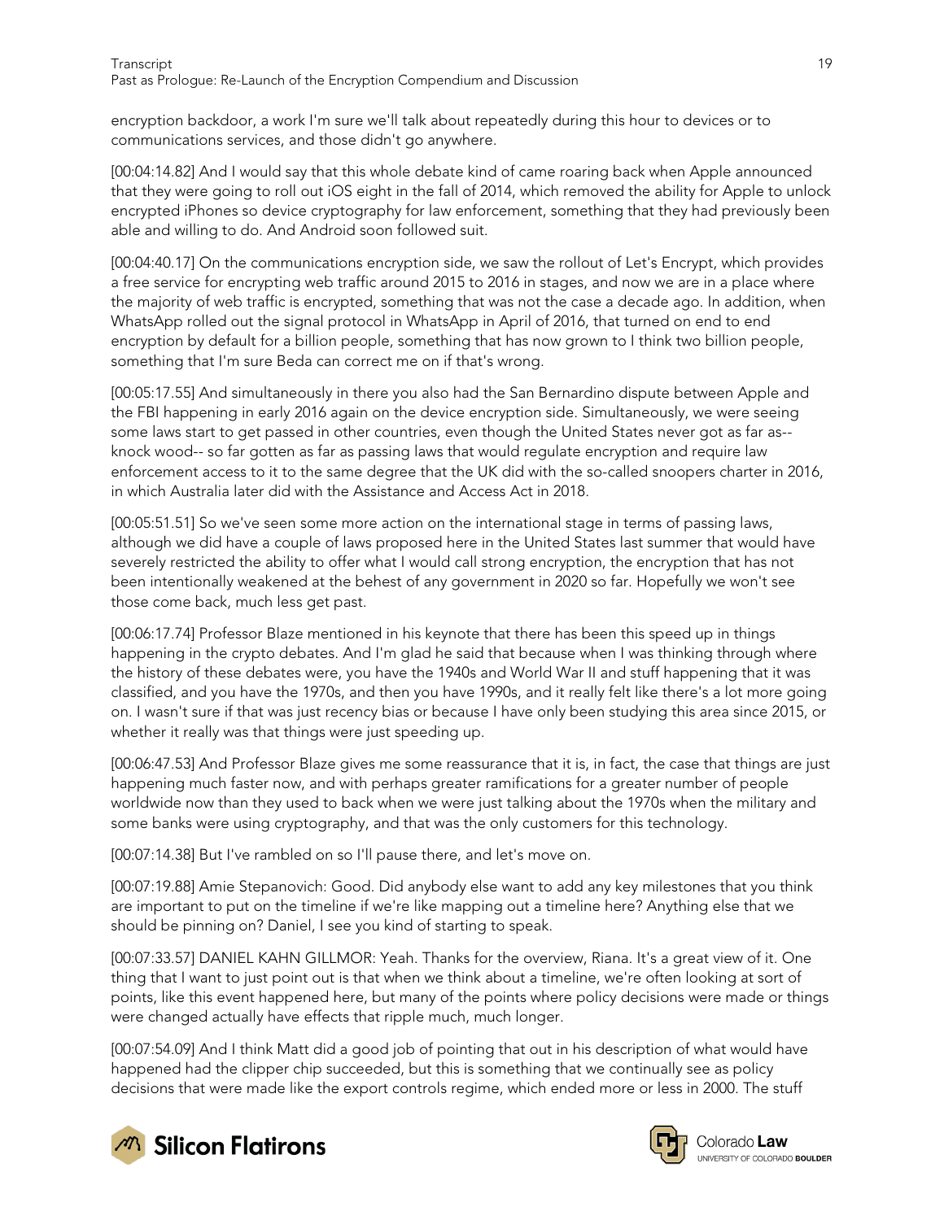encryption backdoor, a work I'm sure we'll talk about repeatedly during this hour to devices or to communications services, and those didn't go anywhere.

[00:04:14.82] And I would say that this whole debate kind of came roaring back when Apple announced that they were going to roll out iOS eight in the fall of 2014, which removed the ability for Apple to unlock encrypted iPhones so device cryptography for law enforcement, something that they had previously been able and willing to do. And Android soon followed suit.

[00:04:40.17] On the communications encryption side, we saw the rollout of Let's Encrypt, which provides a free service for encrypting web traffic around 2015 to 2016 in stages, and now we are in a place where the majority of web traffic is encrypted, something that was not the case a decade ago. In addition, when WhatsApp rolled out the signal protocol in WhatsApp in April of 2016, that turned on end to end encryption by default for a billion people, something that has now grown to I think two billion people, something that I'm sure Beda can correct me on if that's wrong.

[00:05:17.55] And simultaneously in there you also had the San Bernardino dispute between Apple and the FBI happening in early 2016 again on the device encryption side. Simultaneously, we were seeing some laws start to get passed in other countries, even though the United States never got as far as-- knock wood-- so far gotten as far as passing laws that would regulate encryption and require law enforcement access to it to the same degree that the UK did with the so-called snoopers charter in 2016, in which Australia later did with the Assistance and Access Act in 2018.

[00:05:51.51] So we've seen some more action on the international stage in terms of passing laws, although we did have a couple of laws proposed here in the United States last summer that would have severely restricted the ability to offer what I would call strong encryption, the encryption that has not been intentionally weakened at the behest of any government in 2020 so far. Hopefully we won't see those come back, much less get past.

[00:06:17.74] Professor Blaze mentioned in his keynote that there has been this speed up in things happening in the crypto debates. And I'm glad he said that because when I was thinking through where the history of these debates were, you have the 1940s and World War II and stuff happening that it was classified, and you have the 1970s, and then you have 1990s, and it really felt like there's a lot more going on. I wasn't sure if that was just recency bias or because I have only been studying this area since 2015, or whether it really was that things were just speeding up.

[00:06:47.53] And Professor Blaze gives me some reassurance that it is, in fact, the case that things are just happening much faster now, and with perhaps greater ramifications for a greater number of people worldwide now than they used to back when we were just talking about the 1970s when the military and some banks were using cryptography, and that was the only customers for this technology.

[00:07:14.38] But I've rambled on so I'll pause there, and let's move on.

[00:07:19.88] Amie Stepanovich: Good. Did anybody else want to add any key milestones that you think are important to put on the timeline if we're like mapping out a timeline here? Anything else that we should be pinning on? Daniel, I see you kind of starting to speak.

[00:07:33.57] DANIEL KAHN GILLMOR: Yeah. Thanks for the overview, Riana. It's a great view of it. One thing that I want to just point out is that when we think about a timeline, we're often looking at sort of points, like this event happened here, but many of the points where policy decisions were made or things were changed actually have effects that ripple much, much longer.

[00:07:54.09] And I think Matt did a good job of pointing that out in his description of what would have happened had the clipper chip succeeded, but this is something that we continually see as policy decisions that were made like the export controls regime, which ended more or less in 2000. The stuff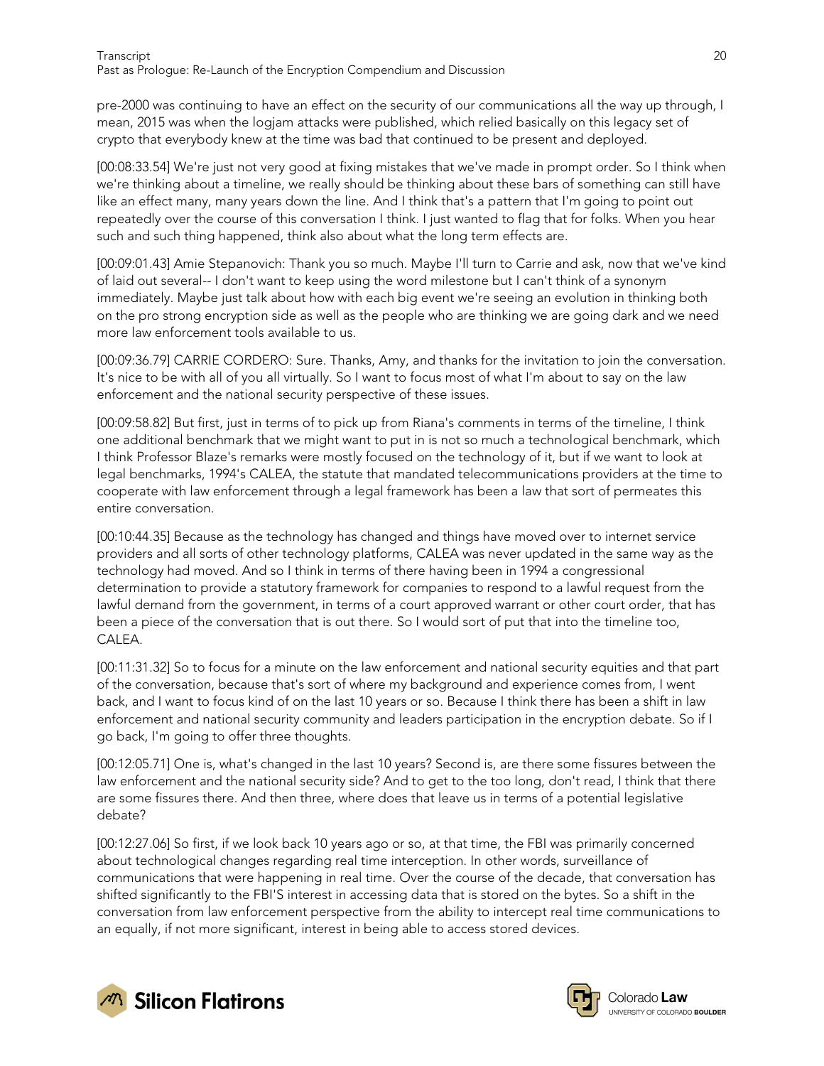pre-2000 was continuing to have an effect on the security of our communications all the way up through, I mean, 2015 was when the logjam attacks were published, which relied basically on this legacy set of crypto that everybody knew at the time was bad that continued to be present and deployed.

[00:08:33.54] We're just not very good at fixing mistakes that we've made in prompt order. So I think when we're thinking about a timeline, we really should be thinking about these bars of something can still have like an effect many, many years down the line. And I think that's a pattern that I'm going to point out repeatedly over the course of this conversation I think. I just wanted to flag that for folks. When you hear such and such thing happened, think also about what the long term effects are.

[00:09:01.43] Amie Stepanovich: Thank you so much. Maybe I'll turn to Carrie and ask, now that we've kind of laid out several-- I don't want to keep using the word milestone but I can't think of a synonym immediately. Maybe just talk about how with each big event we're seeing an evolution in thinking both on the pro strong encryption side as well as the people who are thinking we are going dark and we need more law enforcement tools available to us.

[00:09:36.79] CARRIE CORDERO: Sure. Thanks, Amy, and thanks for the invitation to join the conversation. It's nice to be with all of you all virtually. So I want to focus most of what I'm about to say on the law enforcement and the national security perspective of these issues.

[00:09:58.82] But first, just in terms of to pick up from Riana's comments in terms of the timeline, I think one additional benchmark that we might want to put in is not so much a technological benchmark, which I think Professor Blaze's remarks were mostly focused on the technology of it, but if we want to look at legal benchmarks, 1994's CALEA, the statute that mandated telecommunications providers at the time to cooperate with law enforcement through a legal framework has been a law that sort of permeates this entire conversation.

[00:10:44.35] Because as the technology has changed and things have moved over to internet service providers and all sorts of other technology platforms, CALEA was never updated in the same way as the technology had moved. And so I think in terms of there having been in 1994 a congressional determination to provide a statutory framework for companies to respond to a lawful request from the lawful demand from the government, in terms of a court approved warrant or other court order, that has been a piece of the conversation that is out there. So I would sort of put that into the timeline too, CALEA.

[00:11:31.32] So to focus for a minute on the law enforcement and national security equities and that part of the conversation, because that's sort of where my background and experience comes from, I went back, and I want to focus kind of on the last 10 years or so. Because I think there has been a shift in law enforcement and national security community and leaders participation in the encryption debate. So if I go back, I'm going to offer three thoughts.

[00:12:05.71] One is, what's changed in the last 10 years? Second is, are there some fissures between the law enforcement and the national security side? And to get to the too long, don't read, I think that there are some fissures there. And then three, where does that leave us in terms of a potential legislative debate?

[00:12:27.06] So first, if we look back 10 years ago or so, at that time, the FBI was primarily concerned about technological changes regarding real time interception. In other words, surveillance of communications that were happening in real time. Over the course of the decade, that conversation has shifted significantly to the FBI'S interest in accessing data that is stored on the bytes. So a shift in the conversation from law enforcement perspective from the ability to intercept real time communications to an equally, if not more significant, interest in being able to access stored devices.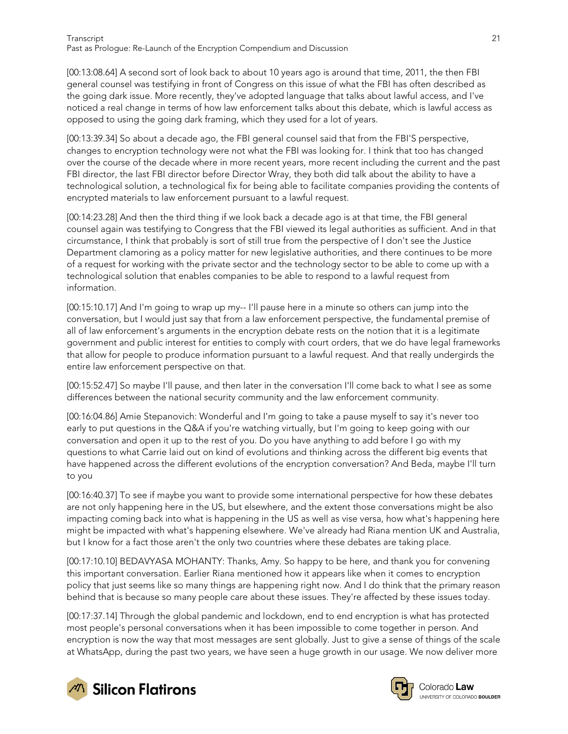[00:13:08.64] A second sort of look back to about 10 years ago is around that time, 2011, the then FBI general counsel was testifying in front of Congress on this issue of what the FBI has often described as the going dark issue. More recently, they've adopted language that talks about lawful access, and I've noticed a real change in terms of how law enforcement talks about this debate, which is lawful access as opposed to using the going dark framing, which they used for a lot of years.

[00:13:39.34] So about a decade ago, the FBI general counsel said that from the FBI'S perspective, changes to encryption technology were not what the FBI was looking for. I think that too has changed over the course of the decade where in more recent years, more recent including the current and the past FBI director, the last FBI director before Director Wray, they both did talk about the ability to have a technological solution, a technological fix for being able to facilitate companies providing the contents of encrypted materials to law enforcement pursuant to a lawful request.

[00:14:23.28] And then the third thing if we look back a decade ago is at that time, the FBI general counsel again was testifying to Congress that the FBI viewed its legal authorities as sufficient. And in that circumstance, I think that probably is sort of still true from the perspective of I don't see the Justice Department clamoring as a policy matter for new legislative authorities, and there continues to be more of a request for working with the private sector and the technology sector to be able to come up with a technological solution that enables companies to be able to respond to a lawful request from information.

[00:15:10.17] And I'm going to wrap up my-- I'll pause here in a minute so others can jump into the conversation, but I would just say that from a law enforcement perspective, the fundamental premise of all of law enforcement's arguments in the encryption debate rests on the notion that it is a legitimate government and public interest for entities to comply with court orders, that we do have legal frameworks that allow for people to produce information pursuant to a lawful request. And that really undergirds the entire law enforcement perspective on that.

[00:15:52.47] So maybe I'll pause, and then later in the conversation I'll come back to what I see as some differences between the national security community and the law enforcement community.

[00:16:04.86] Amie Stepanovich: Wonderful and I'm going to take a pause myself to say it's never too early to put questions in the Q&A if you're watching virtually, but I'm going to keep going with our conversation and open it up to the rest of you. Do you have anything to add before I go with my questions to what Carrie laid out on kind of evolutions and thinking across the different big events that have happened across the different evolutions of the encryption conversation? And Beda, maybe I'll turn to you

[00:16:40.37] To see if maybe you want to provide some international perspective for how these debates are not only happening here in the US, but elsewhere, and the extent those conversations might be also impacting coming back into what is happening in the US as well as vise versa, how what's happening here might be impacted with what's happening elsewhere. We've already had Riana mention UK and Australia, but I know for a fact those aren't the only two countries where these debates are taking place.

[00:17:10.10] BEDAVYASA MOHANTY: Thanks, Amy. So happy to be here, and thank you for convening this important conversation. Earlier Riana mentioned how it appears like when it comes to encryption policy that just seems like so many things are happening right now. And I do think that the primary reason behind that is because so many people care about these issues. They're affected by these issues today.

[00:17:37.14] Through the global pandemic and lockdown, end to end encryption is what has protected most people's personal conversations when it has been impossible to come together in person. And encryption is now the way that most messages are sent globally. Just to give a sense of things of the scale at WhatsApp, during the past two years, we have seen a huge growth in our usage. We now deliver more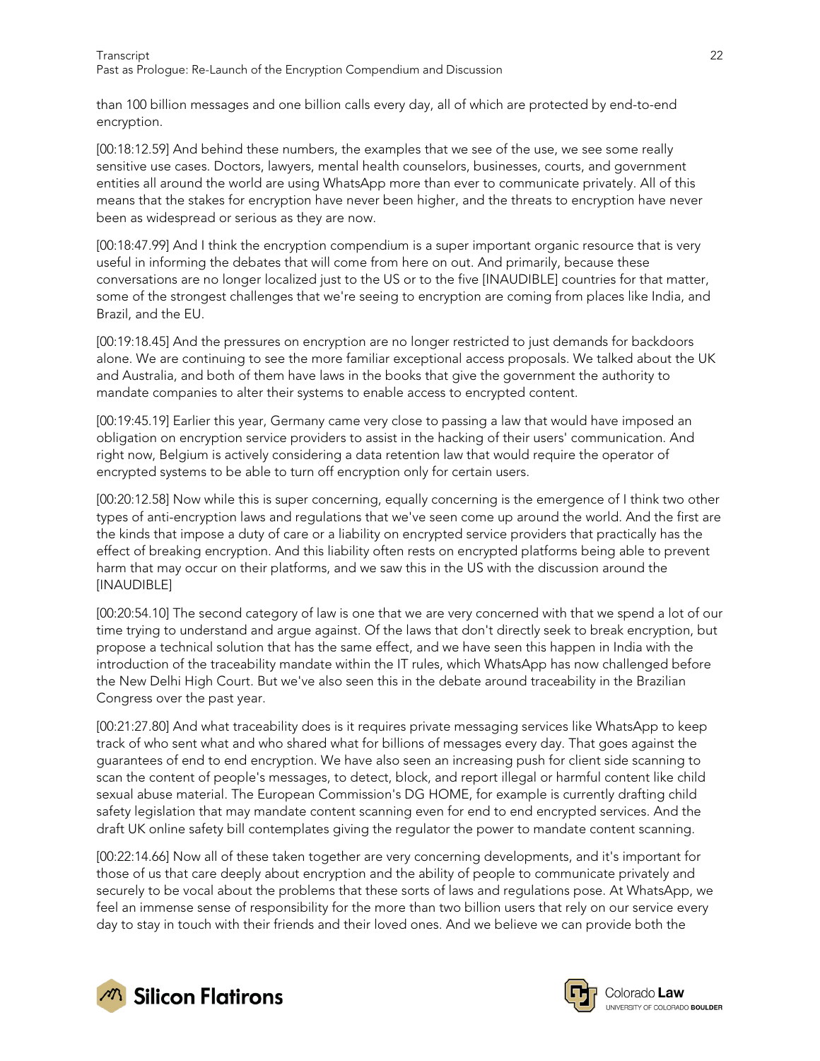than 100 billion messages and one billion calls every day, all of which are protected by end-to-end encryption.

[00:18:12.59] And behind these numbers, the examples that we see of the use, we see some really sensitive use cases. Doctors, lawyers, mental health counselors, businesses, courts, and government entities all around the world are using WhatsApp more than ever to communicate privately. All of this means that the stakes for encryption have never been higher, and the threats to encryption have never been as widespread or serious as they are now.

[00:18:47.99] And I think the encryption compendium is a super important organic resource that is very useful in informing the debates that will come from here on out. And primarily, because these conversations are no longer localized just to the US or to the five [INAUDIBLE] countries for that matter, some of the strongest challenges that we're seeing to encryption are coming from places like India, and Brazil, and the EU.

[00:19:18.45] And the pressures on encryption are no longer restricted to just demands for backdoors alone. We are continuing to see the more familiar exceptional access proposals. We talked about the UK and Australia, and both of them have laws in the books that give the government the authority to mandate companies to alter their systems to enable access to encrypted content.

[00:19:45.19] Earlier this year, Germany came very close to passing a law that would have imposed an obligation on encryption service providers to assist in the hacking of their users' communication. And right now, Belgium is actively considering a data retention law that would require the operator of encrypted systems to be able to turn off encryption only for certain users.

[00:20:12.58] Now while this is super concerning, equally concerning is the emergence of I think two other types of anti-encryption laws and regulations that we've seen come up around the world. And the first are the kinds that impose a duty of care or a liability on encrypted service providers that practically has the effect of breaking encryption. And this liability often rests on encrypted platforms being able to prevent harm that may occur on their platforms, and we saw this in the US with the discussion around the [INAUDIBLE]

[00:20:54.10] The second category of law is one that we are very concerned with that we spend a lot of our time trying to understand and argue against. Of the laws that don't directly seek to break encryption, but propose a technical solution that has the same effect, and we have seen this happen in India with the introduction of the traceability mandate within the IT rules, which WhatsApp has now challenged before the New Delhi High Court. But we've also seen this in the debate around traceability in the Brazilian Congress over the past year.

[00:21:27.80] And what traceability does is it requires private messaging services like WhatsApp to keep track of who sent what and who shared what for billions of messages every day. That goes against the guarantees of end to end encryption. We have also seen an increasing push for client side scanning to scan the content of people's messages, to detect, block, and report illegal or harmful content like child sexual abuse material. The European Commission's DG HOME, for example is currently drafting child safety legislation that may mandate content scanning even for end to end encrypted services. And the draft UK online safety bill contemplates giving the regulator the power to mandate content scanning.

[00:22:14.66] Now all of these taken together are very concerning developments, and it's important for those of us that care deeply about encryption and the ability of people to communicate privately and securely to be vocal about the problems that these sorts of laws and regulations pose. At WhatsApp, we feel an immense sense of responsibility for the more than two billion users that rely on our service every day to stay in touch with their friends and their loved ones. And we believe we can provide both the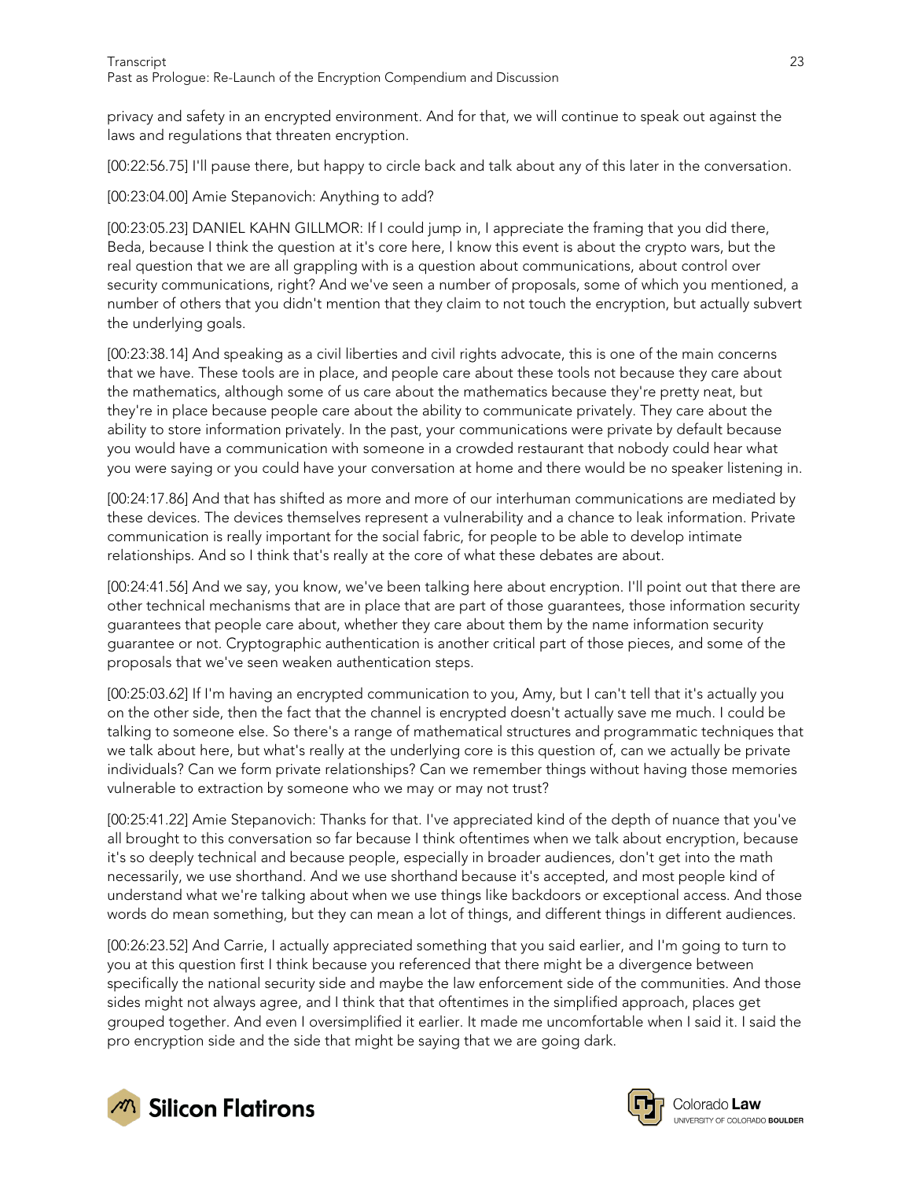privacy and safety in an encrypted environment. And for that, we will continue to speak out against the laws and regulations that threaten encryption.

[00:22:56.75] I'll pause there, but happy to circle back and talk about any of this later in the conversation.

[00:23:04.00] Amie Stepanovich: Anything to add?

[00:23:05.23] DANIEL KAHN GILLMOR: If I could jump in, I appreciate the framing that you did there, Beda, because I think the question at it's core here, I know this event is about the crypto wars, but the real question that we are all grappling with is a question about communications, about control over security communications, right? And we've seen a number of proposals, some of which you mentioned, a number of others that you didn't mention that they claim to not touch the encryption, but actually subvert the underlying goals.

[00:23:38.14] And speaking as a civil liberties and civil rights advocate, this is one of the main concerns that we have. These tools are in place, and people care about these tools not because they care about the mathematics, although some of us care about the mathematics because they're pretty neat, but they're in place because people care about the ability to communicate privately. They care about the ability to store information privately. In the past, your communications were private by default because you would have a communication with someone in a crowded restaurant that nobody could hear what you were saying or you could have your conversation at home and there would be no speaker listening in.

[00:24:17.86] And that has shifted as more and more of our interhuman communications are mediated by these devices. The devices themselves represent a vulnerability and a chance to leak information. Private communication is really important for the social fabric, for people to be able to develop intimate relationships. And so I think that's really at the core of what these debates are about.

[00:24:41.56] And we say, you know, we've been talking here about encryption. I'll point out that there are other technical mechanisms that are in place that are part of those guarantees, those information security guarantees that people care about, whether they care about them by the name information security guarantee or not. Cryptographic authentication is another critical part of those pieces, and some of the proposals that we've seen weaken authentication steps.

[00:25:03.62] If I'm having an encrypted communication to you, Amy, but I can't tell that it's actually you on the other side, then the fact that the channel is encrypted doesn't actually save me much. I could be talking to someone else. So there's a range of mathematical structures and programmatic techniques that we talk about here, but what's really at the underlying core is this question of, can we actually be private individuals? Can we form private relationships? Can we remember things without having those memories vulnerable to extraction by someone who we may or may not trust?

[00:25:41.22] Amie Stepanovich: Thanks for that. I've appreciated kind of the depth of nuance that you've all brought to this conversation so far because I think oftentimes when we talk about encryption, because it's so deeply technical and because people, especially in broader audiences, don't get into the math necessarily, we use shorthand. And we use shorthand because it's accepted, and most people kind of understand what we're talking about when we use things like backdoors or exceptional access. And those words do mean something, but they can mean a lot of things, and different things in different audiences.

[00:26:23.52] And Carrie, I actually appreciated something that you said earlier, and I'm going to turn to you at this question first I think because you referenced that there might be a divergence between specifically the national security side and maybe the law enforcement side of the communities. And those sides might not always agree, and I think that that oftentimes in the simplified approach, places get grouped together. And even I oversimplified it earlier. It made me uncomfortable when I said it. I said the pro encryption side and the side that might be saying that we are going dark.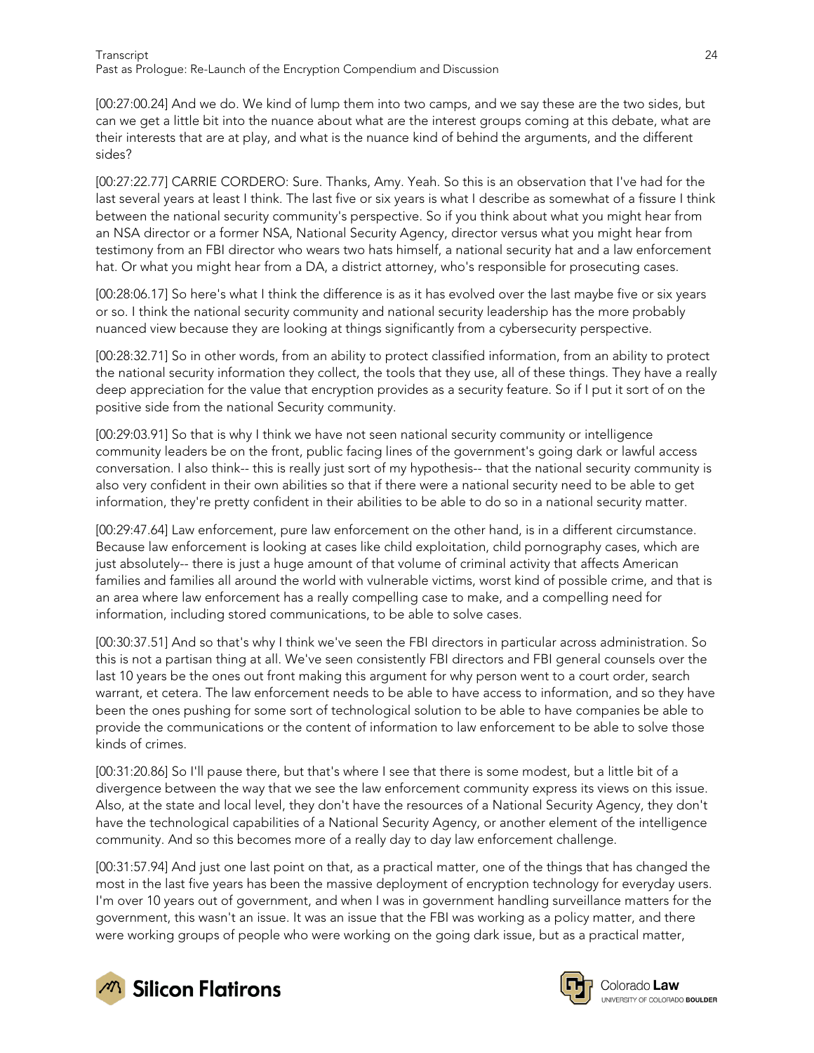[00:27:00.24] And we do. We kind of lump them into two camps, and we say these are the two sides, but can we get a little bit into the nuance about what are the interest groups coming at this debate, what are their interests that are at play, and what is the nuance kind of behind the arguments, and the different sides?

[00:27:22.77] CARRIE CORDERO: Sure. Thanks, Amy. Yeah. So this is an observation that I've had for the last several years at least I think. The last five or six years is what I describe as somewhat of a fissure I think between the national security community's perspective. So if you think about what you might hear from an NSA director or a former NSA, National Security Agency, director versus what you might hear from testimony from an FBI director who wears two hats himself, a national security hat and a law enforcement hat. Or what you might hear from a DA, a district attorney, who's responsible for prosecuting cases.

[00:28:06.17] So here's what I think the difference is as it has evolved over the last maybe five or six years or so. I think the national security community and national security leadership has the more probably nuanced view because they are looking at things significantly from a cybersecurity perspective.

[00:28:32.71] So in other words, from an ability to protect classified information, from an ability to protect the national security information they collect, the tools that they use, all of these things. They have a really deep appreciation for the value that encryption provides as a security feature. So if I put it sort of on the positive side from the national Security community.

[00:29:03.91] So that is why I think we have not seen national security community or intelligence community leaders be on the front, public facing lines of the government's going dark or lawful access conversation. I also think-- this is really just sort of my hypothesis-- that the national security community is also very confident in their own abilities so that if there were a national security need to be able to get information, they're pretty confident in their abilities to be able to do so in a national security matter.

[00:29:47.64] Law enforcement, pure law enforcement on the other hand, is in a different circumstance. Because law enforcement is looking at cases like child exploitation, child pornography cases, which are just absolutely-- there is just a huge amount of that volume of criminal activity that affects American families and families all around the world with vulnerable victims, worst kind of possible crime, and that is an area where law enforcement has a really compelling case to make, and a compelling need for information, including stored communications, to be able to solve cases.

[00:30:37.51] And so that's why I think we've seen the FBI directors in particular across administration. So this is not a partisan thing at all. We've seen consistently FBI directors and FBI general counsels over the last 10 years be the ones out front making this argument for why person went to a court order, search warrant, et cetera. The law enforcement needs to be able to have access to information, and so they have been the ones pushing for some sort of technological solution to be able to have companies be able to provide the communications or the content of information to law enforcement to be able to solve those kinds of crimes.

[00:31:20.86] So I'll pause there, but that's where I see that there is some modest, but a little bit of a divergence between the way that we see the law enforcement community express its views on this issue. Also, at the state and local level, they don't have the resources of a National Security Agency, they don't have the technological capabilities of a National Security Agency, or another element of the intelligence community. And so this becomes more of a really day to day law enforcement challenge.

[00:31:57.94] And just one last point on that, as a practical matter, one of the things that has changed the most in the last five years has been the massive deployment of encryption technology for everyday users. I'm over 10 years out of government, and when I was in government handling surveillance matters for the government, this wasn't an issue. It was an issue that the FBI was working as a policy matter, and there were working groups of people who were working on the going dark issue, but as a practical matter,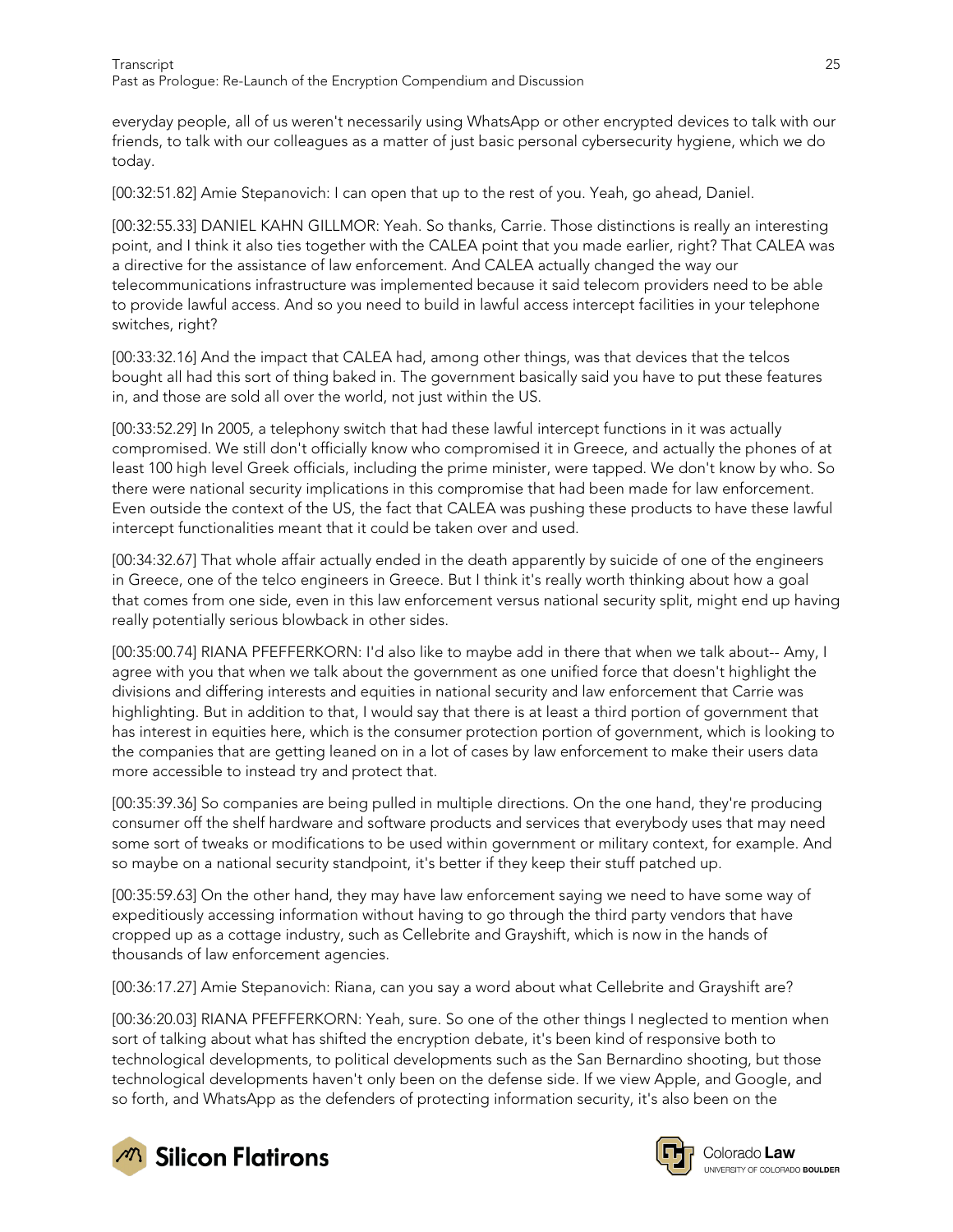everyday people, all of us weren't necessarily using WhatsApp or other encrypted devices to talk with our friends, to talk with our colleagues as a matter of just basic personal cybersecurity hygiene, which we do today.

[00:32:51.82] Amie Stepanovich: I can open that up to the rest of you. Yeah, go ahead, Daniel.

[00:32:55.33] DANIEL KAHN GILLMOR: Yeah. So thanks, Carrie. Those distinctions is really an interesting point, and I think it also ties together with the CALEA point that you made earlier, right? That CALEA was a directive for the assistance of law enforcement. And CALEA actually changed the way our telecommunications infrastructure was implemented because it said telecom providers need to be able to provide lawful access. And so you need to build in lawful access intercept facilities in your telephone switches, right?

[00:33:32.16] And the impact that CALEA had, among other things, was that devices that the telcos bought all had this sort of thing baked in. The government basically said you have to put these features in, and those are sold all over the world, not just within the US.

[00:33:52.29] In 2005, a telephony switch that had these lawful intercept functions in it was actually compromised. We still don't officially know who compromised it in Greece, and actually the phones of at least 100 high level Greek officials, including the prime minister, were tapped. We don't know by who. So there were national security implications in this compromise that had been made for law enforcement. Even outside the context of the US, the fact that CALEA was pushing these products to have these lawful intercept functionalities meant that it could be taken over and used.

[00:34:32.67] That whole affair actually ended in the death apparently by suicide of one of the engineers in Greece, one of the telco engineers in Greece. But I think it's really worth thinking about how a goal that comes from one side, even in this law enforcement versus national security split, might end up having really potentially serious blowback in other sides.

[00:35:00.74] RIANA PFEFFERKORN: I'd also like to maybe add in there that when we talk about-- Amy, I agree with you that when we talk about the government as one unified force that doesn't highlight the divisions and differing interests and equities in national security and law enforcement that Carrie was highlighting. But in addition to that, I would say that there is at least a third portion of government that has interest in equities here, which is the consumer protection portion of government, which is looking to the companies that are getting leaned on in a lot of cases by law enforcement to make their users data more accessible to instead try and protect that.

[00:35:39.36] So companies are being pulled in multiple directions. On the one hand, they're producing consumer off the shelf hardware and software products and services that everybody uses that may need some sort of tweaks or modifications to be used within government or military context, for example. And so maybe on a national security standpoint, it's better if they keep their stuff patched up.

[00:35:59.63] On the other hand, they may have law enforcement saying we need to have some way of expeditiously accessing information without having to go through the third party vendors that have cropped up as a cottage industry, such as Cellebrite and Grayshift, which is now in the hands of thousands of law enforcement agencies.

[00:36:17.27] Amie Stepanovich: Riana, can you say a word about what Cellebrite and Grayshift are?

[00:36:20.03] RIANA PFEFFERKORN: Yeah, sure. So one of the other things I neglected to mention when sort of talking about what has shifted the encryption debate, it's been kind of responsive both to technological developments, to political developments such as the San Bernardino shooting, but those technological developments haven't only been on the defense side. If we view Apple, and Google, and so forth, and WhatsApp as the defenders of protecting information security, it's also been on the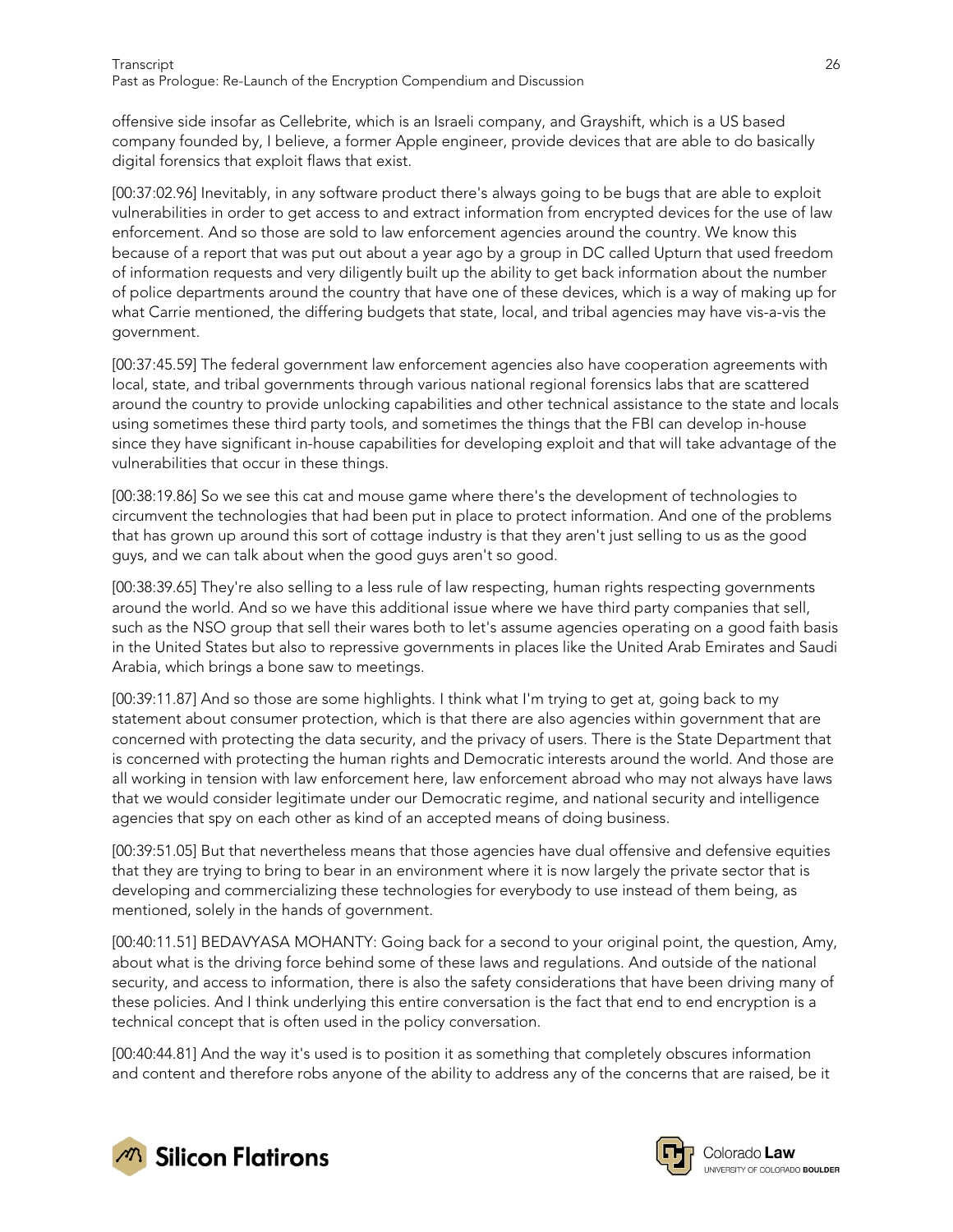offensive side insofar as Cellebrite, which is an Israeli company, and Grayshift, which is a US based company founded by, I believe, a former Apple engineer, provide devices that are able to do basically digital forensics that exploit flaws that exist.

[00:37:02.96] Inevitably, in any software product there's always going to be bugs that are able to exploit vulnerabilities in order to get access to and extract information from encrypted devices for the use of law enforcement. And so those are sold to law enforcement agencies around the country. We know this because of a report that was put out about a year ago by a group in DC called Upturn that used freedom of information requests and very diligently built up the ability to get back information about the number of police departments around the country that have one of these devices, which is a way of making up for what Carrie mentioned, the differing budgets that state, local, and tribal agencies may have vis-a-vis the government.

[00:37:45.59] The federal government law enforcement agencies also have cooperation agreements with local, state, and tribal governments through various national regional forensics labs that are scattered around the country to provide unlocking capabilities and other technical assistance to the state and locals using sometimes these third party tools, and sometimes the things that the FBI can develop in-house since they have significant in-house capabilities for developing exploit and that will take advantage of the vulnerabilities that occur in these things.

[00:38:19.86] So we see this cat and mouse game where there's the development of technologies to circumvent the technologies that had been put in place to protect information. And one of the problems that has grown up around this sort of cottage industry is that they aren't just selling to us as the good guys, and we can talk about when the good guys aren't so good.

[00:38:39.65] They're also selling to a less rule of law respecting, human rights respecting governments around the world. And so we have this additional issue where we have third party companies that sell, such as the NSO group that sell their wares both to let's assume agencies operating on a good faith basis in the United States but also to repressive governments in places like the United Arab Emirates and Saudi Arabia, which brings a bone saw to meetings.

[00:39:11.87] And so those are some highlights. I think what I'm trying to get at, going back to my statement about consumer protection, which is that there are also agencies within government that are concerned with protecting the data security, and the privacy of users. There is the State Department that is concerned with protecting the human rights and Democratic interests around the world. And those are all working in tension with law enforcement here, law enforcement abroad who may not always have laws that we would consider legitimate under our Democratic regime, and national security and intelligence agencies that spy on each other as kind of an accepted means of doing business.

[00:39:51.05] But that nevertheless means that those agencies have dual offensive and defensive equities that they are trying to bring to bear in an environment where it is now largely the private sector that is developing and commercializing these technologies for everybody to use instead of them being, as mentioned, solely in the hands of government.

[00:40:11.51] BEDAVYASA MOHANTY: Going back for a second to your original point, the question, Amy, about what is the driving force behind some of these laws and regulations. And outside of the national security, and access to information, there is also the safety considerations that have been driving many of these policies. And I think underlying this entire conversation is the fact that end to end encryption is a technical concept that is often used in the policy conversation.

[00:40:44.81] And the way it's used is to position it as something that completely obscures information and content and therefore robs anyone of the ability to address any of the concerns that are raised, be it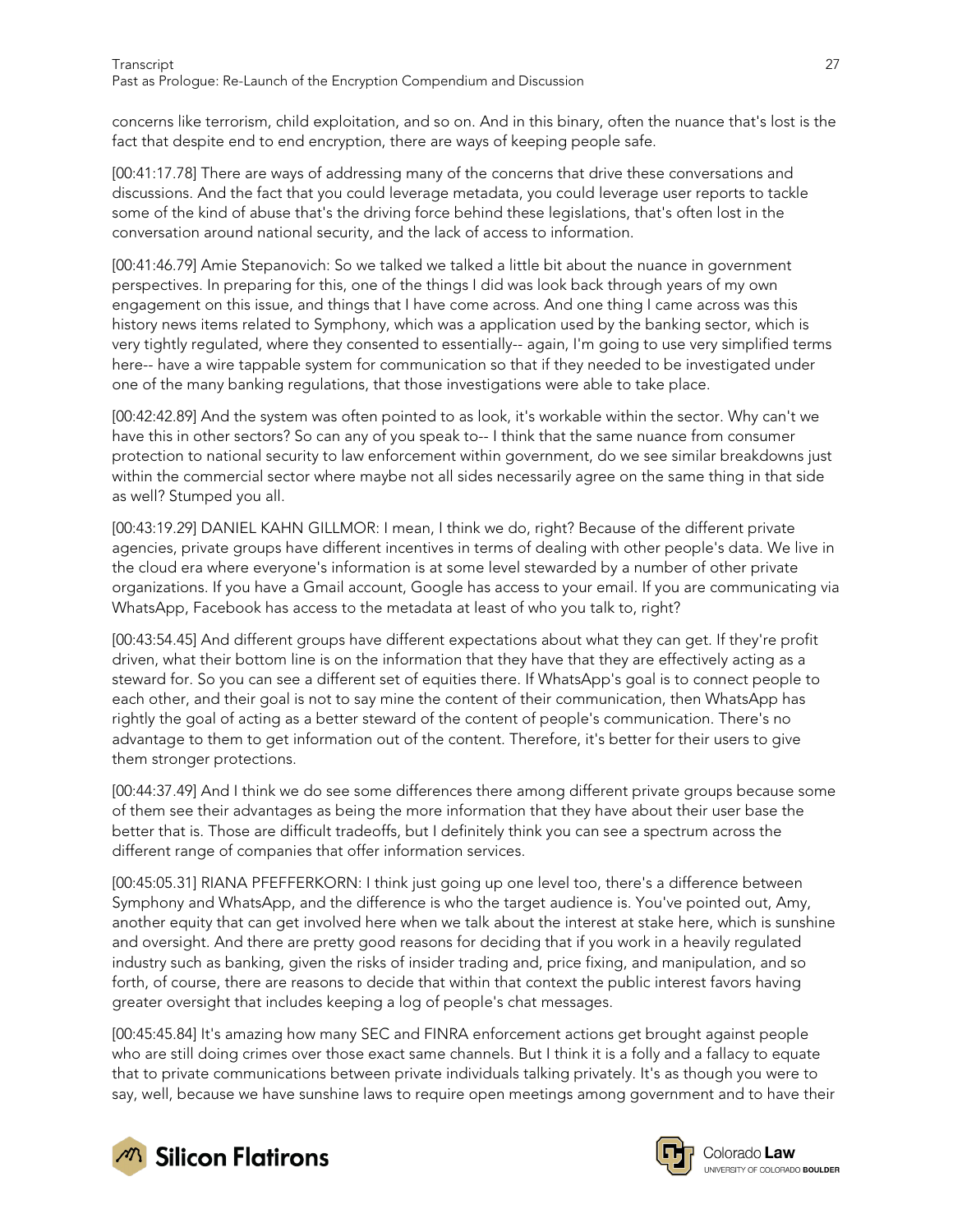concerns like terrorism, child exploitation, and so on. And in this binary, often the nuance that's lost is the fact that despite end to end encryption, there are ways of keeping people safe.

[00:41:17.78] There are ways of addressing many of the concerns that drive these conversations and discussions. And the fact that you could leverage metadata, you could leverage user reports to tackle some of the kind of abuse that's the driving force behind these legislations, that's often lost in the conversation around national security, and the lack of access to information.

[00:41:46.79] Amie Stepanovich: So we talked we talked a little bit about the nuance in government perspectives. In preparing for this, one of the things I did was look back through years of my own engagement on this issue, and things that I have come across. And one thing I came across was this history news items related to Symphony, which was a application used by the banking sector, which is very tightly regulated, where they consented to essentially-- again, I'm going to use very simplified terms here-- have a wire tappable system for communication so that if they needed to be investigated under one of the many banking regulations, that those investigations were able to take place.

[00:42:42.89] And the system was often pointed to as look, it's workable within the sector. Why can't we have this in other sectors? So can any of you speak to-- I think that the same nuance from consumer protection to national security to law enforcement within government, do we see similar breakdowns just within the commercial sector where maybe not all sides necessarily agree on the same thing in that side as well? Stumped you all.

[00:43:19.29] DANIEL KAHN GILLMOR: I mean, I think we do, right? Because of the different private agencies, private groups have different incentives in terms of dealing with other people's data. We live in the cloud era where everyone's information is at some level stewarded by a number of other private organizations. If you have a Gmail account, Google has access to your email. If you are communicating via WhatsApp, Facebook has access to the metadata at least of who you talk to, right?

[00:43:54.45] And different groups have different expectations about what they can get. If they're profit driven, what their bottom line is on the information that they have that they are effectively acting as a steward for. So you can see a different set of equities there. If WhatsApp's goal is to connect people to each other, and their goal is not to say mine the content of their communication, then WhatsApp has rightly the goal of acting as a better steward of the content of people's communication. There's no advantage to them to get information out of the content. Therefore, it's better for their users to give them stronger protections.

[00:44:37.49] And I think we do see some differences there among different private groups because some of them see their advantages as being the more information that they have about their user base the better that is. Those are difficult tradeoffs, but I definitely think you can see a spectrum across the different range of companies that offer information services.

[00:45:05.31] RIANA PFEFFERKORN: I think just going up one level too, there's a difference between Symphony and WhatsApp, and the difference is who the target audience is. You've pointed out, Amy, another equity that can get involved here when we talk about the interest at stake here, which is sunshine and oversight. And there are pretty good reasons for deciding that if you work in a heavily regulated industry such as banking, given the risks of insider trading and, price fixing, and manipulation, and so forth, of course, there are reasons to decide that within that context the public interest favors having greater oversight that includes keeping a log of people's chat messages.

[00:45:45.84] It's amazing how many SEC and FINRA enforcement actions get brought against people who are still doing crimes over those exact same channels. But I think it is a folly and a fallacy to equate that to private communications between private individuals talking privately. It's as though you were to say, well, because we have sunshine laws to require open meetings among government and to have their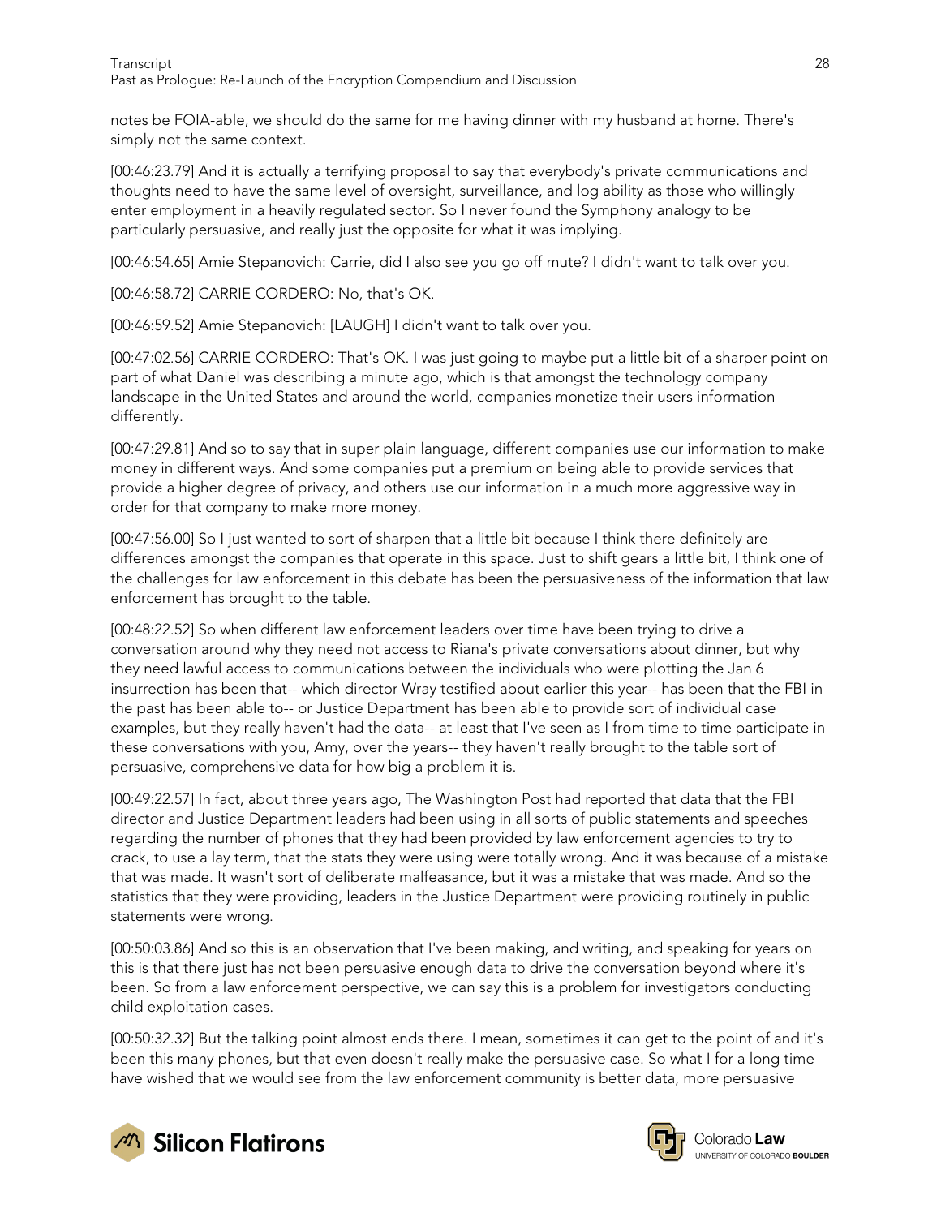notes be FOIA-able, we should do the same for me having dinner with my husband at home. There's simply not the same context.

[00:46:23.79] And it is actually a terrifying proposal to say that everybody's private communications and thoughts need to have the same level of oversight, surveillance, and log ability as those who willingly enter employment in a heavily regulated sector. So I never found the Symphony analogy to be particularly persuasive, and really just the opposite for what it was implying.

[00:46:54.65] Amie Stepanovich: Carrie, did I also see you go off mute? I didn't want to talk over you.

[00:46:58.72] CARRIE CORDERO: No, that's OK.

[00:46:59.52] Amie Stepanovich: [LAUGH] I didn't want to talk over you.

[00:47:02.56] CARRIE CORDERO: That's OK. I was just going to maybe put a little bit of a sharper point on part of what Daniel was describing a minute ago, which is that amongst the technology company landscape in the United States and around the world, companies monetize their users information differently.

[00:47:29.81] And so to say that in super plain language, different companies use our information to make money in different ways. And some companies put a premium on being able to provide services that provide a higher degree of privacy, and others use our information in a much more aggressive way in order for that company to make more money.

[00:47:56.00] So I just wanted to sort of sharpen that a little bit because I think there definitely are differences amongst the companies that operate in this space. Just to shift gears a little bit, I think one of the challenges for law enforcement in this debate has been the persuasiveness of the information that law enforcement has brought to the table.

[00:48:22.52] So when different law enforcement leaders over time have been trying to drive a conversation around why they need not access to Riana's private conversations about dinner, but why they need lawful access to communications between the individuals who were plotting the Jan 6 insurrection has been that-- which director Wray testified about earlier this year-- has been that the FBI in the past has been able to-- or Justice Department has been able to provide sort of individual case examples, but they really haven't had the data-- at least that I've seen as I from time to time participate in these conversations with you, Amy, over the years-- they haven't really brought to the table sort of persuasive, comprehensive data for how big a problem it is.

[00:49:22.57] In fact, about three years ago, The Washington Post had reported that data that the FBI director and Justice Department leaders had been using in all sorts of public statements and speeches regarding the number of phones that they had been provided by law enforcement agencies to try to crack, to use a lay term, that the stats they were using were totally wrong. And it was because of a mistake that was made. It wasn't sort of deliberate malfeasance, but it was a mistake that was made. And so the statistics that they were providing, leaders in the Justice Department were providing routinely in public statements were wrong.

[00:50:03.86] And so this is an observation that I've been making, and writing, and speaking for years on this is that there just has not been persuasive enough data to drive the conversation beyond where it's been. So from a law enforcement perspective, we can say this is a problem for investigators conducting child exploitation cases.

[00:50:32.32] But the talking point almost ends there. I mean, sometimes it can get to the point of and it's been this many phones, but that even doesn't really make the persuasive case. So what I for a long time have wished that we would see from the law enforcement community is better data, more persuasive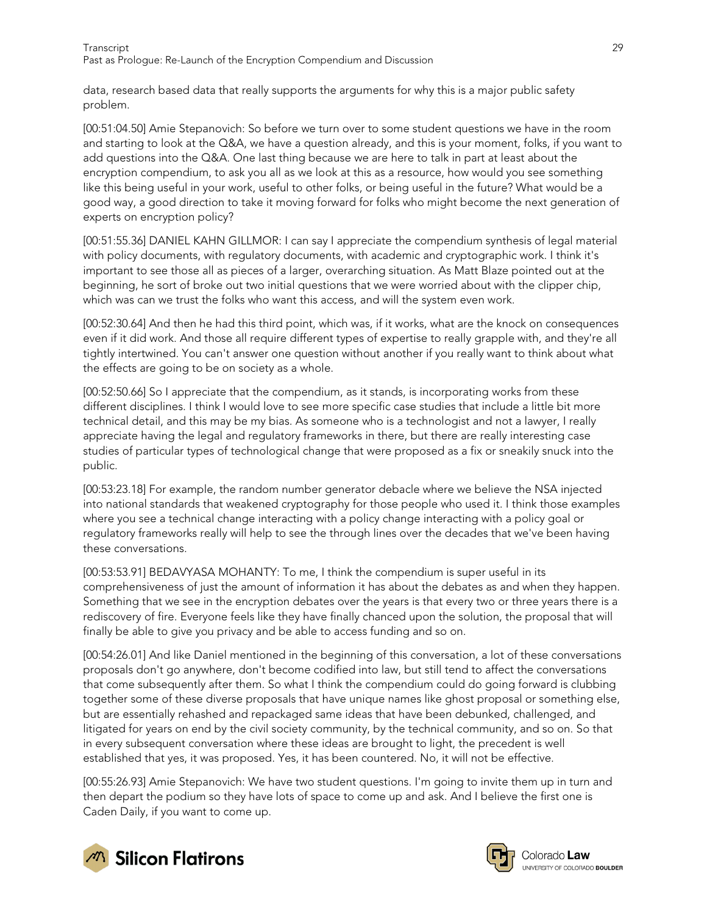data, research based data that really supports the arguments for why this is a major public safety problem.

[00:51:04.50] Amie Stepanovich: So before we turn over to some student questions we have in the room and starting to look at the Q&A, we have a question already, and this is your moment, folks, if you want to add questions into the Q&A. One last thing because we are here to talk in part at least about the encryption compendium, to ask you all as we look at this as a resource, how would you see something like this being useful in your work, useful to other folks, or being useful in the future? What would be a good way, a good direction to take it moving forward for folks who might become the next generation of experts on encryption policy?

[00:51:55.36] DANIEL KAHN GILLMOR: I can say I appreciate the compendium synthesis of legal material with policy documents, with regulatory documents, with academic and cryptographic work. I think it's important to see those all as pieces of a larger, overarching situation. As Matt Blaze pointed out at the beginning, he sort of broke out two initial questions that we were worried about with the clipper chip, which was can we trust the folks who want this access, and will the system even work.

[00:52:30.64] And then he had this third point, which was, if it works, what are the knock on consequences even if it did work. And those all require different types of expertise to really grapple with, and they're all tightly intertwined. You can't answer one question without another if you really want to think about what the effects are going to be on society as a whole.

[00:52:50.66] So I appreciate that the compendium, as it stands, is incorporating works from these different disciplines. I think I would love to see more specific case studies that include a little bit more technical detail, and this may be my bias. As someone who is a technologist and not a lawyer, I really appreciate having the legal and regulatory frameworks in there, but there are really interesting case studies of particular types of technological change that were proposed as a fix or sneakily snuck into the public.

[00:53:23.18] For example, the random number generator debacle where we believe the NSA injected into national standards that weakened cryptography for those people who used it. I think those examples where you see a technical change interacting with a policy change interacting with a policy goal or regulatory frameworks really will help to see the through lines over the decades that we've been having these conversations.

[00:53:53.91] BEDAVYASA MOHANTY: To me, I think the compendium is super useful in its comprehensiveness of just the amount of information it has about the debates as and when they happen. Something that we see in the encryption debates over the years is that every two or three years there is a rediscovery of fire. Everyone feels like they have finally chanced upon the solution, the proposal that will finally be able to give you privacy and be able to access funding and so on.

[00:54:26.01] And like Daniel mentioned in the beginning of this conversation, a lot of these conversations proposals don't go anywhere, don't become codified into law, but still tend to affect the conversations that come subsequently after them. So what I think the compendium could do going forward is clubbing together some of these diverse proposals that have unique names like ghost proposal or something else, but are essentially rehashed and repackaged same ideas that have been debunked, challenged, and litigated for years on end by the civil society community, by the technical community, and so on. So that in every subsequent conversation where these ideas are brought to light, the precedent is well established that yes, it was proposed. Yes, it has been countered. No, it will not be effective.

[00:55:26.93] Amie Stepanovich: We have two student questions. I'm going to invite them up in turn and then depart the podium so they have lots of space to come up and ask. And I believe the first one is Caden Daily, if you want to come up.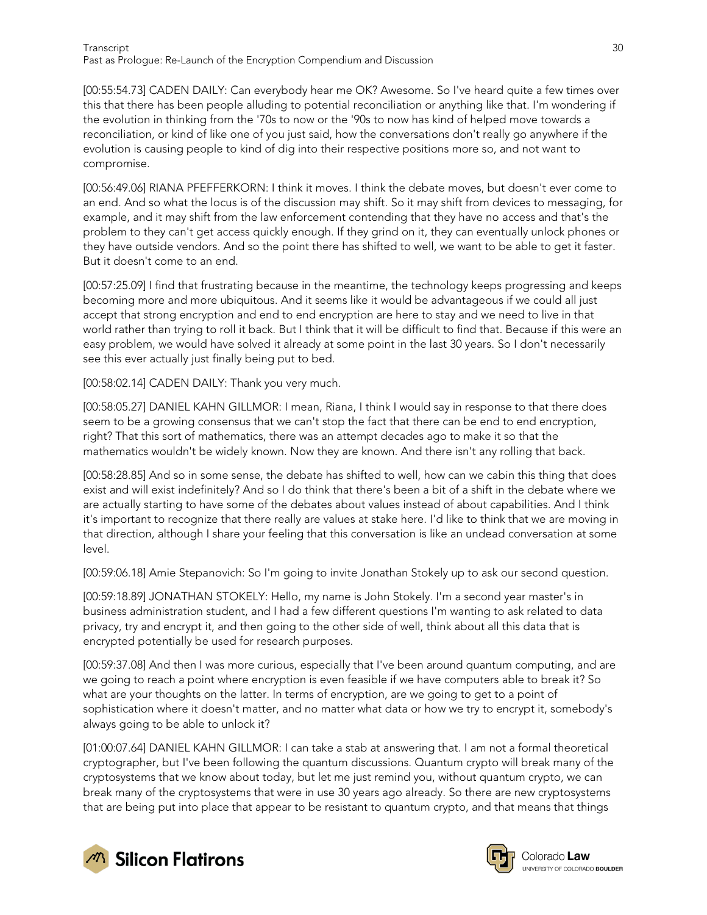[00:55:54.73] CADEN DAILY: Can everybody hear me OK? Awesome. So I've heard quite a few times over this that there has been people alluding to potential reconciliation or anything like that. I'm wondering if the evolution in thinking from the '70s to now or the '90s to now has kind of helped move towards a reconciliation, or kind of like one of you just said, how the conversations don't really go anywhere if the evolution is causing people to kind of dig into their respective positions more so, and not want to compromise.

[00:56:49.06] RIANA PFEFFERKORN: I think it moves. I think the debate moves, but doesn't ever come to an end. And so what the locus is of the discussion may shift. So it may shift from devices to messaging, for example, and it may shift from the law enforcement contending that they have no access and that's the problem to they can't get access quickly enough. If they grind on it, they can eventually unlock phones or they have outside vendors. And so the point there has shifted to well, we want to be able to get it faster. But it doesn't come to an end.

[00:57:25.09] I find that frustrating because in the meantime, the technology keeps progressing and keeps becoming more and more ubiquitous. And it seems like it would be advantageous if we could all just accept that strong encryption and end to end encryption are here to stay and we need to live in that world rather than trying to roll it back. But I think that it will be difficult to find that. Because if this were an easy problem, we would have solved it already at some point in the last 30 years. So I don't necessarily see this ever actually just finally being put to bed.

[00:58:02.14] CADEN DAILY: Thank you very much.

[00:58:05.27] DANIEL KAHN GILLMOR: I mean, Riana, I think I would say in response to that there does seem to be a growing consensus that we can't stop the fact that there can be end to end encryption, right? That this sort of mathematics, there was an attempt decades ago to make it so that the mathematics wouldn't be widely known. Now they are known. And there isn't any rolling that back.

[00:58:28.85] And so in some sense, the debate has shifted to well, how can we cabin this thing that does exist and will exist indefinitely? And so I do think that there's been a bit of a shift in the debate where we are actually starting to have some of the debates about values instead of about capabilities. And I think it's important to recognize that there really are values at stake here. I'd like to think that we are moving in that direction, although I share your feeling that this conversation is like an undead conversation at some level.

[00:59:06.18] Amie Stepanovich: So I'm going to invite Jonathan Stokely up to ask our second question.

[00:59:18.89] JONATHAN STOKELY: Hello, my name is John Stokely. I'm a second year master's in business administration student, and I had a few different questions I'm wanting to ask related to data privacy, try and encrypt it, and then going to the other side of well, think about all this data that is encrypted potentially be used for research purposes.

[00:59:37.08] And then I was more curious, especially that I've been around quantum computing, and are we going to reach a point where encryption is even feasible if we have computers able to break it? So what are your thoughts on the latter. In terms of encryption, are we going to get to a point of sophistication where it doesn't matter, and no matter what data or how we try to encrypt it, somebody's always going to be able to unlock it?

[01:00:07.64] DANIEL KAHN GILLMOR: I can take a stab at answering that. I am not a formal theoretical cryptographer, but I've been following the quantum discussions. Quantum crypto will break many of the cryptosystems that we know about today, but let me just remind you, without quantum crypto, we can break many of the cryptosystems that were in use 30 years ago already. So there are new cryptosystems that are being put into place that appear to be resistant to quantum crypto, and that means that things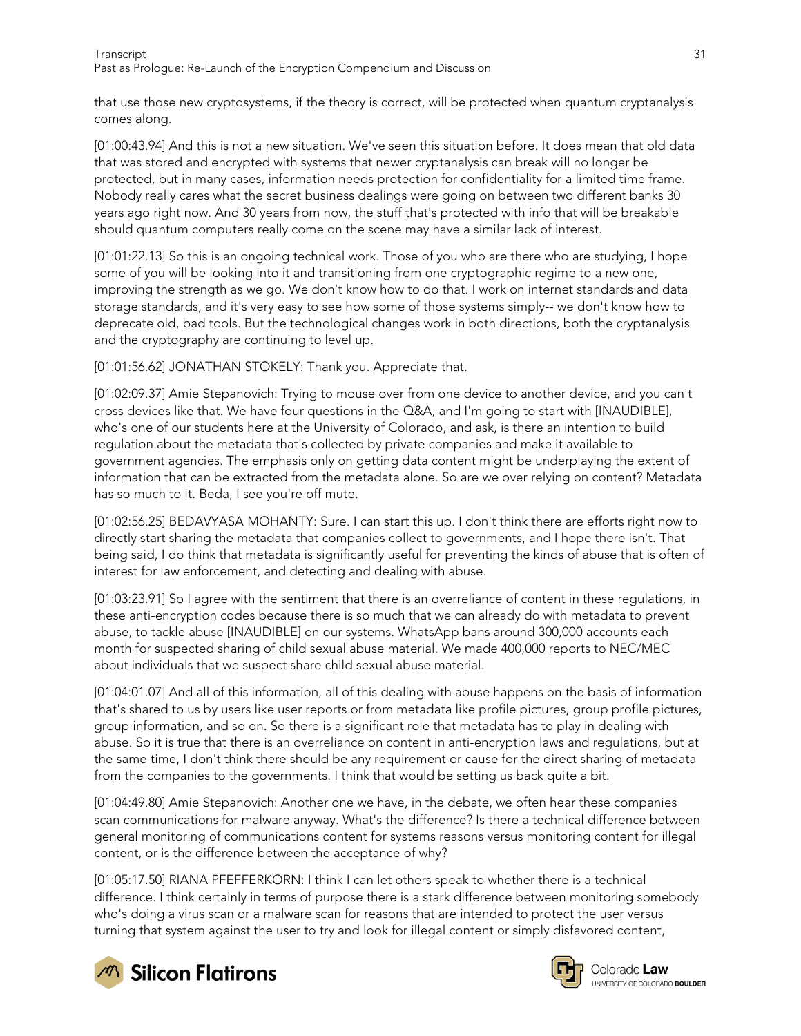that use those new cryptosystems, if the theory is correct, will be protected when quantum cryptanalysis comes along.

[01:00:43.94] And this is not a new situation. We've seen this situation before. It does mean that old data that was stored and encrypted with systems that newer cryptanalysis can break will no longer be protected, but in many cases, information needs protection for confidentiality for a limited time frame. Nobody really cares what the secret business dealings were going on between two different banks 30 years ago right now. And 30 years from now, the stuff that's protected with info that will be breakable should quantum computers really come on the scene may have a similar lack of interest.

[01:01:22.13] So this is an ongoing technical work. Those of you who are there who are studying, I hope some of you will be looking into it and transitioning from one cryptographic regime to a new one, improving the strength as we go. We don't know how to do that. I work on internet standards and data storage standards, and it's very easy to see how some of those systems simply-- we don't know how to deprecate old, bad tools. But the technological changes work in both directions, both the cryptanalysis and the cryptography are continuing to level up.

[01:01:56.62] JONATHAN STOKELY: Thank you. Appreciate that.

[01:02:09.37] Amie Stepanovich: Trying to mouse over from one device to another device, and you can't cross devices like that. We have four questions in the Q&A, and I'm going to start with [INAUDIBLE], who's one of our students here at the University of Colorado, and ask, is there an intention to build regulation about the metadata that's collected by private companies and make it available to government agencies. The emphasis only on getting data content might be underplaying the extent of information that can be extracted from the metadata alone. So are we over relying on content? Metadata has so much to it. Beda, I see you're off mute.

[01:02:56.25] BEDAVYASA MOHANTY: Sure. I can start this up. I don't think there are efforts right now to directly start sharing the metadata that companies collect to governments, and I hope there isn't. That being said, I do think that metadata is significantly useful for preventing the kinds of abuse that is often of interest for law enforcement, and detecting and dealing with abuse.

[01:03:23.91] So I agree with the sentiment that there is an overreliance of content in these regulations, in these anti-encryption codes because there is so much that we can already do with metadata to prevent abuse, to tackle abuse [INAUDIBLE] on our systems. WhatsApp bans around 300,000 accounts each month for suspected sharing of child sexual abuse material. We made 400,000 reports to NEC/MEC about individuals that we suspect share child sexual abuse material.

[01:04:01.07] And all of this information, all of this dealing with abuse happens on the basis of information that's shared to us by users like user reports or from metadata like profile pictures, group profile pictures, group information, and so on. So there is a significant role that metadata has to play in dealing with abuse. So it is true that there is an overreliance on content in anti-encryption laws and regulations, but at the same time, I don't think there should be any requirement or cause for the direct sharing of metadata from the companies to the governments. I think that would be setting us back quite a bit.

[01:04:49.80] Amie Stepanovich: Another one we have, in the debate, we often hear these companies scan communications for malware anyway. What's the difference? Is there a technical difference between general monitoring of communications content for systems reasons versus monitoring content for illegal content, or is the difference between the acceptance of why?

[01:05:17.50] RIANA PFEFFERKORN: I think I can let others speak to whether there is a technical difference. I think certainly in terms of purpose there is a stark difference between monitoring somebody who's doing a virus scan or a malware scan for reasons that are intended to protect the user versus turning that system against the user to try and look for illegal content or simply disfavored content,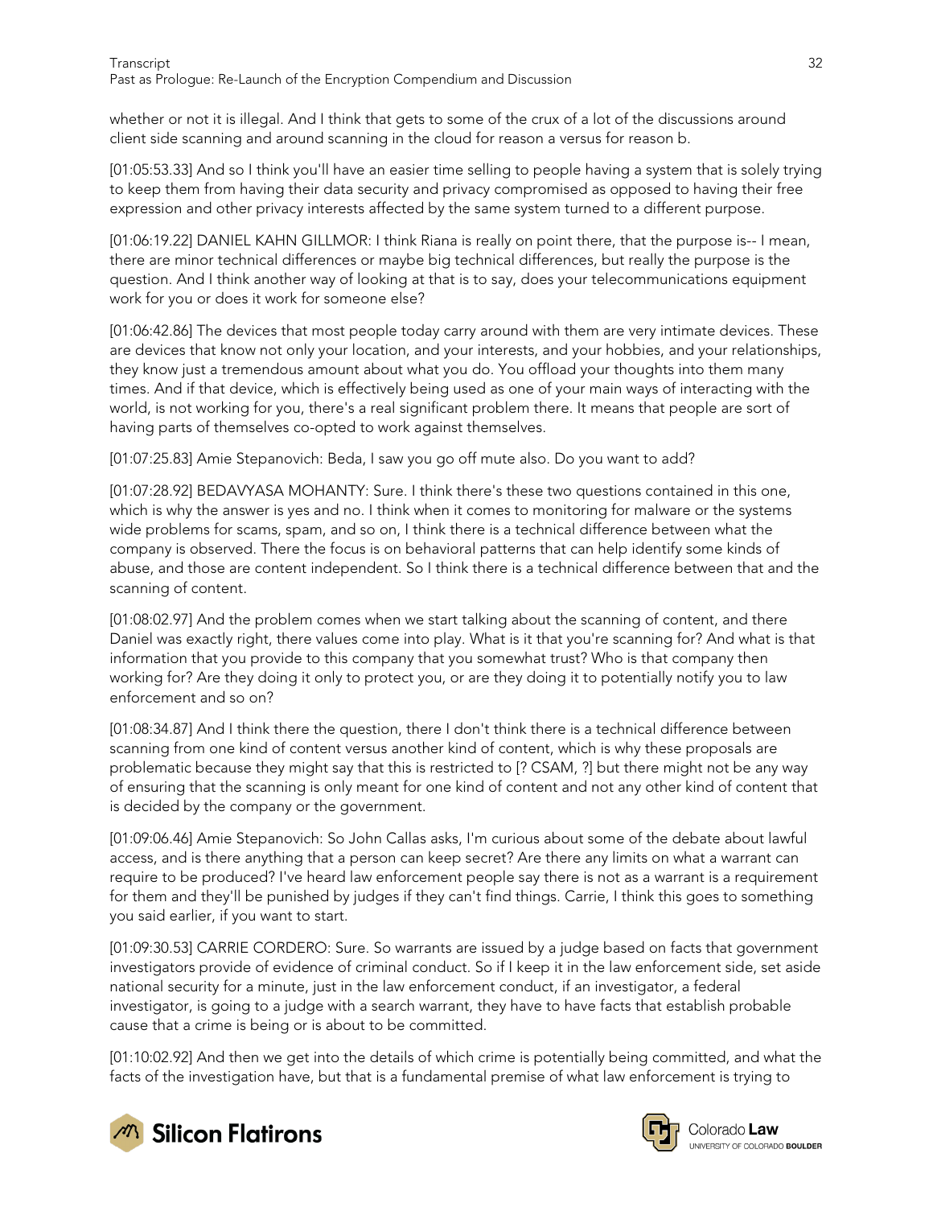whether or not it is illegal. And I think that gets to some of the crux of a lot of the discussions around client side scanning and around scanning in the cloud for reason a versus for reason b.

[01:05:53.33] And so I think you'll have an easier time selling to people having a system that is solely trying to keep them from having their data security and privacy compromised as opposed to having their free expression and other privacy interests affected by the same system turned to a different purpose.

[01:06:19.22] DANIEL KAHN GILLMOR: I think Riana is really on point there, that the purpose is-- I mean, there are minor technical differences or maybe big technical differences, but really the purpose is the question. And I think another way of looking at that is to say, does your telecommunications equipment work for you or does it work for someone else?

[01:06:42.86] The devices that most people today carry around with them are very intimate devices. These are devices that know not only your location, and your interests, and your hobbies, and your relationships, they know just a tremendous amount about what you do. You offload your thoughts into them many times. And if that device, which is effectively being used as one of your main ways of interacting with the world, is not working for you, there's a real significant problem there. It means that people are sort of having parts of themselves co-opted to work against themselves.

[01:07:25.83] Amie Stepanovich: Beda, I saw you go off mute also. Do you want to add?

[01:07:28.92] BEDAVYASA MOHANTY: Sure. I think there's these two questions contained in this one, which is why the answer is yes and no. I think when it comes to monitoring for malware or the systems wide problems for scams, spam, and so on, I think there is a technical difference between what the company is observed. There the focus is on behavioral patterns that can help identify some kinds of abuse, and those are content independent. So I think there is a technical difference between that and the scanning of content.

[01:08:02.97] And the problem comes when we start talking about the scanning of content, and there Daniel was exactly right, there values come into play. What is it that you're scanning for? And what is that information that you provide to this company that you somewhat trust? Who is that company then working for? Are they doing it only to protect you, or are they doing it to potentially notify you to law enforcement and so on?

[01:08:34.87] And I think there the question, there I don't think there is a technical difference between scanning from one kind of content versus another kind of content, which is why these proposals are problematic because they might say that this is restricted to [? CSAM, ?] but there might not be any way of ensuring that the scanning is only meant for one kind of content and not any other kind of content that is decided by the company or the government.

[01:09:06.46] Amie Stepanovich: So John Callas asks, I'm curious about some of the debate about lawful access, and is there anything that a person can keep secret? Are there any limits on what a warrant can require to be produced? I've heard law enforcement people say there is not as a warrant is a requirement for them and they'll be punished by judges if they can't find things. Carrie, I think this goes to something you said earlier, if you want to start.

[01:09:30.53] CARRIE CORDERO: Sure. So warrants are issued by a judge based on facts that government investigators provide of evidence of criminal conduct. So if I keep it in the law enforcement side, set aside national security for a minute, just in the law enforcement conduct, if an investigator, a federal investigator, is going to a judge with a search warrant, they have to have facts that establish probable cause that a crime is being or is about to be committed.

[01:10:02.92] And then we get into the details of which crime is potentially being committed, and what the facts of the investigation have, but that is a fundamental premise of what law enforcement is trying to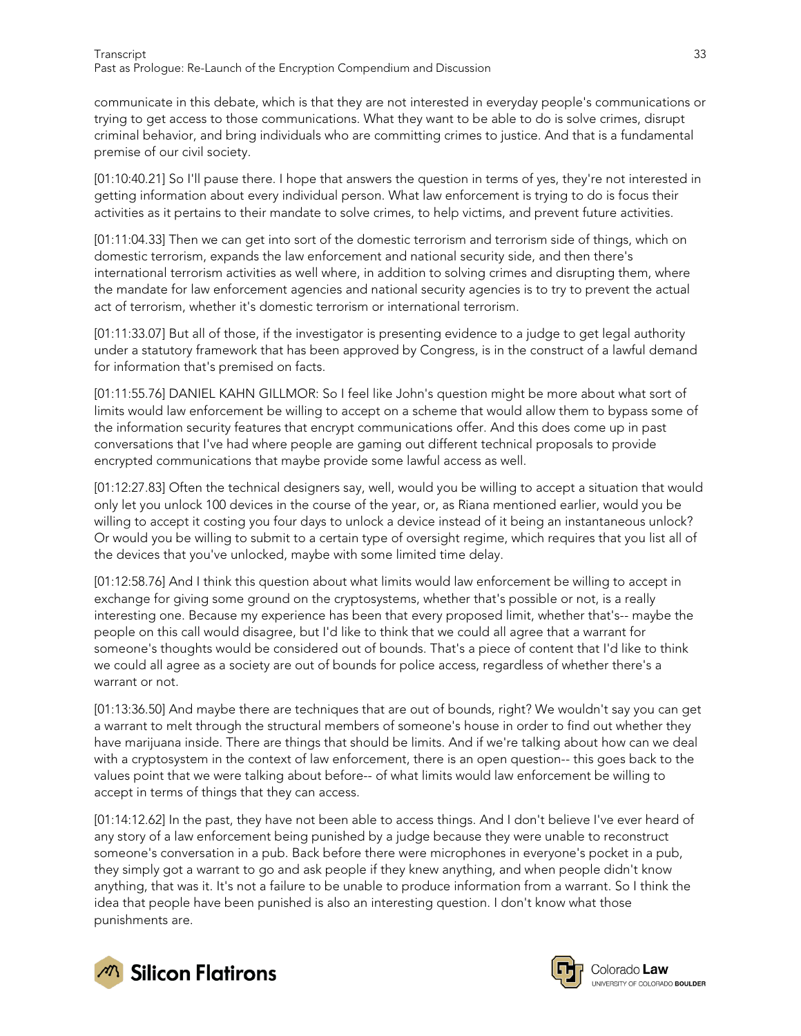communicate in this debate, which is that they are not interested in everyday people's communications or trying to get access to those communications. What they want to be able to do is solve crimes, disrupt criminal behavior, and bring individuals who are committing crimes to justice. And that is a fundamental premise of our civil society.

[01:10:40.21] So I'll pause there. I hope that answers the question in terms of yes, they're not interested in getting information about every individual person. What law enforcement is trying to do is focus their activities as it pertains to their mandate to solve crimes, to help victims, and prevent future activities.

[01:11:04.33] Then we can get into sort of the domestic terrorism and terrorism side of things, which on domestic terrorism, expands the law enforcement and national security side, and then there's international terrorism activities as well where, in addition to solving crimes and disrupting them, where the mandate for law enforcement agencies and national security agencies is to try to prevent the actual act of terrorism, whether it's domestic terrorism or international terrorism.

[01:11:33.07] But all of those, if the investigator is presenting evidence to a judge to get legal authority under a statutory framework that has been approved by Congress, is in the construct of a lawful demand for information that's premised on facts.

[01:11:55.76] DANIEL KAHN GILLMOR: So I feel like John's question might be more about what sort of limits would law enforcement be willing to accept on a scheme that would allow them to bypass some of the information security features that encrypt communications offer. And this does come up in past conversations that I've had where people are gaming out different technical proposals to provide encrypted communications that maybe provide some lawful access as well.

[01:12:27.83] Often the technical designers say, well, would you be willing to accept a situation that would only let you unlock 100 devices in the course of the year, or, as Riana mentioned earlier, would you be willing to accept it costing you four days to unlock a device instead of it being an instantaneous unlock? Or would you be willing to submit to a certain type of oversight regime, which requires that you list all of the devices that you've unlocked, maybe with some limited time delay.

[01:12:58.76] And I think this question about what limits would law enforcement be willing to accept in exchange for giving some ground on the cryptosystems, whether that's possible or not, is a really interesting one. Because my experience has been that every proposed limit, whether that's-- maybe the people on this call would disagree, but I'd like to think that we could all agree that a warrant for someone's thoughts would be considered out of bounds. That's a piece of content that I'd like to think we could all agree as a society are out of bounds for police access, regardless of whether there's a warrant or not.

[01:13:36.50] And maybe there are techniques that are out of bounds, right? We wouldn't say you can get a warrant to melt through the structural members of someone's house in order to find out whether they have marijuana inside. There are things that should be limits. And if we're talking about how can we deal with a cryptosystem in the context of law enforcement, there is an open question-- this goes back to the values point that we were talking about before-- of what limits would law enforcement be willing to accept in terms of things that they can access.

[01:14:12.62] In the past, they have not been able to access things. And I don't believe I've ever heard of any story of a law enforcement being punished by a judge because they were unable to reconstruct someone's conversation in a pub. Back before there were microphones in everyone's pocket in a pub, they simply got a warrant to go and ask people if they knew anything, and when people didn't know anything, that was it. It's not a failure to be unable to produce information from a warrant. So I think the idea that people have been punished is also an interesting question. I don't know what those punishments are.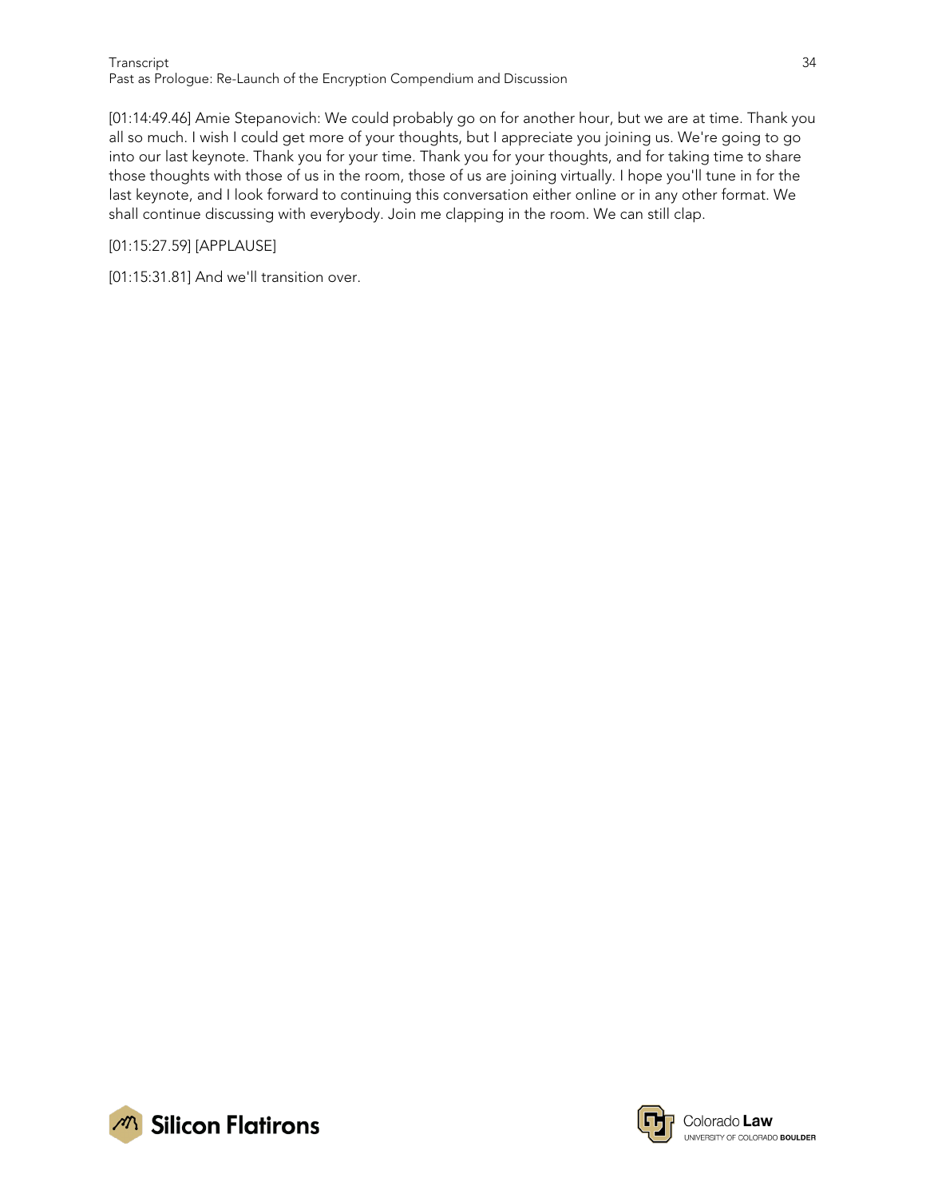[01:14:49.46] Amie Stepanovich: We could probably go on for another hour, but we are at time. Thank you all so much. I wish I could get more of your thoughts, but I appreciate you joining us. We're going to go into our last keynote. Thank you for your time. Thank you for your thoughts, and for taking time to share those thoughts with those of us in the room, those of us are joining virtually. I hope you'll tune in for the last keynote, and I look forward to continuing this conversation either online or in any other format. We shall continue discussing with everybody. Join me clapping in the room. We can still clap.

[01:15:27.59] [APPLAUSE]

[01:15:31.81] And we'll transition over.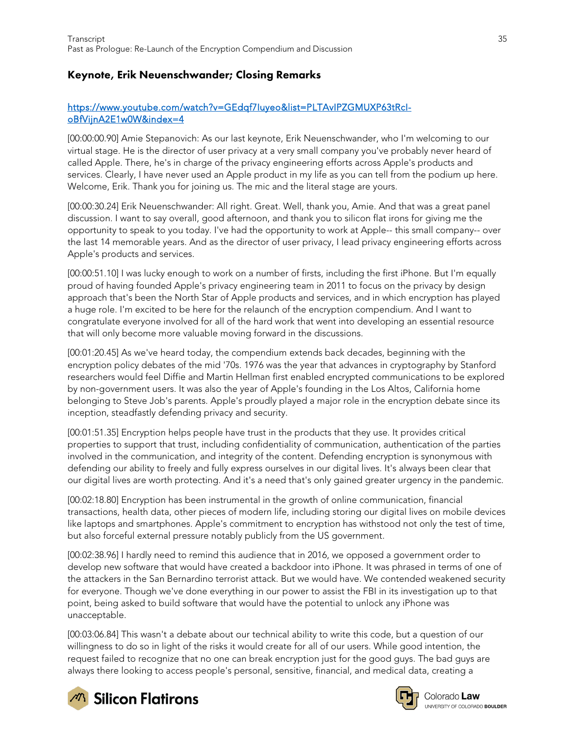## Keynote, Erik Neuenschwander; Closing Remarks

[https://www.youtube.com/watch?v=GEdqf7Iuyeo&list=PLTAvIPZGMUXP63tRcI-oBfVijnA2E1w0W&index=4](https://www.youtube.com/watch?v=GEdqf7Iuyeo&list=PLTAvIPZGMUXP63tRcI-oBfVijnA2E1w0W&index=4)

[00:00:00.90] Amie Stepanovich: As our last keynote, Erik Neuenschwander, who I'm welcoming to our virtual stage. He is the director of user privacy at a very small company you've probably never heard of called Apple. There, he's in charge of the privacy engineering efforts across Apple's products and services. Clearly, I have never used an Apple product in my life as you can tell from the podium up here. Welcome, Erik. Thank you for joining us. The mic and the literal stage are yours.

[00:00:30.24] Erik Neuenschwander: All right. Great. Well, thank you, Amie. And that was a great panel discussion. I want to say overall, good afternoon, and thank you to silicon flat irons for giving me the opportunity to speak to you today. I've had the opportunity to work at Apple-- this small company-- over the last 14 memorable years. And as the director of user privacy, I lead privacy engineering efforts across Apple's products and services.

[00:00:51.10] I was lucky enough to work on a number of firsts, including the first iPhone. But I'm equally proud of having founded Apple's privacy engineering team in 2011 to focus on the privacy by design approach that's been the North Star of Apple products and services, and in which encryption has played a huge role. I'm excited to be here for the relaunch of the encryption compendium. And I want to congratulate everyone involved for all of the hard work that went into developing an essential resource that will only become more valuable moving forward in the discussions.

[00:01:20.45] As we've heard today, the compendium extends back decades, beginning with the encryption policy debates of the mid '70s. 1976 was the year that advances in cryptography by Stanford researchers would feel Diffie and Martin Hellman first enabled encrypted communications to be explored by non-government users. It was also the year of Apple's founding in the Los Altos, California home belonging to Steve Job's parents. Apple's proudly played a major role in the encryption debate since its inception, steadfastly defending privacy and security.

[00:01:51.35] Encryption helps people have trust in the products that they use. It provides critical properties to support that trust, including confidentiality of communication, authentication of the parties involved in the communication, and integrity of the content. Defending encryption is synonymous with defending our ability to freely and fully express ourselves in our digital lives. It's always been clear that our digital lives are worth protecting. And it's a need that's only gained greater urgency in the pandemic.

[00:02:18.80] Encryption has been instrumental in the growth of online communication, financial transactions, health data, other pieces of modern life, including storing our digital lives on mobile devices like laptops and smartphones. Apple's commitment to encryption has withstood not only the test of time, but also forceful external pressure notably publicly from the US government.

[00:02:38.96] I hardly need to remind this audience that in 2016, we opposed a government order to develop new software that would have created a backdoor into iPhone. It was phrased in terms of one of the attackers in the San Bernardino terrorist attack. But we would have. We contended weakened security for everyone. Though we've done everything in our power to assist the FBI in its investigation up to that point, being asked to build software that would have the potential to unlock any iPhone was unacceptable.

[00:03:06.84] This wasn't a debate about our technical ability to write this code, but a question of our willingness to do so in light of the risks it would create for all of our users. While good intention, the request failed to recognize that no one can break encryption just for the good guys. The bad guys are always there looking to access people's personal, sensitive, financial, and medical data, creating a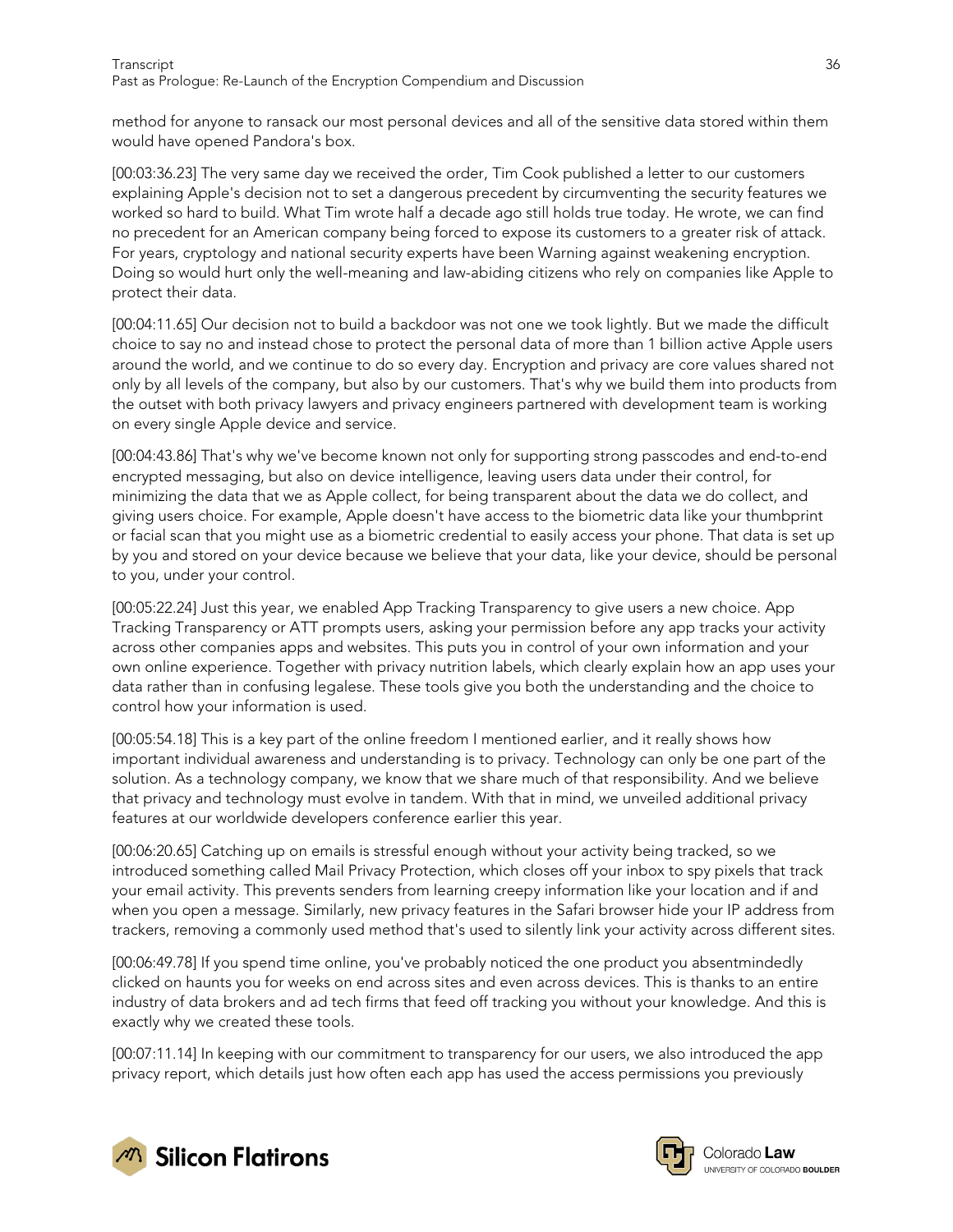method for anyone to ransack our most personal devices and all of the sensitive data stored within them would have opened Pandora's box.

[00:03:36.23] The very same day we received the order, Tim Cook published a letter to our customers explaining Apple's decision not to set a dangerous precedent by circumventing the security features we worked so hard to build. What Tim wrote half a decade ago still holds true today. He wrote, we can find no precedent for an American company being forced to expose its customers to a greater risk of attack. For years, cryptology and national security experts have been Warning against weakening encryption. Doing so would hurt only the well-meaning and law-abiding citizens who rely on companies like Apple to protect their data.

[00:04:11.65] Our decision not to build a backdoor was not one we took lightly. But we made the difficult choice to say no and instead chose to protect the personal data of more than 1 billion active Apple users around the world, and we continue to do so every day. Encryption and privacy are core values shared not only by all levels of the company, but also by our customers. That's why we build them into products from the outset with both privacy lawyers and privacy engineers partnered with development team is working on every single Apple device and service.

[00:04:43.86] That's why we've become known not only for supporting strong passcodes and end-to-end encrypted messaging, but also on device intelligence, leaving users data under their control, for minimizing the data that we as Apple collect, for being transparent about the data we do collect, and giving users choice. For example, Apple doesn't have access to the biometric data like your thumbprint or facial scan that you might use as a biometric credential to easily access your phone. That data is set up by you and stored on your device because we believe that your data, like your device, should be personal to you, under your control.

[00:05:22.24] Just this year, we enabled App Tracking Transparency to give users a new choice. App Tracking Transparency or ATT prompts users, asking your permission before any app tracks your activity across other companies apps and websites. This puts you in control of your own information and your own online experience. Together with privacy nutrition labels, which clearly explain how an app uses your data rather than in confusing legalese. These tools give you both the understanding and the choice to control how your information is used.

[00:05:54.18] This is a key part of the online freedom I mentioned earlier, and it really shows how important individual awareness and understanding is to privacy. Technology can only be one part of the solution. As a technology company, we know that we share much of that responsibility. And we believe that privacy and technology must evolve in tandem. With that in mind, we unveiled additional privacy features at our worldwide developers conference earlier this year.

[00:06:20.65] Catching up on emails is stressful enough without your activity being tracked, so we introduced something called Mail Privacy Protection, which closes off your inbox to spy pixels that track your email activity. This prevents senders from learning creepy information like your location and if and when you open a message. Similarly, new privacy features in the Safari browser hide your IP address from trackers, removing a commonly used method that's used to silently link your activity across different sites.

[00:06:49.78] If you spend time online, you've probably noticed the one product you absentmindedly clicked on haunts you for weeks on end across sites and even across devices. This is thanks to an entire industry of data brokers and ad tech firms that feed off tracking you without your knowledge. And this is exactly why we created these tools.

[00:07:11.14] In keeping with our commitment to transparency for our users, we also introduced the app privacy report, which details just how often each app has used the access permissions you previously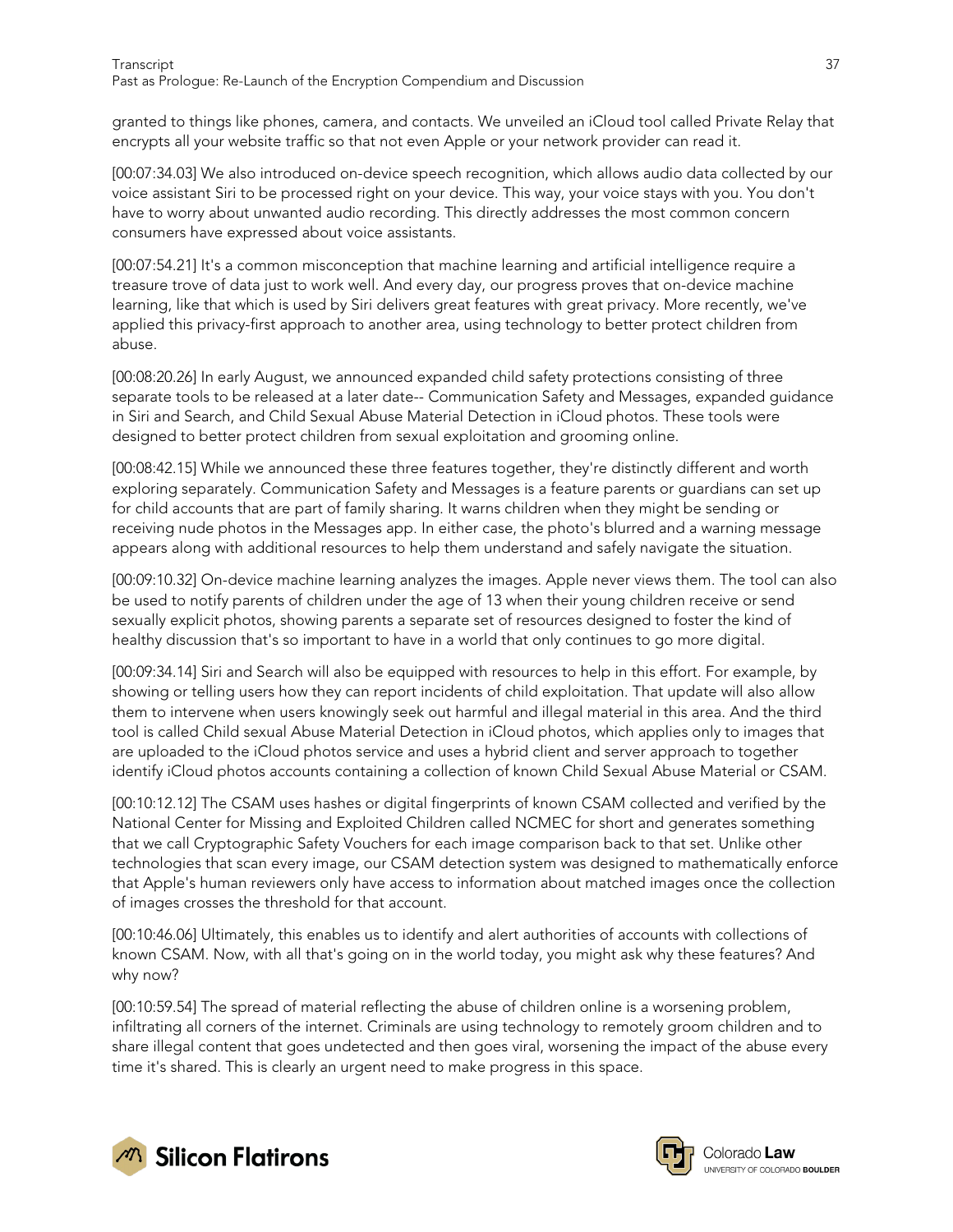granted to things like phones, camera, and contacts. We unveiled an iCloud tool called Private Relay that encrypts all your website traffic so that not even Apple or your network provider can read it.

[00:07:34.03] We also introduced on-device speech recognition, which allows audio data collected by our voice assistant Siri to be processed right on your device. This way, your voice stays with you. You don't have to worry about unwanted audio recording. This directly addresses the most common concern consumers have expressed about voice assistants.

[00:07:54.21] It's a common misconception that machine learning and artificial intelligence require a treasure trove of data just to work well. And every day, our progress proves that on-device machine learning, like that which is used by Siri delivers great features with great privacy. More recently, we've applied this privacy-first approach to another area, using technology to better protect children from abuse.

[00:08:20.26] In early August, we announced expanded child safety protections consisting of three separate tools to be released at a later date-- Communication Safety and Messages, expanded guidance in Siri and Search, and Child Sexual Abuse Material Detection in iCloud photos. These tools were designed to better protect children from sexual exploitation and grooming online.

[00:08:42.15] While we announced these three features together, they're distinctly different and worth exploring separately. Communication Safety and Messages is a feature parents or guardians can set up for child accounts that are part of family sharing. It warns children when they might be sending or receiving nude photos in the Messages app. In either case, the photo's blurred and a warning message appears along with additional resources to help them understand and safely navigate the situation.

[00:09:10.32] On-device machine learning analyzes the images. Apple never views them. The tool can also be used to notify parents of children under the age of 13 when their young children receive or send sexually explicit photos, showing parents a separate set of resources designed to foster the kind of healthy discussion that's so important to have in a world that only continues to go more digital.

[00:09:34.14] Siri and Search will also be equipped with resources to help in this effort. For example, by showing or telling users how they can report incidents of child exploitation. That update will also allow them to intervene when users knowingly seek out harmful and illegal material in this area. And the third tool is called Child sexual Abuse Material Detection in iCloud photos, which applies only to images that are uploaded to the iCloud photos service and uses a hybrid client and server approach to together identify iCloud photos accounts containing a collection of known Child Sexual Abuse Material or CSAM.

[00:10:12.12] The CSAM uses hashes or digital fingerprints of known CSAM collected and verified by the National Center for Missing and Exploited Children called NCMEC for short and generates something that we call Cryptographic Safety Vouchers for each image comparison back to that set. Unlike other technologies that scan every image, our CSAM detection system was designed to mathematically enforce that Apple's human reviewers only have access to information about matched images once the collection of images crosses the threshold for that account.

[00:10:46.06] Ultimately, this enables us to identify and alert authorities of accounts with collections of known CSAM. Now, with all that's going on in the world today, you might ask why these features? And why now?

[00:10:59.54] The spread of material reflecting the abuse of children online is a worsening problem, infiltrating all corners of the internet. Criminals are using technology to remotely groom children and to share illegal content that goes undetected and then goes viral, worsening the impact of the abuse every time it's shared. This is clearly an urgent need to make progress in this space.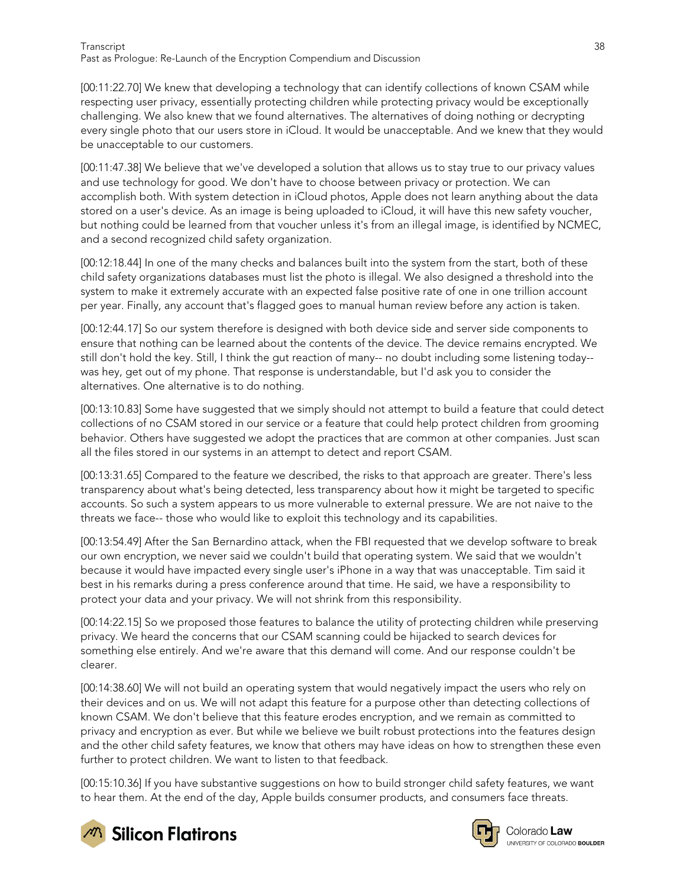[00:11:22.70] We knew that developing a technology that can identify collections of known CSAM while respecting user privacy, essentially protecting children while protecting privacy would be exceptionally challenging. We also knew that we found alternatives. The alternatives of doing nothing or decrypting every single photo that our users store in iCloud. It would be unacceptable. And we knew that they would be unacceptable to our customers.

[00:11:47.38] We believe that we've developed a solution that allows us to stay true to our privacy values and use technology for good. We don't have to choose between privacy or protection. We can accomplish both. With system detection in iCloud photos, Apple does not learn anything about the data stored on a user's device. As an image is being uploaded to iCloud, it will have this new safety voucher, but nothing could be learned from that voucher unless it's from an illegal image, is identified by NCMEC, and a second recognized child safety organization.

[00:12:18.44] In one of the many checks and balances built into the system from the start, both of these child safety organizations databases must list the photo is illegal. We also designed a threshold into the system to make it extremely accurate with an expected false positive rate of one in one trillion account per year. Finally, any account that's flagged goes to manual human review before any action is taken.

[00:12:44.17] So our system therefore is designed with both device side and server side components to ensure that nothing can be learned about the contents of the device. The device remains encrypted. We still don't hold the key. Still, I think the gut reaction of many-- no doubt including some listening today-- was hey, get out of my phone. That response is understandable, but I'd ask you to consider the alternatives. One alternative is to do nothing.

[00:13:10.83] Some have suggested that we simply should not attempt to build a feature that could detect collections of no CSAM stored in our service or a feature that could help protect children from grooming behavior. Others have suggested we adopt the practices that are common at other companies. Just scan all the files stored in our systems in an attempt to detect and report CSAM.

[00:13:31.65] Compared to the feature we described, the risks to that approach are greater. There's less transparency about what's being detected, less transparency about how it might be targeted to specific accounts. So such a system appears to us more vulnerable to external pressure. We are not naive to the threats we face-- those who would like to exploit this technology and its capabilities.

[00:13:54.49] After the San Bernardino attack, when the FBI requested that we develop software to break our own encryption, we never said we couldn't build that operating system. We said that we wouldn't because it would have impacted every single user's iPhone in a way that was unacceptable. Tim said it best in his remarks during a press conference around that time. He said, we have a responsibility to protect your data and your privacy. We will not shrink from this responsibility.

[00:14:22.15] So we proposed those features to balance the utility of protecting children while preserving privacy. We heard the concerns that our CSAM scanning could be hijacked to search devices for something else entirely. And we're aware that this demand will come. And our response couldn't be clearer.

[00:14:38.60] We will not build an operating system that would negatively impact the users who rely on their devices and on us. We will not adapt this feature for a purpose other than detecting collections of known CSAM. We don't believe that this feature erodes encryption, and we remain as committed to privacy and encryption as ever. But while we believe we built robust protections into the features design and the other child safety features, we know that others may have ideas on how to strengthen these even further to protect children. We want to listen to that feedback.

[00:15:10.36] If you have substantive suggestions on how to build stronger child safety features, we want to hear them. At the end of the day, Apple builds consumer products, and consumers face threats.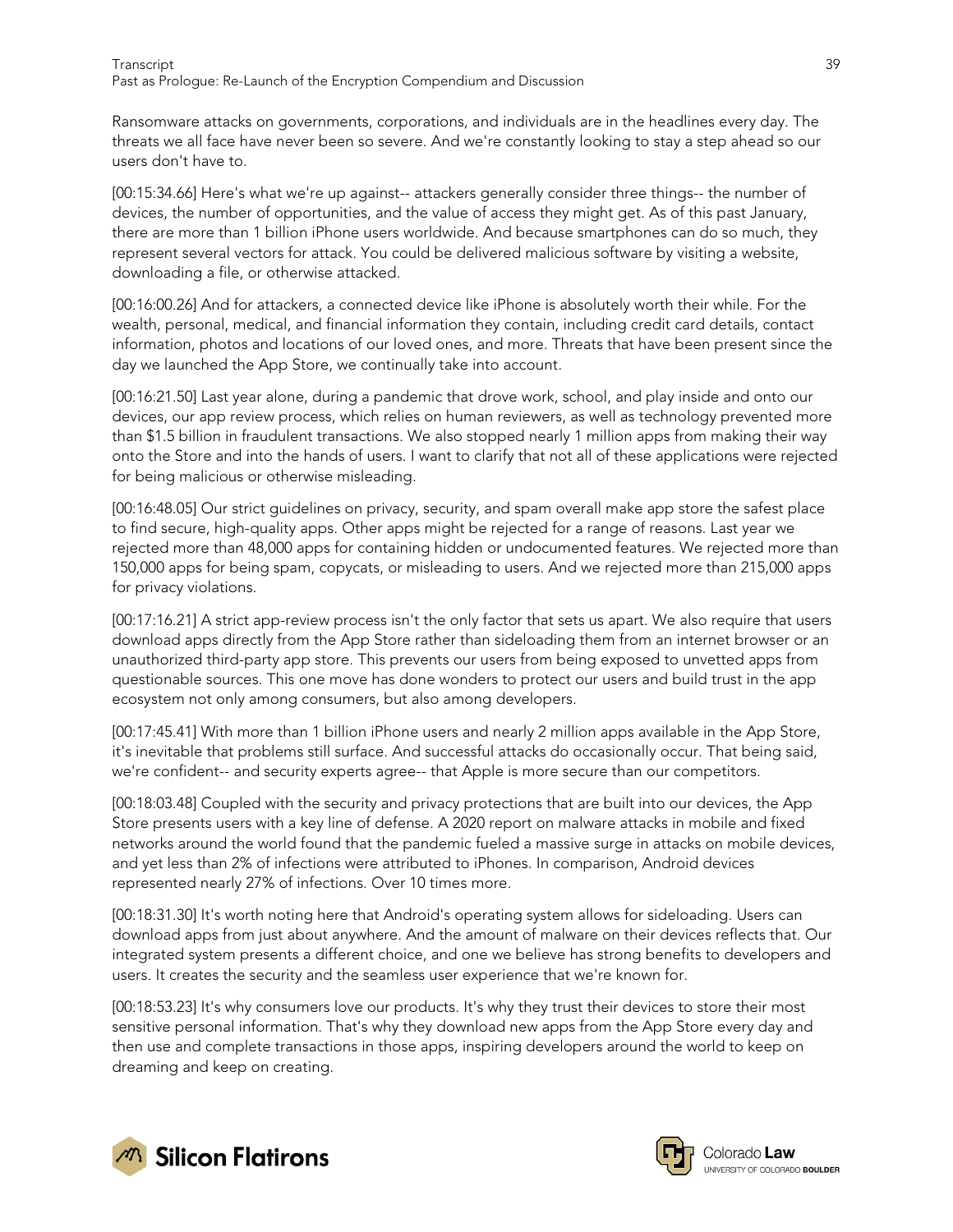Ransomware attacks on governments, corporations, and individuals are in the headlines every day. The threats we all face have never been so severe. And we're constantly looking to stay a step ahead so our users don't have to.

[00:15:34.66] Here's what we're up against-- attackers generally consider three things-- the number of devices, the number of opportunities, and the value of access they might get. As of this past January, there are more than 1 billion iPhone users worldwide. And because smartphones can do so much, they represent several vectors for attack. You could be delivered malicious software by visiting a website, downloading a file, or otherwise attacked.

[00:16:00.26] And for attackers, a connected device like iPhone is absolutely worth their while. For the wealth, personal, medical, and financial information they contain, including credit card details, contact information, photos and locations of our loved ones, and more. Threats that have been present since the day we launched the App Store, we continually take into account.

[00:16:21.50] Last year alone, during a pandemic that drove work, school, and play inside and onto our devices, our app review process, which relies on human reviewers, as well as technology prevented more than $1.5 billion in fraudulent transactions. We also stopped nearly 1 million apps from making their way onto the Store and into the hands of users. I want to clarify that not all of these applications were rejected for being malicious or otherwise misleading.

[00:16:48.05] Our strict guidelines on privacy, security, and spam overall make app store the safest place to find secure, high-quality apps. Other apps might be rejected for a range of reasons. Last year we rejected more than 48,000 apps for containing hidden or undocumented features. We rejected more than 150,000 apps for being spam, copycats, or misleading to users. And we rejected more than 215,000 apps for privacy violations.

[00:17:16.21] A strict app-review process isn't the only factor that sets us apart. We also require that users download apps directly from the App Store rather than sideloading them from an internet browser or an unauthorized third-party app store. This prevents our users from being exposed to unvetted apps from questionable sources. This one move has done wonders to protect our users and build trust in the app ecosystem not only among consumers, but also among developers.

[00:17:45.41] With more than 1 billion iPhone users and nearly 2 million apps available in the App Store, it's inevitable that problems still surface. And successful attacks do occasionally occur. That being said, we're confident-- and security experts agree-- that Apple is more secure than our competitors.

[00:18:03.48] Coupled with the security and privacy protections that are built into our devices, the App Store presents users with a key line of defense. A 2020 report on malware attacks in mobile and fixed networks around the world found that the pandemic fueled a massive surge in attacks on mobile devices, and yet less than 2% of infections were attributed to iPhones. In comparison, Android devices represented nearly 27% of infections. Over 10 times more.

[00:18:31.30] It's worth noting here that Android's operating system allows for sideloading. Users can download apps from just about anywhere. And the amount of malware on their devices reflects that. Our integrated system presents a different choice, and one we believe has strong benefits to developers and users. It creates the security and the seamless user experience that we're known for.

[00:18:53.23] It's why consumers love our products. It's why they trust their devices to store their most sensitive personal information. That's why they download new apps from the App Store every day and then use and complete transactions in those apps, inspiring developers around the world to keep on dreaming and keep on creating.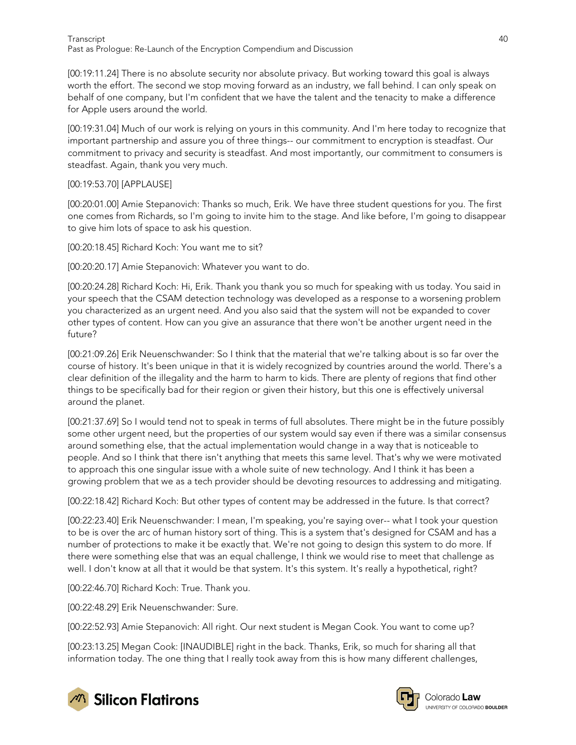[00:19:11.24] There is no absolute security nor absolute privacy. But working toward this goal is always worth the effort. The second we stop moving forward as an industry, we fall behind. I can only speak on behalf of one company, but I'm confident that we have the talent and the tenacity to make a difference for Apple users around the world.

[00:19:31.04] Much of our work is relying on yours in this community. And I'm here today to recognize that important partnership and assure you of three things-- our commitment to encryption is steadfast. Our commitment to privacy and security is steadfast. And most importantly, our commitment to consumers is steadfast. Again, thank you very much.

[00:19:53.70] [APPLAUSE]

[00:20:01.00] Amie Stepanovich: Thanks so much, Erik. We have three student questions for you. The first one comes from Richards, so I'm going to invite him to the stage. And like before, I'm going to disappear to give him lots of space to ask his question.

[00:20:18.45] Richard Koch: You want me to sit?

[00:20:20.17] Amie Stepanovich: Whatever you want to do.

[00:20:24.28] Richard Koch: Hi, Erik. Thank you thank you so much for speaking with us today. You said in your speech that the CSAM detection technology was developed as a response to a worsening problem you characterized as an urgent need. And you also said that the system will not be expanded to cover other types of content. How can you give an assurance that there won't be another urgent need in the future?

[00:21:09.26] Erik Neuenschwander: So I think that the material that we're talking about is so far over the course of history. It's been unique in that it is widely recognized by countries around the world. There's a clear definition of the illegality and the harm to harm to kids. There are plenty of regions that find other things to be specifically bad for their region or given their history, but this one is effectively universal around the planet.

[00:21:37.69] So I would tend not to speak in terms of full absolutes. There might be in the future possibly some other urgent need, but the properties of our system would say even if there was a similar consensus around something else, that the actual implementation would change in a way that is noticeable to people. And so I think that there isn't anything that meets this same level. That's why we were motivated to approach this one singular issue with a whole suite of new technology. And I think it has been a growing problem that we as a tech provider should be devoting resources to addressing and mitigating.

[00:22:18.42] Richard Koch: But other types of content may be addressed in the future. Is that correct?

[00:22:23.40] Erik Neuenschwander: I mean, I'm speaking, you're saying over-- what I took your question to be is over the arc of human history sort of thing. This is a system that's designed for CSAM and has a number of protections to make it be exactly that. We're not going to design this system to do more. If there were something else that was an equal challenge, I think we would rise to meet that challenge as well. I don't know at all that it would be that system. It's this system. It's really a hypothetical, right?

[00:22:46.70] Richard Koch: True. Thank you.

[00:22:48.29] Erik Neuenschwander: Sure.

[00:22:52.93] Amie Stepanovich: All right. Our next student is Megan Cook. You want to come up?

[00:23:13.25] Megan Cook: [INAUDIBLE] right in the back. Thanks, Erik, so much for sharing all that information today. The one thing that I really took away from this is how many different challenges,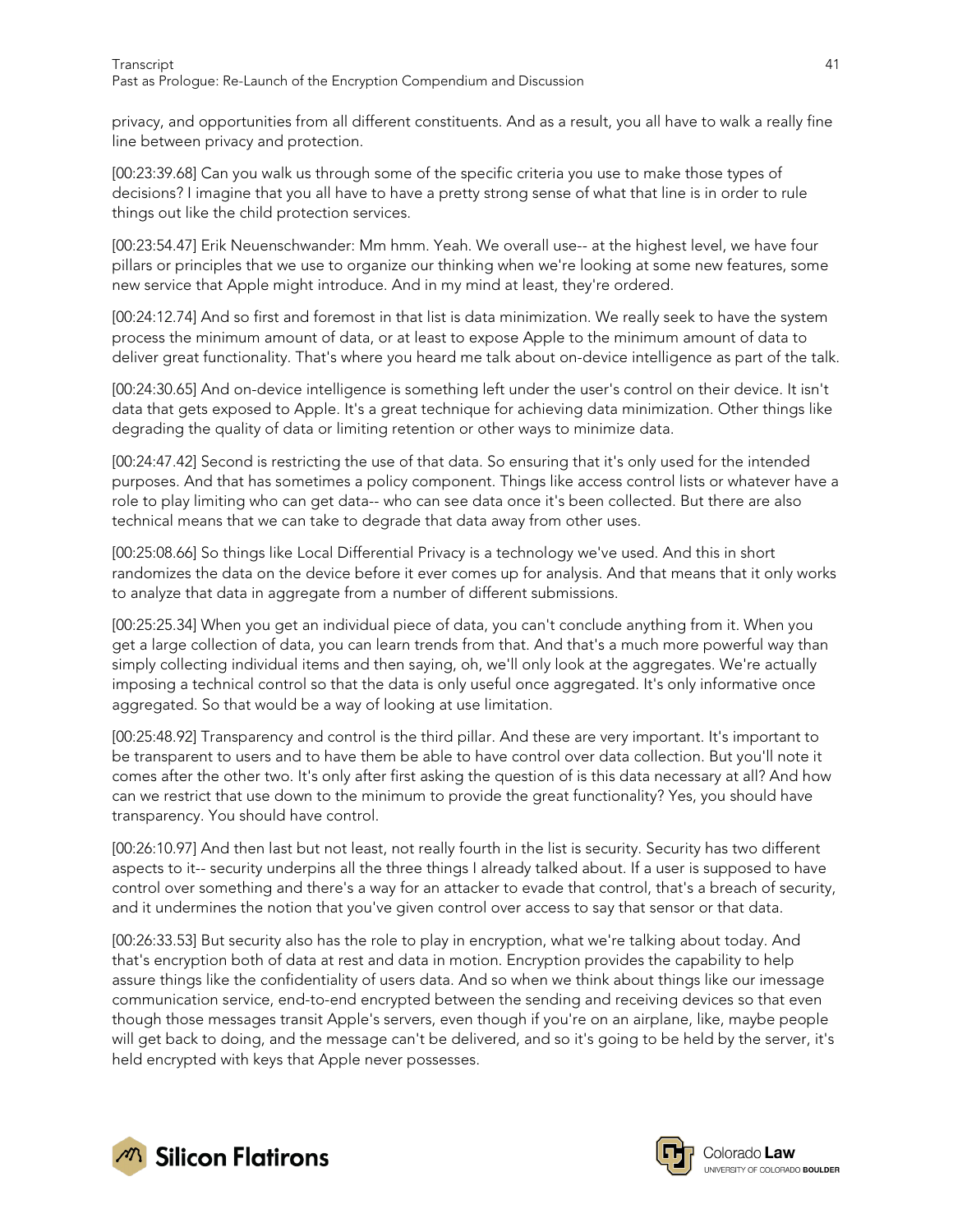privacy, and opportunities from all different constituents. And as a result, you all have to walk a really fine line between privacy and protection.

[00:23:39.68] Can you walk us through some of the specific criteria you use to make those types of decisions? I imagine that you all have to have a pretty strong sense of what that line is in order to rule things out like the child protection services.

[00:23:54.47] Erik Neuenschwander: Mm hmm. Yeah. We overall use-- at the highest level, we have four pillars or principles that we use to organize our thinking when we're looking at some new features, some new service that Apple might introduce. And in my mind at least, they're ordered.

[00:24:12.74] And so first and foremost in that list is data minimization. We really seek to have the system process the minimum amount of data, or at least to expose Apple to the minimum amount of data to deliver great functionality. That's where you heard me talk about on-device intelligence as part of the talk.

[00:24:30.65] And on-device intelligence is something left under the user's control on their device. It isn't data that gets exposed to Apple. It's a great technique for achieving data minimization. Other things like degrading the quality of data or limiting retention or other ways to minimize data.

[00:24:47.42] Second is restricting the use of that data. So ensuring that it's only used for the intended purposes. And that has sometimes a policy component. Things like access control lists or whatever have a role to play limiting who can get data-- who can see data once it's been collected. But there are also technical means that we can take to degrade that data away from other uses.

[00:25:08.66] So things like Local Differential Privacy is a technology we've used. And this in short randomizes the data on the device before it ever comes up for analysis. And that means that it only works to analyze that data in aggregate from a number of different submissions.

[00:25:25.34] When you get an individual piece of data, you can't conclude anything from it. When you get a large collection of data, you can learn trends from that. And that's a much more powerful way than simply collecting individual items and then saying, oh, we'll only look at the aggregates. We're actually imposing a technical control so that the data is only useful once aggregated. It's only informative once aggregated. So that would be a way of looking at use limitation.

[00:25:48.92] Transparency and control is the third pillar. And these are very important. It's important to be transparent to users and to have them be able to have control over data collection. But you'll note it comes after the other two. It's only after first asking the question of is this data necessary at all? And how can we restrict that use down to the minimum to provide the great functionality? Yes, you should have transparency. You should have control.

[00:26:10.97] And then last but not least, not really fourth in the list is security. Security has two different aspects to it-- security underpins all the three things I already talked about. If a user is supposed to have control over something and there's a way for an attacker to evade that control, that's a breach of security, and it undermines the notion that you've given control over access to say that sensor or that data.

[00:26:33.53] But security also has the role to play in encryption, what we're talking about today. And that's encryption both of data at rest and data in motion. Encryption provides the capability to help assure things like the confidentiality of users data. And so when we think about things like our imessage communication service, end-to-end encrypted between the sending and receiving devices so that even though those messages transit Apple's servers, even though if you're on an airplane, like, maybe people will get back to doing, and the message can't be delivered, and so it's going to be held by the server, it's held encrypted with keys that Apple never possesses.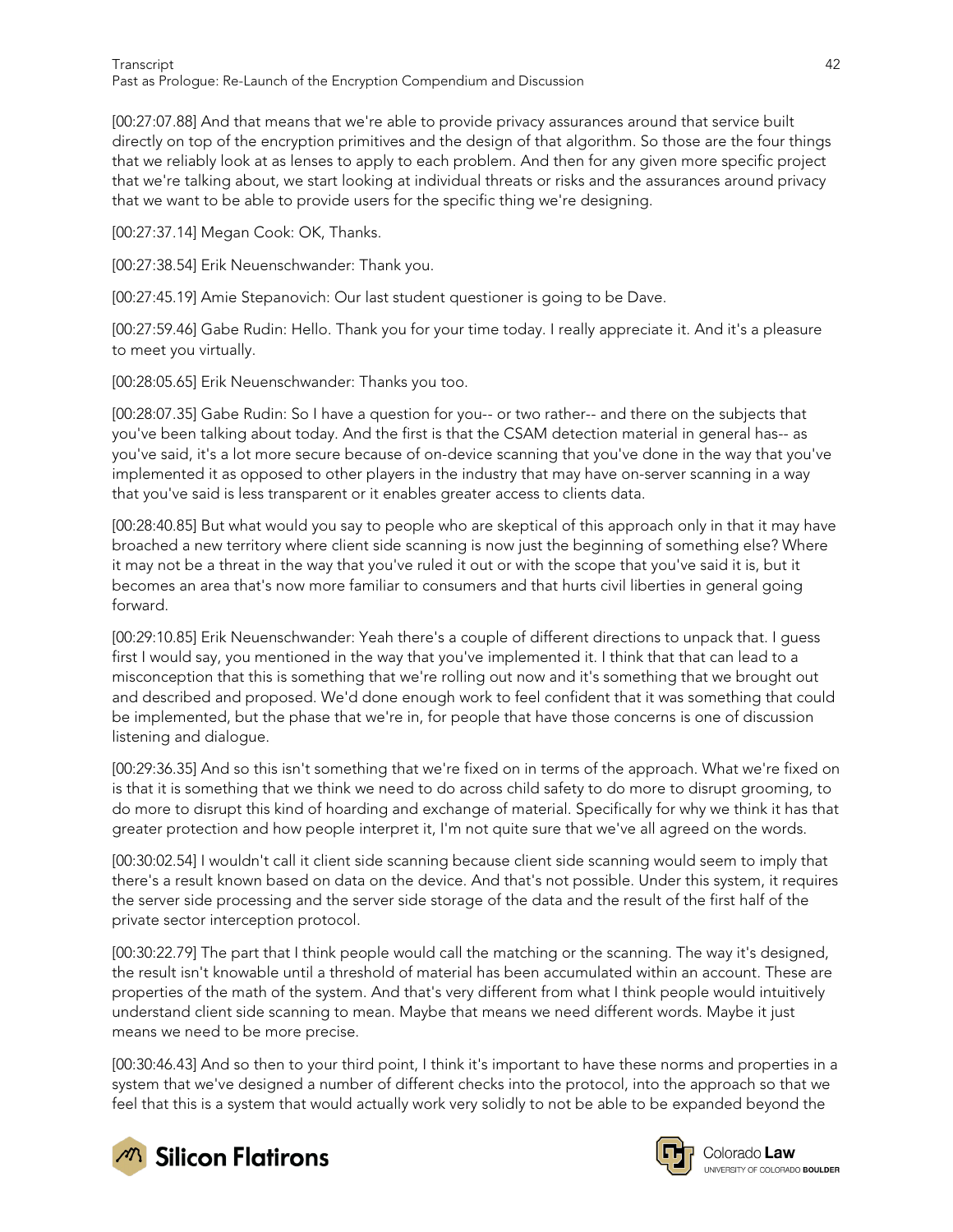[00:27:07.88] And that means that we're able to provide privacy assurances around that service built directly on top of the encryption primitives and the design of that algorithm. So those are the four things that we reliably look at as lenses to apply to each problem. And then for any given more specific project that we're talking about, we start looking at individual threats or risks and the assurances around privacy that we want to be able to provide users for the specific thing we're designing.

[00:27:37.14] Megan Cook: OK, Thanks.

[00:27:38.54] Erik Neuenschwander: Thank you.

[00:27:45.19] Amie Stepanovich: Our last student questioner is going to be Dave.

[00:27:59.46] Gabe Rudin: Hello. Thank you for your time today. I really appreciate it. And it's a pleasure to meet you virtually.

[00:28:05.65] Erik Neuenschwander: Thanks you too.

[00:28:07.35] Gabe Rudin: So I have a question for you-- or two rather-- and there on the subjects that you've been talking about today. And the first is that the CSAM detection material in general has-- as you've said, it's a lot more secure because of on-device scanning that you've done in the way that you've implemented it as opposed to other players in the industry that may have on-server scanning in a way that you've said is less transparent or it enables greater access to clients data.

[00:28:40.85] But what would you say to people who are skeptical of this approach only in that it may have broached a new territory where client side scanning is now just the beginning of something else? Where it may not be a threat in the way that you've ruled it out or with the scope that you've said it is, but it becomes an area that's now more familiar to consumers and that hurts civil liberties in general going forward.

[00:29:10.85] Erik Neuenschwander: Yeah there's a couple of different directions to unpack that. I guess first I would say, you mentioned in the way that you've implemented it. I think that that can lead to a misconception that this is something that we're rolling out now and it's something that we brought out and described and proposed. We'd done enough work to feel confident that it was something that could be implemented, but the phase that we're in, for people that have those concerns is one of discussion listening and dialogue.

[00:29:36.35] And so this isn't something that we're fixed on in terms of the approach. What we're fixed on is that it is something that we think we need to do across child safety to do more to disrupt grooming, to do more to disrupt this kind of hoarding and exchange of material. Specifically for why we think it has that greater protection and how people interpret it, I'm not quite sure that we've all agreed on the words.

[00:30:02.54] I wouldn't call it client side scanning because client side scanning would seem to imply that there's a result known based on data on the device. And that's not possible. Under this system, it requires the server side processing and the server side storage of the data and the result of the first half of the private sector interception protocol.

[00:30:22.79] The part that I think people would call the matching or the scanning. The way it's designed, the result isn't knowable until a threshold of material has been accumulated within an account. These are properties of the math of the system. And that's very different from what I think people would intuitively understand client side scanning to mean. Maybe that means we need different words. Maybe it just means we need to be more precise.

[00:30:46.43] And so then to your third point, I think it's important to have these norms and properties in a system that we've designed a number of different checks into the protocol, into the approach so that we feel that this is a system that would actually work very solidly to not be able to be expanded beyond the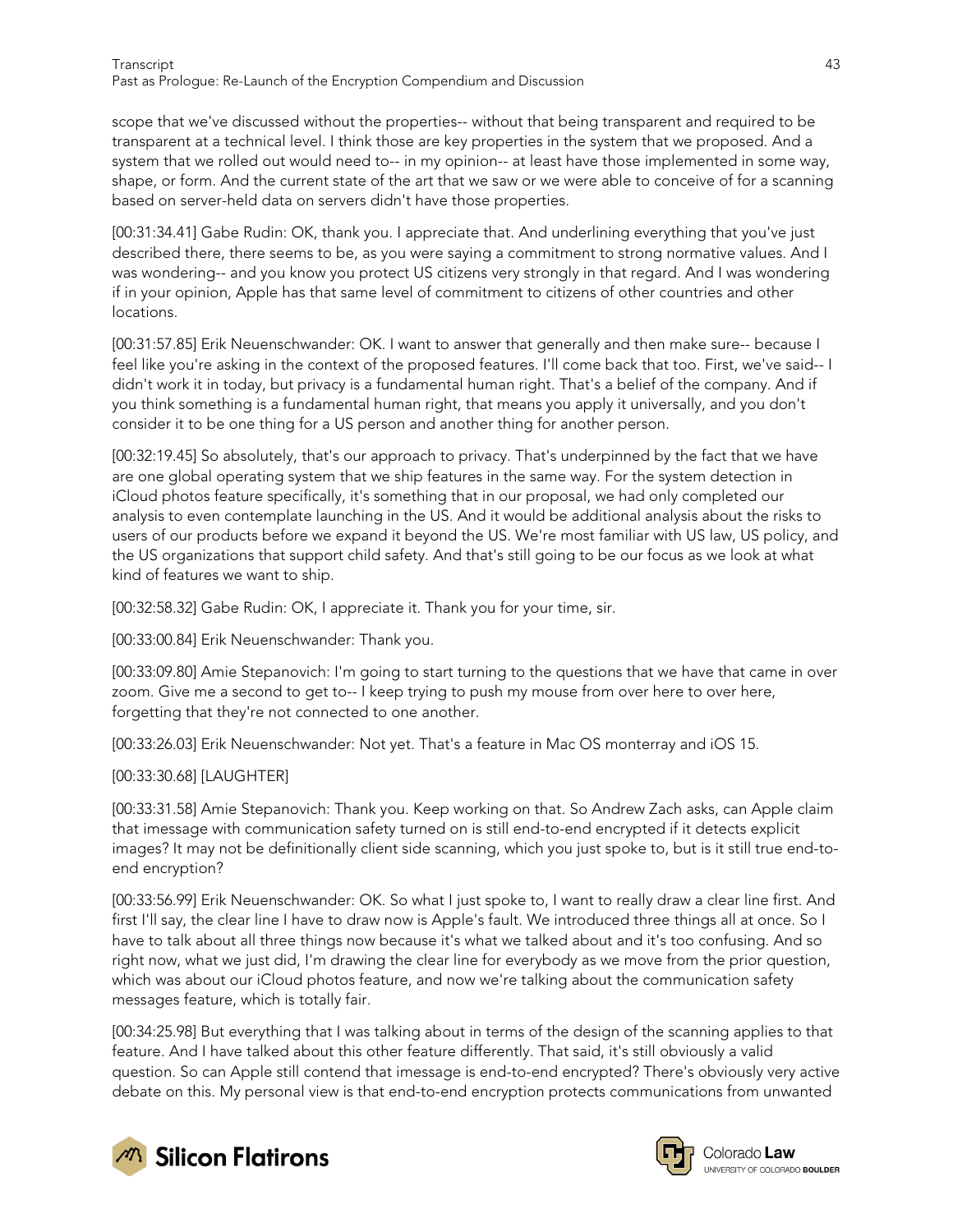scope that we've discussed without the properties-- without that being transparent and required to be transparent at a technical level. I think those are key properties in the system that we proposed. And a system that we rolled out would need to-- in my opinion-- at least have those implemented in some way, shape, or form. And the current state of the art that we saw or we were able to conceive of for a scanning based on server-held data on servers didn't have those properties.

[00:31:34.41] Gabe Rudin: OK, thank you. I appreciate that. And underlining everything that you've just described there, there seems to be, as you were saying a commitment to strong normative values. And I was wondering-- and you know you protect US citizens very strongly in that regard. And I was wondering if in your opinion, Apple has that same level of commitment to citizens of other countries and other locations.

[00:31:57.85] Erik Neuenschwander: OK. I want to answer that generally and then make sure-- because I feel like you're asking in the context of the proposed features. I'll come back that too. First, we've said-- I didn't work it in today, but privacy is a fundamental human right. That's a belief of the company. And if you think something is a fundamental human right, that means you apply it universally, and you don't consider it to be one thing for a US person and another thing for another person.

[00:32:19.45] So absolutely, that's our approach to privacy. That's underpinned by the fact that we have are one global operating system that we ship features in the same way. For the system detection in iCloud photos feature specifically, it's something that in our proposal, we had only completed our analysis to even contemplate launching in the US. And it would be additional analysis about the risks to users of our products before we expand it beyond the US. We're most familiar with US law, US policy, and the US organizations that support child safety. And that's still going to be our focus as we look at what kind of features we want to ship.

[00:32:58.32] Gabe Rudin: OK, I appreciate it. Thank you for your time, sir.

[00:33:00.84] Erik Neuenschwander: Thank you.

[00:33:09.80] Amie Stepanovich: I'm going to start turning to the questions that we have that came in over zoom. Give me a second to get to-- I keep trying to push my mouse from over here to over here, forgetting that they're not connected to one another.

[00:33:26.03] Erik Neuenschwander: Not yet. That's a feature in Mac OS monterray and iOS 15.

[00:33:30.68] [LAUGHTER]

[00:33:31.58] Amie Stepanovich: Thank you. Keep working on that. So Andrew Zach asks, can Apple claim that imessage with communication safety turned on is still end-to-end encrypted if it detects explicit images? It may not be definitionally client side scanning, which you just spoke to, but is it still true end-to-end encryption?

[00:33:56.99] Erik Neuenschwander: OK. So what I just spoke to, I want to really draw a clear line first. And first I'll say, the clear line I have to draw now is Apple's fault. We introduced three things all at once. So I have to talk about all three things now because it's what we talked about and it's too confusing. And so right now, what we just did, I'm drawing the clear line for everybody as we move from the prior question, which was about our iCloud photos feature, and now we're talking about the communication safety messages feature, which is totally fair.

[00:34:25.98] But everything that I was talking about in terms of the design of the scanning applies to that feature. And I have talked about this other feature differently. That said, it's still obviously a valid question. So can Apple still contend that imessage is end-to-end encrypted? There's obviously very active debate on this. My personal view is that end-to-end encryption protects communications from unwanted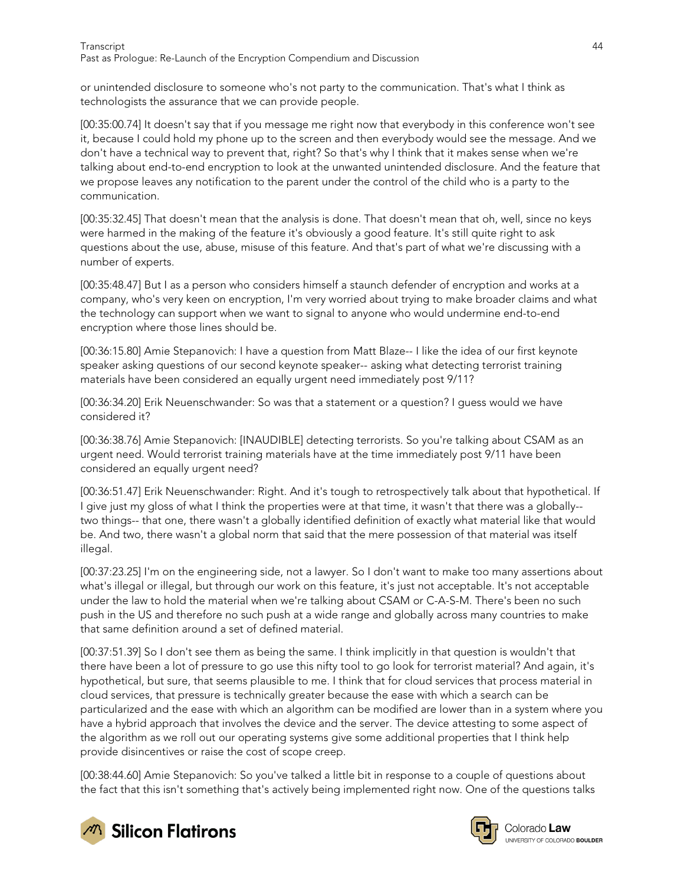or unintended disclosure to someone who's not party to the communication. That's what I think as technologists the assurance that we can provide people.

[00:35:00.74] It doesn't say that if you message me right now that everybody in this conference won't see it, because I could hold my phone up to the screen and then everybody would see the message. And we don't have a technical way to prevent that, right? So that's why I think that it makes sense when we're talking about end-to-end encryption to look at the unwanted unintended disclosure. And the feature that we propose leaves any notification to the parent under the control of the child who is a party to the communication.

[00:35:32.45] That doesn't mean that the analysis is done. That doesn't mean that oh, well, since no keys were harmed in the making of the feature it's obviously a good feature. It's still quite right to ask questions about the use, abuse, misuse of this feature. And that's part of what we're discussing with a number of experts.

[00:35:48.47] But I as a person who considers himself a staunch defender of encryption and works at a company, who's very keen on encryption, I'm very worried about trying to make broader claims and what the technology can support when we want to signal to anyone who would undermine end-to-end encryption where those lines should be.

[00:36:15.80] Amie Stepanovich: I have a question from Matt Blaze-- I like the idea of our first keynote speaker asking questions of our second keynote speaker-- asking what detecting terrorist training materials have been considered an equally urgent need immediately post 9/11?

[00:36:34.20] Erik Neuenschwander: So was that a statement or a question? I guess would we have considered it?

[00:36:38.76] Amie Stepanovich: [INAUDIBLE] detecting terrorists. So you're talking about CSAM as an urgent need. Would terrorist training materials have at the time immediately post 9/11 have been considered an equally urgent need?

[00:36:51.47] Erik Neuenschwander: Right. And it's tough to retrospectively talk about that hypothetical. If I give just my gloss of what I think the properties were at that time, it wasn't that there was a globally-- two things-- that one, there wasn't a globally identified definition of exactly what material like that would be. And two, there wasn't a global norm that said that the mere possession of that material was itself illegal.

[00:37:23.25] I'm on the engineering side, not a lawyer. So I don't want to make too many assertions about what's illegal or illegal, but through our work on this feature, it's just not acceptable. It's not acceptable under the law to hold the material when we're talking about CSAM or C-A-S-M. There's been no such push in the US and therefore no such push at a wide range and globally across many countries to make that same definition around a set of defined material.

[00:37:51.39] So I don't see them as being the same. I think implicitly in that question is wouldn't that there have been a lot of pressure to go use this nifty tool to go look for terrorist material? And again, it's hypothetical, but sure, that seems plausible to me. I think that for cloud services that process material in cloud services, that pressure is technically greater because the ease with which a search can be particularized and the ease with which an algorithm can be modified are lower than in a system where you have a hybrid approach that involves the device and the server. The device attesting to some aspect of the algorithm as we roll out our operating systems give some additional properties that I think help provide disincentives or raise the cost of scope creep.

[00:38:44.60] Amie Stepanovich: So you've talked a little bit in response to a couple of questions about the fact that this isn't something that's actively being implemented right now. One of the questions talks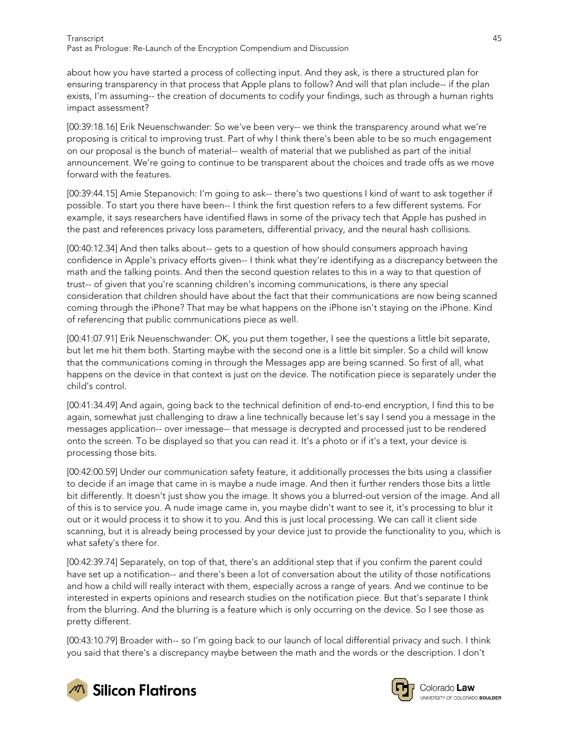about how you have started a process of collecting input. And they ask, is there a structured plan for ensuring transparency in that process that Apple plans to follow? And will that plan include-- if the plan exists, I'm assuming-- the creation of documents to codify your findings, such as through a human rights impact assessment?

[00:39:18.16] Erik Neuenschwander: So we've been very-- we think the transparency around what we're proposing is critical to improving trust. Part of why I think there's been able to be so much engagement on our proposal is the bunch of material-- wealth of material that we published as part of the initial announcement. We're going to continue to be transparent about the choices and trade offs as we move forward with the features.

[00:39:44.15] Amie Stepanovich: I'm going to ask-- there's two questions I kind of want to ask together if possible. To start you there have been-- I think the first question refers to a few different systems. For example, it says researchers have identified flaws in some of the privacy tech that Apple has pushed in the past and references privacy loss parameters, differential privacy, and the neural hash collisions.

[00:40:12.34] And then talks about-- gets to a question of how should consumers approach having confidence in Apple's privacy efforts given-- I think what they're identifying as a discrepancy between the math and the talking points. And then the second question relates to this in a way to that question of trust-- of given that you're scanning children's incoming communications, is there any special consideration that children should have about the fact that their communications are now being scanned coming through the iPhone? That may be what happens on the iPhone isn't staying on the iPhone. Kind of referencing that public communications piece as well.

[00:41:07.91] Erik Neuenschwander: OK, you put them together, I see the questions a little bit separate, but let me hit them both. Starting maybe with the second one is a little bit simpler. So a child will know that the communications coming in through the Messages app are being scanned. So first of all, what happens on the device in that context is just on the device. The notification piece is separately under the child's control.

[00:41:34.49] And again, going back to the technical definition of end-to-end encryption, I find this to be again, somewhat just challenging to draw a line technically because let's say I send you a message in the messages application-- over imessage-- that message is decrypted and processed just to be rendered onto the screen. To be displayed so that you can read it. It's a photo or if it's a text, your device is processing those bits.

[00:42:00.59] Under our communication safety feature, it additionally processes the bits using a classifier to decide if an image that came in is maybe a nude image. And then it further renders those bits a little bit differently. It doesn't just show you the image. It shows you a blurred-out version of the image. And all of this is to service you. A nude image came in, you maybe didn't want to see it, it's processing to blur it out or it would process it to show it to you. And this is just local processing. We can call it client side scanning, but it is already being processed by your device just to provide the functionality to you, which is what safety's there for.

[00:42:39.74] Separately, on top of that, there's an additional step that if you confirm the parent could have set up a notification-- and there's been a lot of conversation about the utility of those notifications and how a child will really interact with them, especially across a range of years. And we continue to be interested in experts opinions and research studies on the notification piece. But that's separate I think from the blurring. And the blurring is a feature which is only occurring on the device. So I see those as pretty different.

[00:43:10.79] Broader with-- so I'm going back to our launch of local differential privacy and such. I think you said that there's a discrepancy maybe between the math and the words or the description. I don't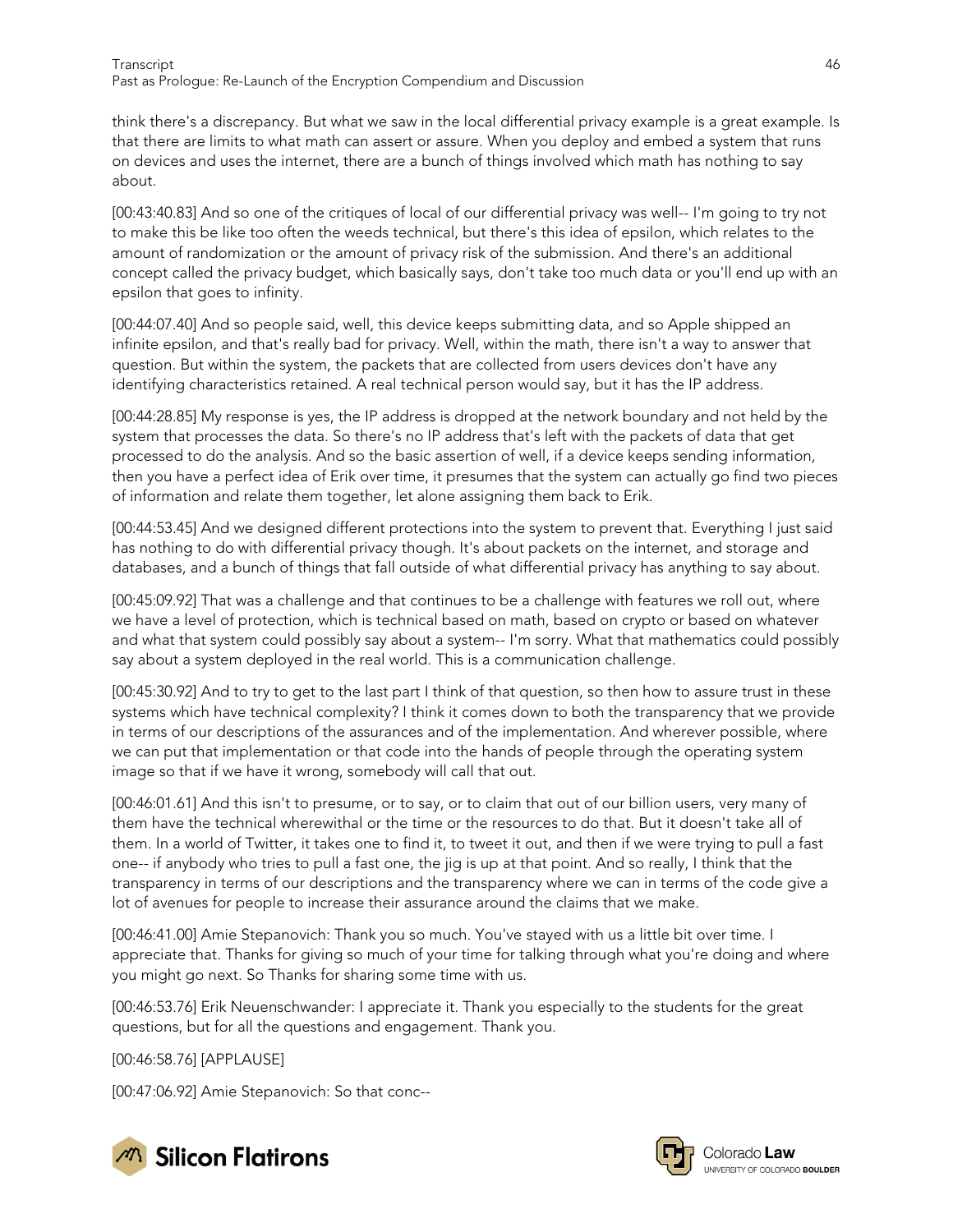think there's a discrepancy. But what we saw in the local differential privacy example is a great example. Is that there are limits to what math can assert or assure. When you deploy and embed a system that runs on devices and uses the internet, there are a bunch of things involved which math has nothing to say about.

[00:43:40.83] And so one of the critiques of local of our differential privacy was well-- I'm going to try not to make this be like too often the weeds technical, but there's this idea of epsilon, which relates to the amount of randomization or the amount of privacy risk of the submission. And there's an additional concept called the privacy budget, which basically says, don't take too much data or you'll end up with an epsilon that goes to infinity.

[00:44:07.40] And so people said, well, this device keeps submitting data, and so Apple shipped an infinite epsilon, and that's really bad for privacy. Well, within the math, there isn't a way to answer that question. But within the system, the packets that are collected from users devices don't have any identifying characteristics retained. A real technical person would say, but it has the IP address.

[00:44:28.85] My response is yes, the IP address is dropped at the network boundary and not held by the system that processes the data. So there's no IP address that's left with the packets of data that get processed to do the analysis. And so the basic assertion of well, if a device keeps sending information, then you have a perfect idea of Erik over time, it presumes that the system can actually go find two pieces of information and relate them together, let alone assigning them back to Erik.

[00:44:53.45] And we designed different protections into the system to prevent that. Everything I just said has nothing to do with differential privacy though. It's about packets on the internet, and storage and databases, and a bunch of things that fall outside of what differential privacy has anything to say about.

[00:45:09.92] That was a challenge and that continues to be a challenge with features we roll out, where we have a level of protection, which is technical based on math, based on crypto or based on whatever and what that system could possibly say about a system-- I'm sorry. What that mathematics could possibly say about a system deployed in the real world. This is a communication challenge.

[00:45:30.92] And to try to get to the last part I think of that question, so then how to assure trust in these systems which have technical complexity? I think it comes down to both the transparency that we provide in terms of our descriptions of the assurances and of the implementation. And wherever possible, where we can put that implementation or that code into the hands of people through the operating system image so that if we have it wrong, somebody will call that out.

[00:46:01.61] And this isn't to presume, or to say, or to claim that out of our billion users, very many of them have the technical wherewithal or the time or the resources to do that. But it doesn't take all of them. In a world of Twitter, it takes one to find it, to tweet it out, and then if we were trying to pull a fast one-- if anybody who tries to pull a fast one, the jig is up at that point. And so really, I think that the transparency in terms of our descriptions and the transparency where we can in terms of the code give a lot of avenues for people to increase their assurance around the claims that we make.

[00:46:41.00] Amie Stepanovich: Thank you so much. You've stayed with us a little bit over time. I appreciate that. Thanks for giving so much of your time for talking through what you're doing and where you might go next. So Thanks for sharing some time with us.

[00:46:53.76] Erik Neuenschwander: I appreciate it. Thank you especially to the students for the great questions, but for all the questions and engagement. Thank you.

[00:46:58.76] [APPLAUSE]

[00:47:06.92] Amie Stepanovich: So that conc--